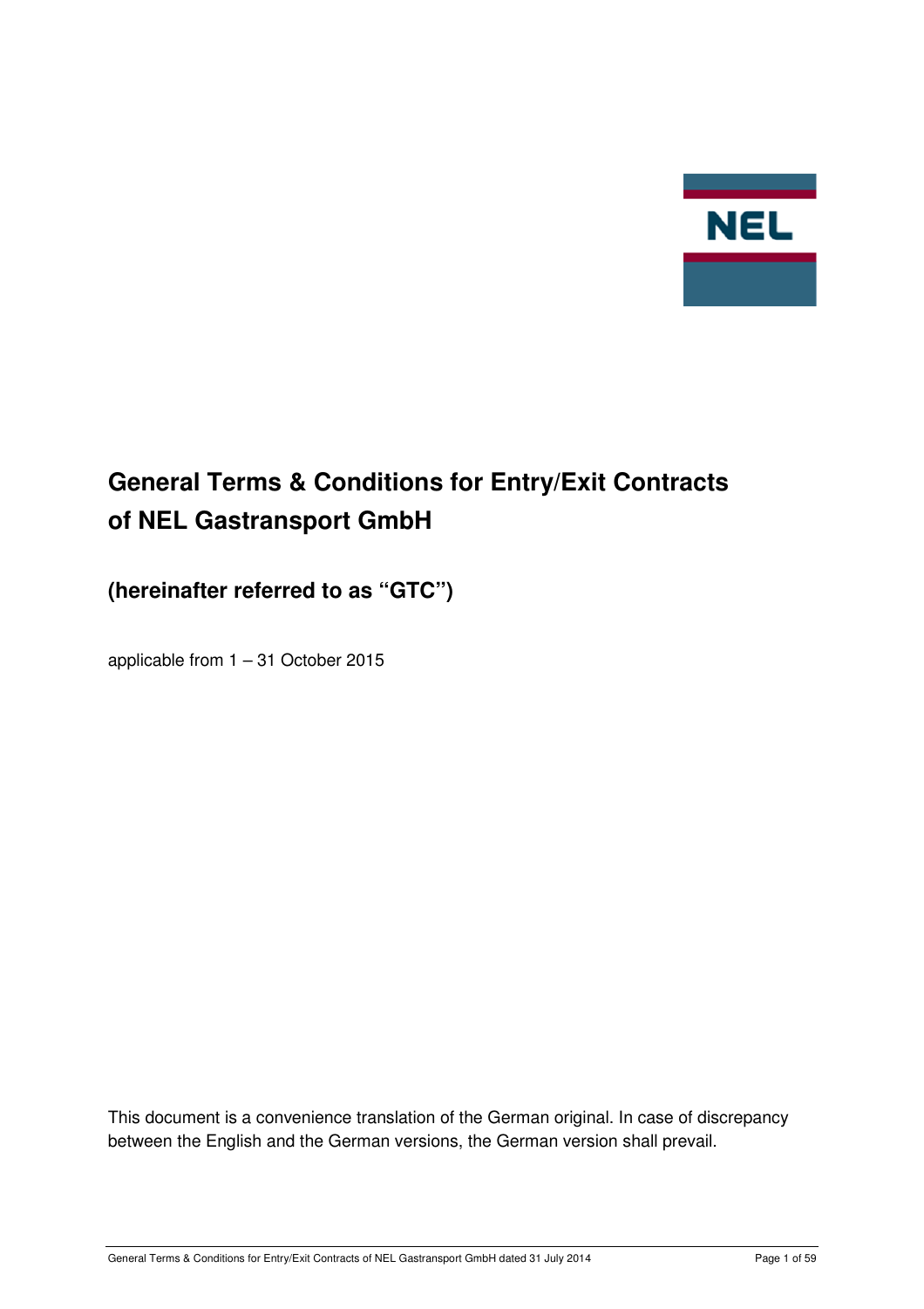NEL

# General Terms & Conditions for Entry/Exit Contracts of NEL Gastransport GmbH

## (hereinafter referred to as "GTC")

applicable from 1 – 31 October 2015

This document is a convenience translation of the German original. In case of discrepancy between the English and the German versions, the German version shall prevail.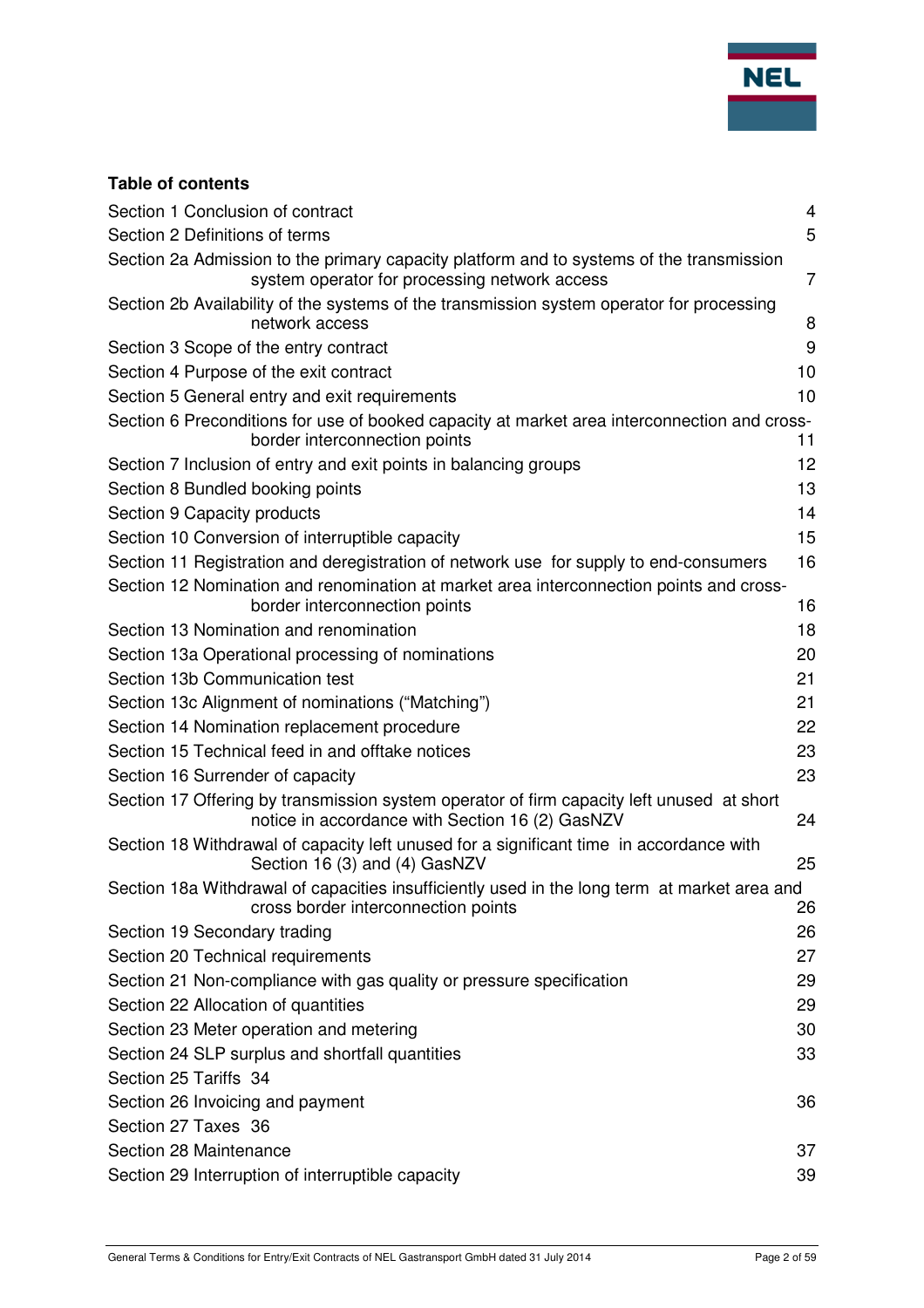**Table of contents**

| | |
|---|---|
| Section 1 Conclusion of contract | 4 |
| Section 2 Definitions of terms | 5 |
| Section 2a Admission to the primary capacity platform and to systems of the transmission system operator for processing network access | 7 |
| Section 2b Availability of the systems of the transmission system operator for processing network access | 8 |
| Section 3 Scope of the entry contract | 9 |
| Section 4 Purpose of the exit contract | 10 |
| Section 5 General entry and exit requirements | 10 |
| Section 6 Preconditions for use of booked capacity at market area interconnection and cross-border interconnection points | 11 |
| Section 7 Inclusion of entry and exit points in balancing groups | 12 |
| Section 8 Bundled booking points | 13 |
| Section 9 Capacity products | 14 |
| Section 10 Conversion of interruptible capacity | 15 |
| Section 11 Registration and deregistration of network use for supply to end-consumers | 16 |
| Section 12 Nomination and renomination at market area interconnection points and cross-border interconnection points | 16 |
| Section 13 Nomination and renomination | 18 |
| Section 13a Operational processing of nominations | 20 |
| Section 13b Communication test | 21 |
| Section 13c Alignment of nominations ("Matching") | 21 |
| Section 14 Nomination replacement procedure | 22 |
| Section 15 Technical feed in and offtake notices | 23 |
| Section 16 Surrender of capacity | 23 |
| Section 17 Offering by transmission system operator of firm capacity left unused at short notice in accordance with Section 16 (2) GasNZV | 24 |
| Section 18 Withdrawal of capacity left unused for a significant time in accordance with Section 16 (3) and (4) GasNZV | 25 |
| Section 18a Withdrawal of capacities insufficiently used in the long term at market area and cross border interconnection points | 26 |
| Section 19 Secondary trading | 26 |
| Section 20 Technical requirements | 27 |
| Section 21 Non-compliance with gas quality or pressure specification | 29 |
| Section 22 Allocation of quantities | 29 |
| Section 23 Meter operation and metering | 30 |
| Section 24 SLP surplus and shortfall quantities | 33 |
| Section 25 Tariffs | 34 |
| Section 26 Invoicing and payment | 36 |
| Section 27 Taxes | 36 |
| Section 28 Maintenance | 37 |
| Section 29 Interruption of interruptible capacity | 39 |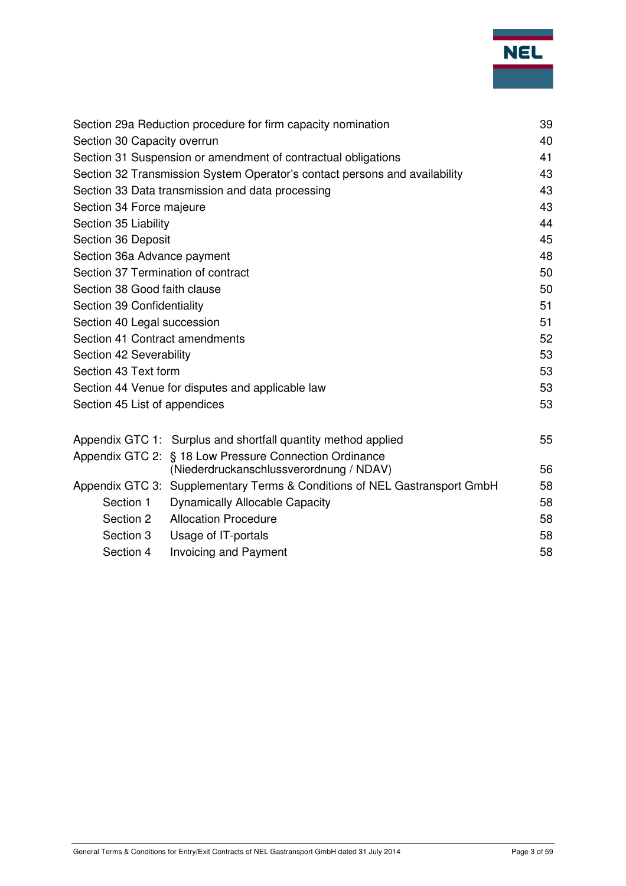| | |
|---|---|
| Section 29a Reduction procedure for firm capacity nomination | 39 |
| Section 30 Capacity overrun | 40 |
| Section 31 Suspension or amendment of contractual obligations | 41 |
| Section 32 Transmission System Operator's contact persons and availability | 43 |
| Section 33 Data transmission and data processing | 43 |
| Section 34 Force majeure | 43 |
| Section 35 Liability | 44 |
| Section 36 Deposit | 45 |
| Section 36a Advance payment | 48 |
| Section 37 Termination of contract | 50 |
| Section 38 Good faith clause | 50 |
| Section 39 Confidentiality | 51 |
| Section 40 Legal succession | 51 |
| Section 41 Contract amendments | 52 |
| Section 42 Severability | 53 |
| Section 43 Text form | 53 |
| Section 44 Venue for disputes and applicable law | 53 |
| Section 45 List of appendices | 53 |

| | | |
|---|---|---|
| Appendix GTC 1: | Surplus and shortfall quantity method applied | 55 |
| Appendix GTC 2: | § 18 Low Pressure Connection Ordinance (Niederdruckanschlussverordnung / NDAV) | 56 |
| Appendix GTC 3: | Supplementary Terms & Conditions of NEL Gastransport GmbH | 58 |
| Section 1 | Dynamically Allocable Capacity | 58 |
| Section 2 | Allocation Procedure | 58 |
| Section 3 | Usage of IT-portals | 58 |
| Section 4 | Invoicing and Payment | 58 |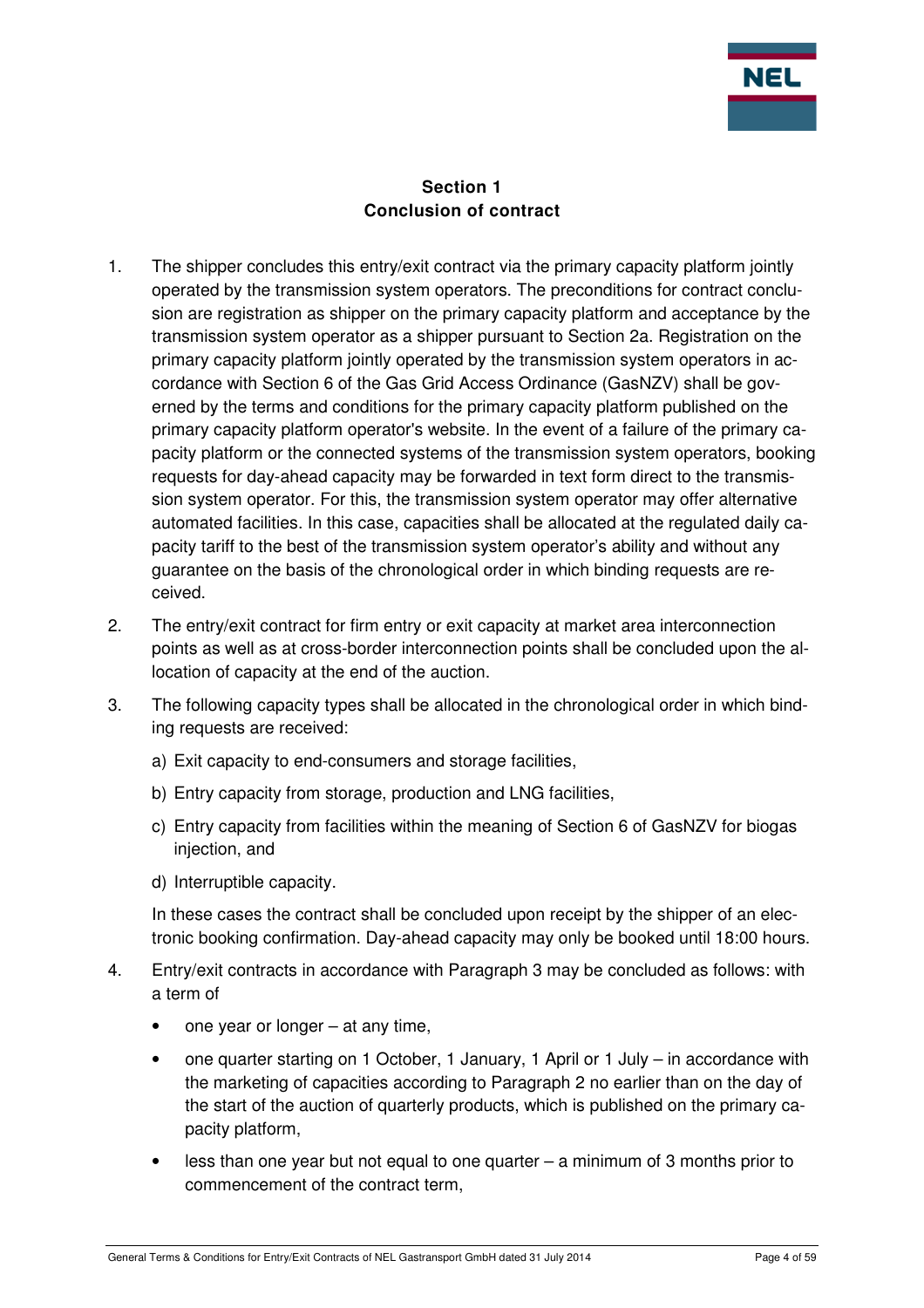## Section 1
## Conclusion of contract

1. The shipper concludes this entry/exit contract via the primary capacity platform jointly operated by the transmission system operators. The preconditions for contract conclusion are registration as shipper on the primary capacity platform and acceptance by the transmission system operator as a shipper pursuant to Section 2a. Registration on the primary capacity platform jointly operated by the transmission system operators in accordance with Section 6 of the Gas Grid Access Ordinance (GasNZV) shall be governed by the terms and conditions for the primary capacity platform published on the primary capacity platform operator's website. In the event of a failure of the primary capacity platform or the connected systems of the transmission system operators, booking requests for day-ahead capacity may be forwarded in text form direct to the transmission system operator. For this, the transmission system operator may offer alternative automated facilities. In this case, capacities shall be allocated at the regulated daily capacity tariff to the best of the transmission system operator's ability and without any guarantee on the basis of the chronological order in which binding requests are received.

2. The entry/exit contract for firm entry or exit capacity at market area interconnection points as well as at cross-border interconnection points shall be concluded upon the allocation of capacity at the end of the auction.

3. The following capacity types shall be allocated in the chronological order in which binding requests are received:

   a) Exit capacity to end-consumers and storage facilities,

   b) Entry capacity from storage, production and LNG facilities,

   c) Entry capacity from facilities within the meaning of Section 6 of GasNZV for biogas injection, and

   d) Interruptible capacity.

   In these cases the contract shall be concluded upon receipt by the shipper of an electronic booking confirmation. Day-ahead capacity may only be booked until 18:00 hours.

4. Entry/exit contracts in accordance with Paragraph 3 may be concluded as follows: with a term of

   - one year or longer – at any time,
   - one quarter starting on 1 October, 1 January, 1 April or 1 July – in accordance with the marketing of capacities according to Paragraph 2 no earlier than on the day of the start of the auction of quarterly products, which is published on the primary capacity platform,
   - less than one year but not equal to one quarter – a minimum of 3 months prior to commencement of the contract term,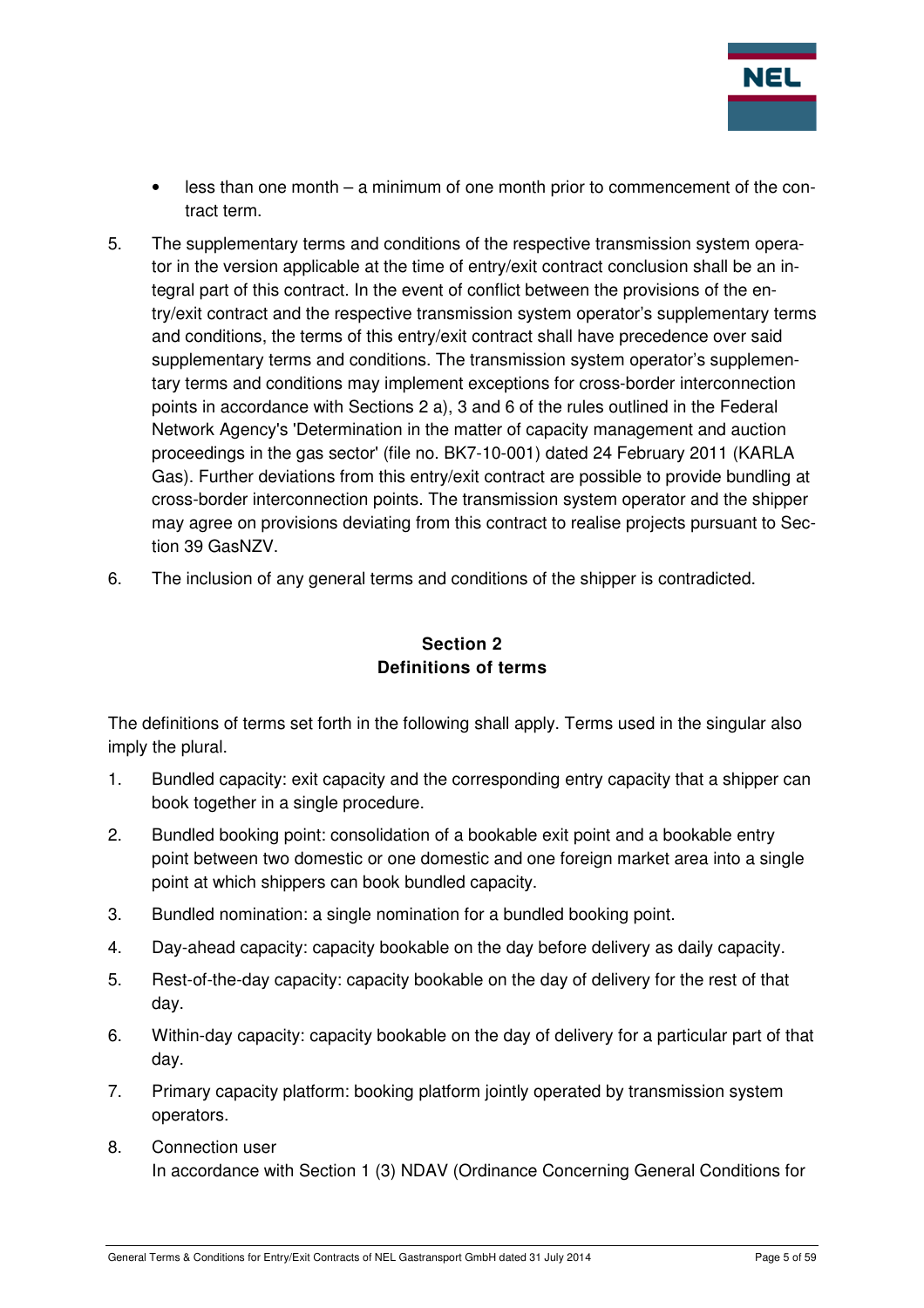- less than one month – a minimum of one month prior to commencement of the contract term.

5. The supplementary terms and conditions of the respective transmission system operator in the version applicable at the time of entry/exit contract conclusion shall be an integral part of this contract. In the event of conflict between the provisions of the entry/exit contract and the respective transmission system operator's supplementary terms and conditions, the terms of this entry/exit contract shall have precedence over said supplementary terms and conditions. The transmission system operator's supplementary terms and conditions may implement exceptions for cross-border interconnection points in accordance with Sections 2 a), 3 and 6 of the rules outlined in the Federal Network Agency's 'Determination in the matter of capacity management and auction proceedings in the gas sector' (file no. BK7-10-001) dated 24 February 2011 (KARLA Gas). Further deviations from this entry/exit contract are possible to provide bundling at cross-border interconnection points. The transmission system operator and the shipper may agree on provisions deviating from this contract to realise projects pursuant to Section 39 GasNZV.

6. The inclusion of any general terms and conditions of the shipper is contradicted.

## Section 2
## Definitions of terms

The definitions of terms set forth in the following shall apply. Terms used in the singular also imply the plural.

1. Bundled capacity: exit capacity and the corresponding entry capacity that a shipper can book together in a single procedure.

2. Bundled booking point: consolidation of a bookable exit point and a bookable entry point between two domestic or one domestic and one foreign market area into a single point at which shippers can book bundled capacity.

3. Bundled nomination: a single nomination for a bundled booking point.

4. Day-ahead capacity: capacity bookable on the day before delivery as daily capacity.

5. Rest-of-the-day capacity: capacity bookable on the day of delivery for the rest of that day.

6. Within-day capacity: capacity bookable on the day of delivery for a particular part of that day.

7. Primary capacity platform: booking platform jointly operated by transmission system operators.

8. Connection user
   In accordance with Section 1 (3) NDAV (Ordinance Concerning General Conditions for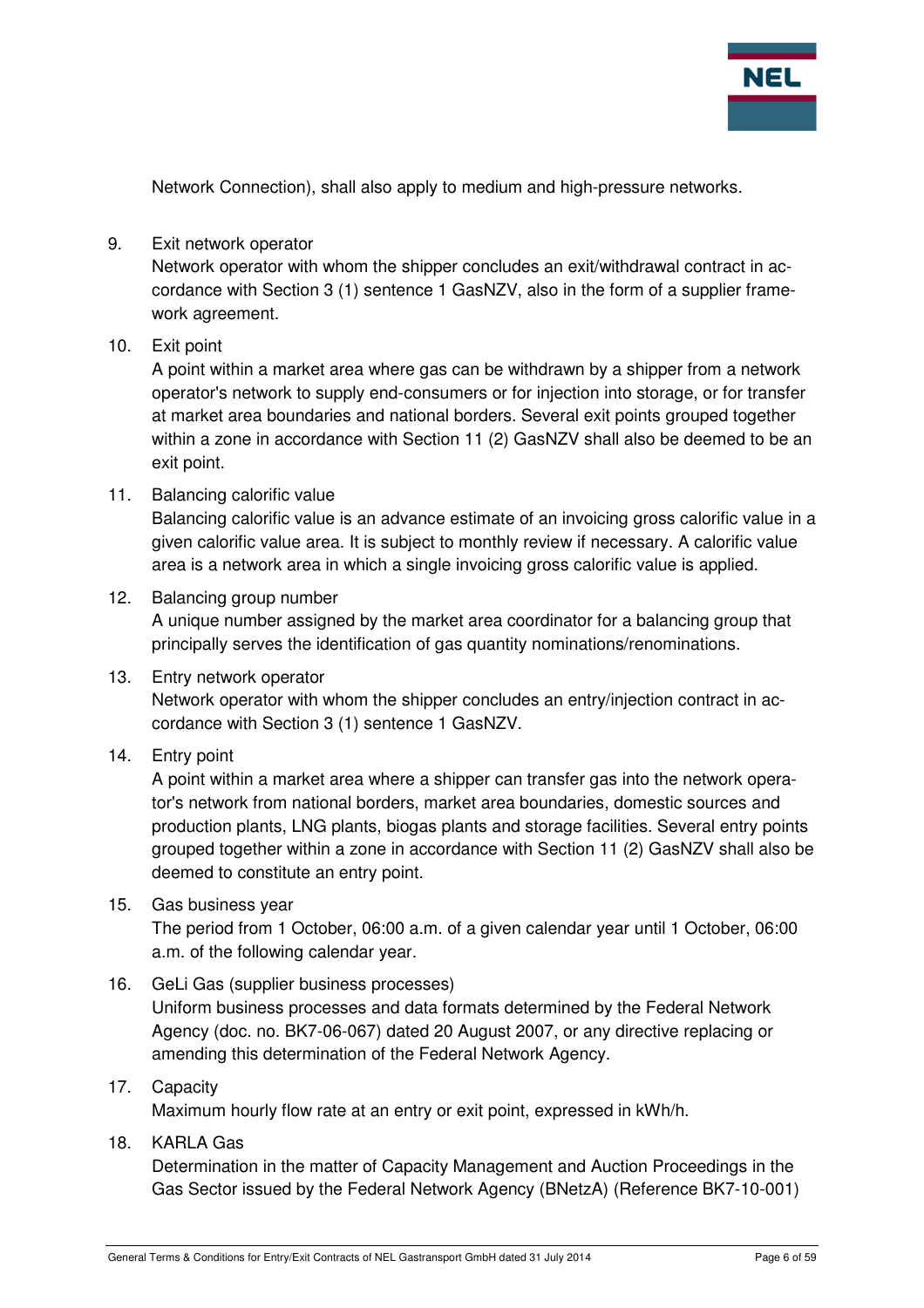Network Connection), shall also apply to medium and high-pressure networks.

9. Exit network operator
   Network operator with whom the shipper concludes an exit/withdrawal contract in accordance with Section 3 (1) sentence 1 GasNZV, also in the form of a supplier framework agreement.

10. Exit point
    A point within a market area where gas can be withdrawn by a shipper from a network operator's network to supply end-consumers or for injection into storage, or for transfer at market area boundaries and national borders. Several exit points grouped together within a zone in accordance with Section 11 (2) GasNZV shall also be deemed to be an exit point.

11. Balancing calorific value
    Balancing calorific value is an advance estimate of an invoicing gross calorific value in a given calorific value area. It is subject to monthly review if necessary. A calorific value area is a network area in which a single invoicing gross calorific value is applied.

12. Balancing group number
    A unique number assigned by the market area coordinator for a balancing group that principally serves the identification of gas quantity nominations/renominations.

13. Entry network operator
    Network operator with whom the shipper concludes an entry/injection contract in accordance with Section 3 (1) sentence 1 GasNZV.

14. Entry point
    A point within a market area where a shipper can transfer gas into the network operator's network from national borders, market area boundaries, domestic sources and production plants, LNG plants, biogas plants and storage facilities. Several entry points grouped together within a zone in accordance with Section 11 (2) GasNZV shall also be deemed to constitute an entry point.

15. Gas business year
    The period from 1 October, 06:00 a.m. of a given calendar year until 1 October, 06:00 a.m. of the following calendar year.

16. GeLi Gas (supplier business processes)
    Uniform business processes and data formats determined by the Federal Network Agency (doc. no. BK7-06-067) dated 20 August 2007, or any directive replacing or amending this determination of the Federal Network Agency.

17. Capacity
    Maximum hourly flow rate at an entry or exit point, expressed in kWh/h.

18. KARLA Gas
    Determination in the matter of Capacity Management and Auction Proceedings in the Gas Sector issued by the Federal Network Agency (BNetzA) (Reference BK7-10-001)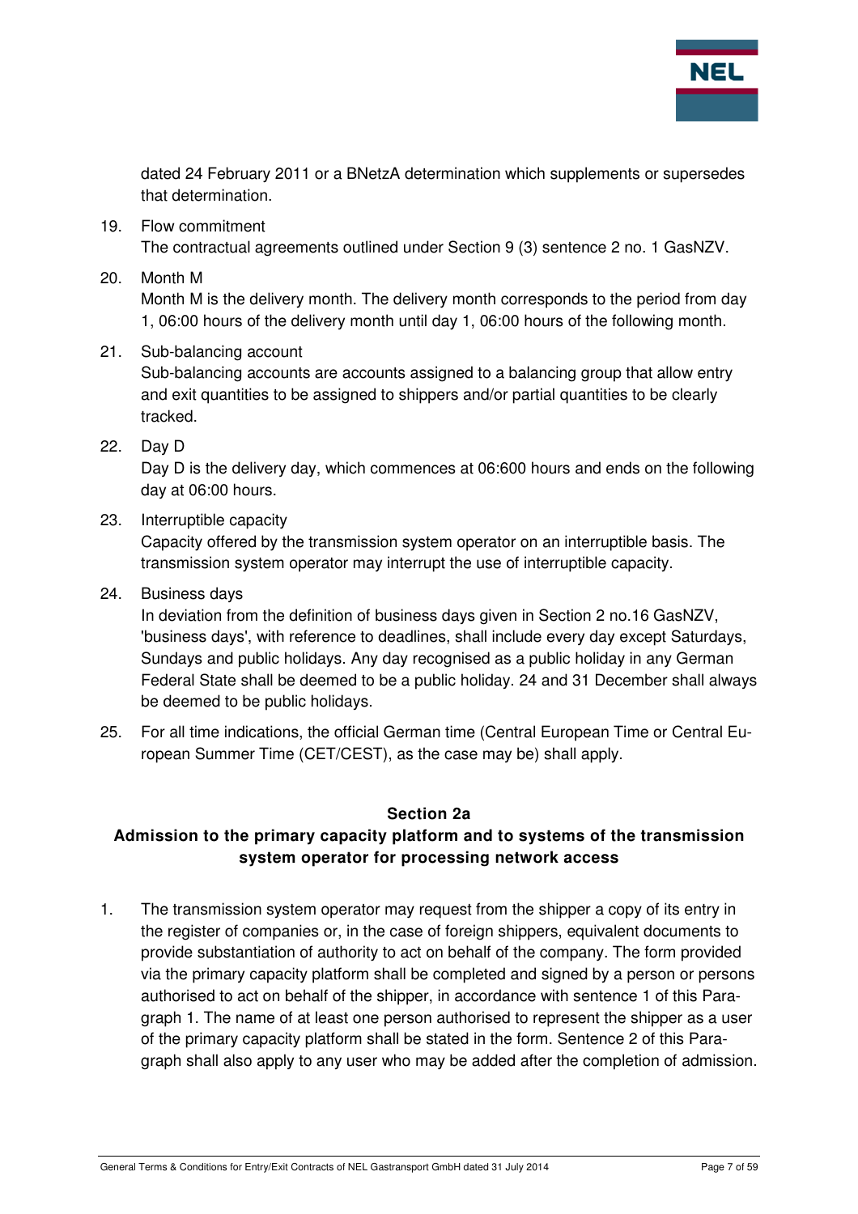dated 24 February 2011 or a BNetzA determination which supplements or supersedes that determination.

19. Flow commitment
    The contractual agreements outlined under Section 9 (3) sentence 2 no. 1 GasNZV.

20. Month M
    Month M is the delivery month. The delivery month corresponds to the period from day 1, 06:00 hours of the delivery month until day 1, 06:00 hours of the following month.

21. Sub-balancing account
    Sub-balancing accounts are accounts assigned to a balancing group that allow entry and exit quantities to be assigned to shippers and/or partial quantities to be clearly tracked.

22. Day D
    Day D is the delivery day, which commences at 06:600 hours and ends on the following day at 06:00 hours.

23. Interruptible capacity
    Capacity offered by the transmission system operator on an interruptible basis. The transmission system operator may interrupt the use of interruptible capacity.

24. Business days
    In deviation from the definition of business days given in Section 2 no.16 GasNZV, 'business days', with reference to deadlines, shall include every day except Saturdays, Sundays and public holidays. Any day recognised as a public holiday in any German Federal State shall be deemed to be a public holiday. 24 and 31 December shall always be deemed to be public holidays.

25. For all time indications, the official German time (Central European Time or Central European Summer Time (CET/CEST), as the case may be) shall apply.

## Section 2a
## Admission to the primary capacity platform and to systems of the transmission system operator for processing network access

1. The transmission system operator may request from the shipper a copy of its entry in the register of companies or, in the case of foreign shippers, equivalent documents to provide substantiation of authority to act on behalf of the company. The form provided via the primary capacity platform shall be completed and signed by a person or persons authorised to act on behalf of the shipper, in accordance with sentence 1 of this Paragraph 1. The name of at least one person authorised to represent the shipper as a user of the primary capacity platform shall be stated in the form. Sentence 2 of this Paragraph shall also apply to any user who may be added after the completion of admission.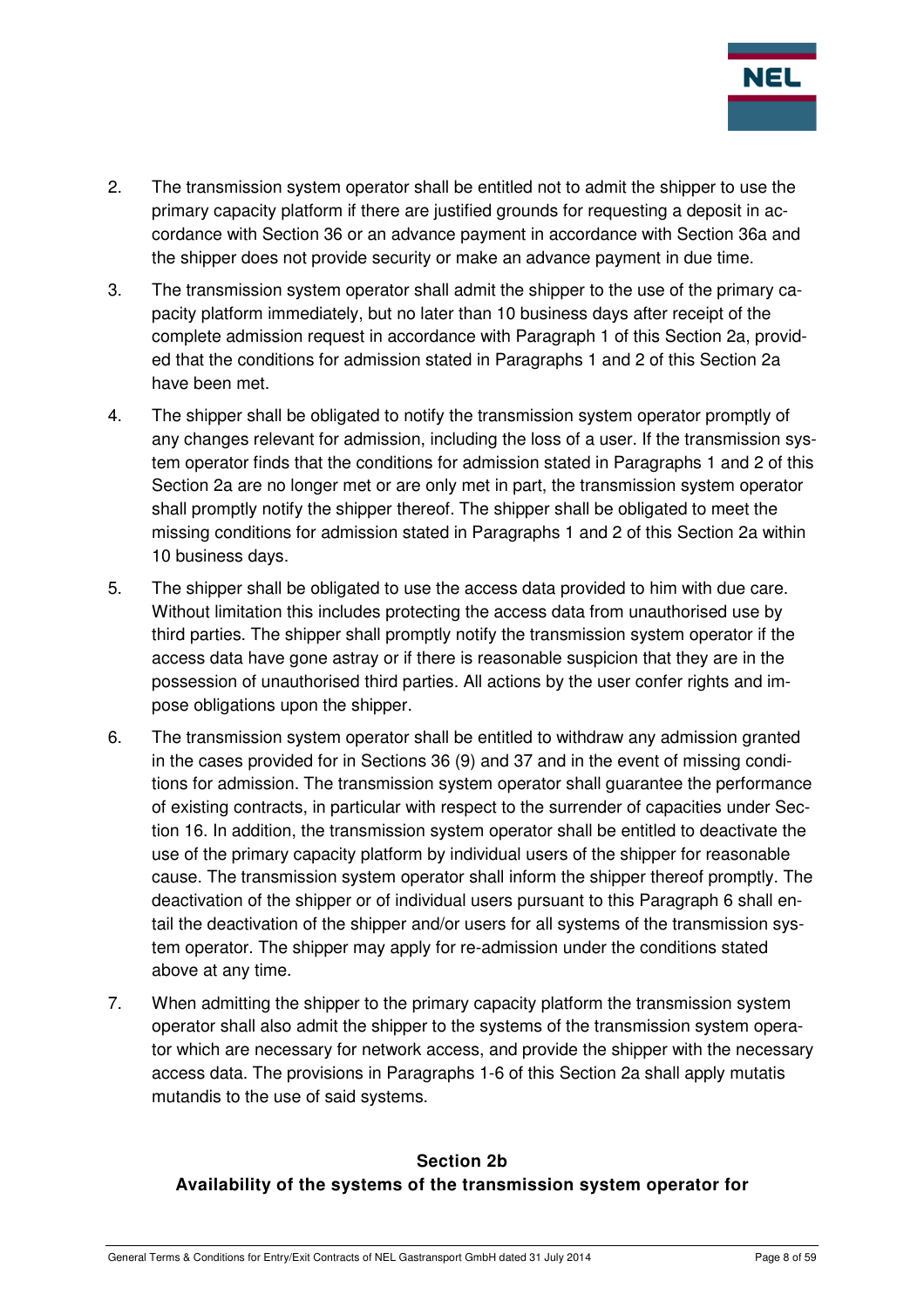2. The transmission system operator shall be entitled not to admit the shipper to use the primary capacity platform if there are justified grounds for requesting a deposit in accordance with Section 36 or an advance payment in accordance with Section 36a and the shipper does not provide security or make an advance payment in due time.

3. The transmission system operator shall admit the shipper to the use of the primary capacity platform immediately, but no later than 10 business days after receipt of the complete admission request in accordance with Paragraph 1 of this Section 2a, provided that the conditions for admission stated in Paragraphs 1 and 2 of this Section 2a have been met.

4. The shipper shall be obligated to notify the transmission system operator promptly of any changes relevant for admission, including the loss of a user. If the transmission system operator finds that the conditions for admission stated in Paragraphs 1 and 2 of this Section 2a are no longer met or are only met in part, the transmission system operator shall promptly notify the shipper thereof. The shipper shall be obligated to meet the missing conditions for admission stated in Paragraphs 1 and 2 of this Section 2a within 10 business days.

5. The shipper shall be obligated to use the access data provided to him with due care. Without limitation this includes protecting the access data from unauthorised use by third parties. The shipper shall promptly notify the transmission system operator if the access data have gone astray or if there is reasonable suspicion that they are in the possession of unauthorised third parties. All actions by the user confer rights and impose obligations upon the shipper.

6. The transmission system operator shall be entitled to withdraw any admission granted in the cases provided for in Sections 36 (9) and 37 and in the event of missing conditions for admission. The transmission system operator shall guarantee the performance of existing contracts, in particular with respect to the surrender of capacities under Section 16. In addition, the transmission system operator shall be entitled to deactivate the use of the primary capacity platform by individual users of the shipper for reasonable cause. The transmission system operator shall inform the shipper thereof promptly. The deactivation of the shipper or of individual users pursuant to this Paragraph 6 shall entail the deactivation of the shipper and/or users for all systems of the transmission system operator. The shipper may apply for re-admission under the conditions stated above at any time.

7. When admitting the shipper to the primary capacity platform the transmission system operator shall also admit the shipper to the systems of the transmission system operator which are necessary for network access, and provide the shipper with the necessary access data. The provisions in Paragraphs 1-6 of this Section 2a shall apply mutatis mutandis to the use of said systems.

## Section 2b
## Availability of the systems of the transmission system operator for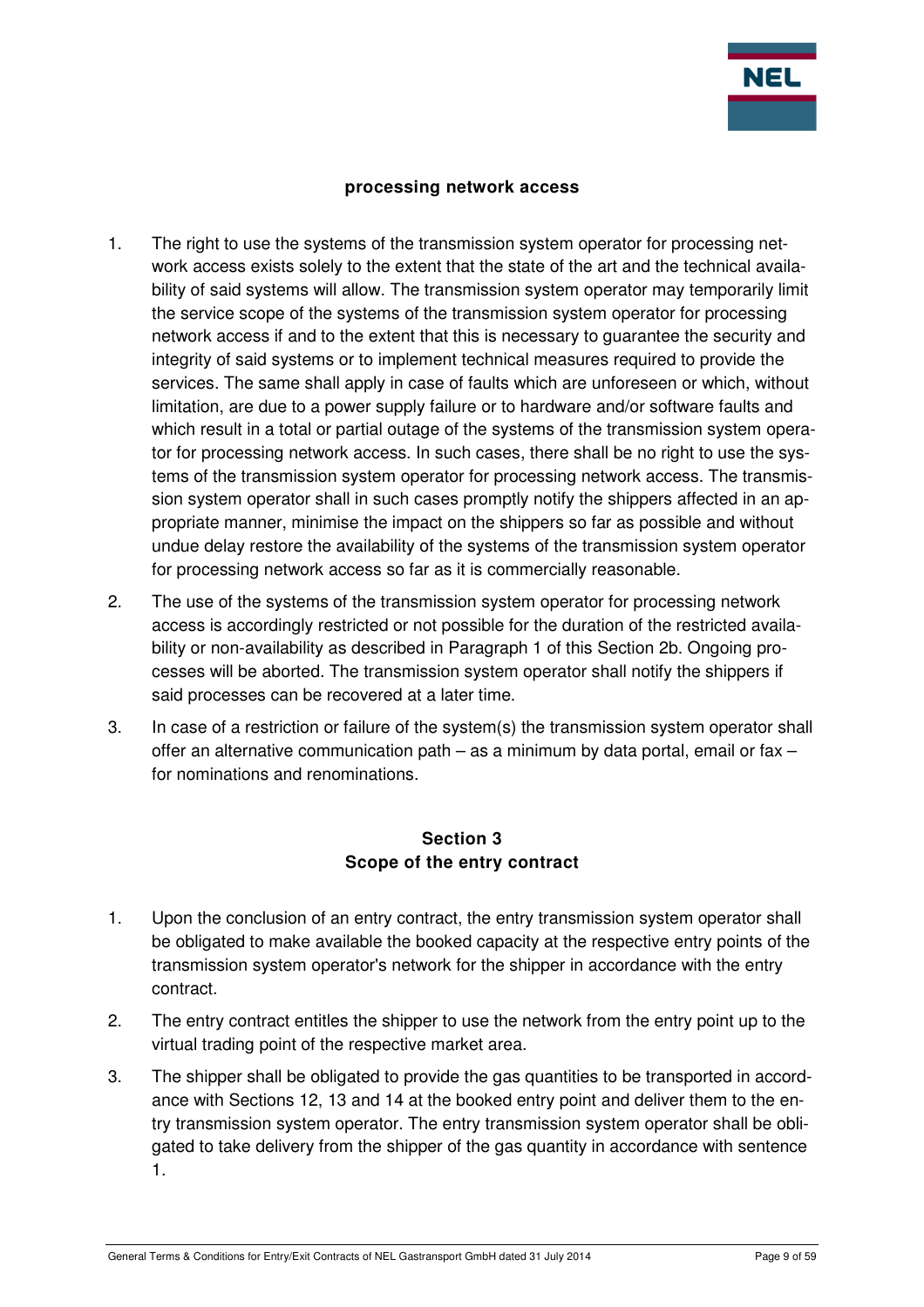**processing network access**

1. The right to use the systems of the transmission system operator for processing network access exists solely to the extent that the state of the art and the technical availability of said systems will allow. The transmission system operator may temporarily limit the service scope of the systems of the transmission system operator for processing network access if and to the extent that this is necessary to guarantee the security and integrity of said systems or to implement technical measures required to provide the services. The same shall apply in case of faults which are unforeseen or which, without limitation, are due to a power supply failure or to hardware and/or software faults and which result in a total or partial outage of the systems of the transmission system operator for processing network access. In such cases, there shall be no right to use the systems of the transmission system operator for processing network access. The transmission system operator shall in such cases promptly notify the shippers affected in an appropriate manner, minimise the impact on the shippers so far as possible and without undue delay restore the availability of the systems of the transmission system operator for processing network access so far as it is commercially reasonable.

2. The use of the systems of the transmission system operator for processing network access is accordingly restricted or not possible for the duration of the restricted availability or non-availability as described in Paragraph 1 of this Section 2b. Ongoing processes will be aborted. The transmission system operator shall notify the shippers if said processes can be recovered at a later time.

3. In case of a restriction or failure of the system(s) the transmission system operator shall offer an alternative communication path – as a minimum by data portal, email or fax – for nominations and renominations.

## Section 3
## Scope of the entry contract

1. Upon the conclusion of an entry contract, the entry transmission system operator shall be obligated to make available the booked capacity at the respective entry points of the transmission system operator's network for the shipper in accordance with the entry contract.

2. The entry contract entitles the shipper to use the network from the entry point up to the virtual trading point of the respective market area.

3. The shipper shall be obligated to provide the gas quantities to be transported in accordance with Sections 12, 13 and 14 at the booked entry point and deliver them to the entry transmission system operator. The entry transmission system operator shall be obligated to take delivery from the shipper of the gas quantity in accordance with sentence 1.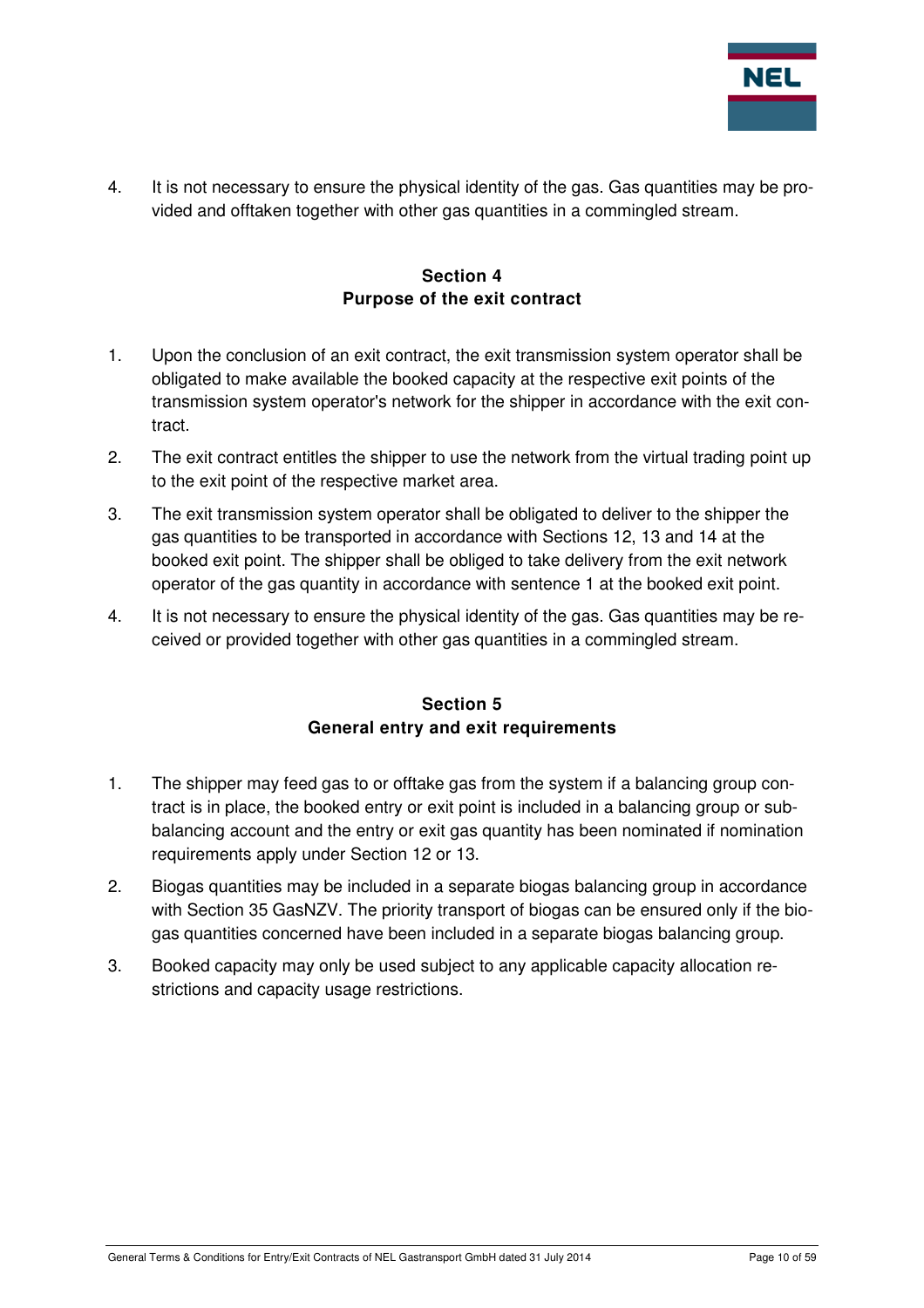4. It is not necessary to ensure the physical identity of the gas. Gas quantities may be provided and offtaken together with other gas quantities in a commingled stream.

## Section 4
## Purpose of the exit contract

1. Upon the conclusion of an exit contract, the exit transmission system operator shall be obligated to make available the booked capacity at the respective exit points of the transmission system operator's network for the shipper in accordance with the exit contract.
2. The exit contract entitles the shipper to use the network from the virtual trading point up to the exit point of the respective market area.
3. The exit transmission system operator shall be obligated to deliver to the shipper the gas quantities to be transported in accordance with Sections 12, 13 and 14 at the booked exit point. The shipper shall be obliged to take delivery from the exit network operator of the gas quantity in accordance with sentence 1 at the booked exit point.
4. It is not necessary to ensure the physical identity of the gas. Gas quantities may be received or provided together with other gas quantities in a commingled stream.

## Section 5
## General entry and exit requirements

1. The shipper may feed gas to or offtake gas from the system if a balancing group contract is in place, the booked entry or exit point is included in a balancing group or sub-balancing account and the entry or exit gas quantity has been nominated if nomination requirements apply under Section 12 or 13.
2. Biogas quantities may be included in a separate biogas balancing group in accordance with Section 35 GasNZV. The priority transport of biogas can be ensured only if the biogas quantities concerned have been included in a separate biogas balancing group.
3. Booked capacity may only be used subject to any applicable capacity allocation restrictions and capacity usage restrictions.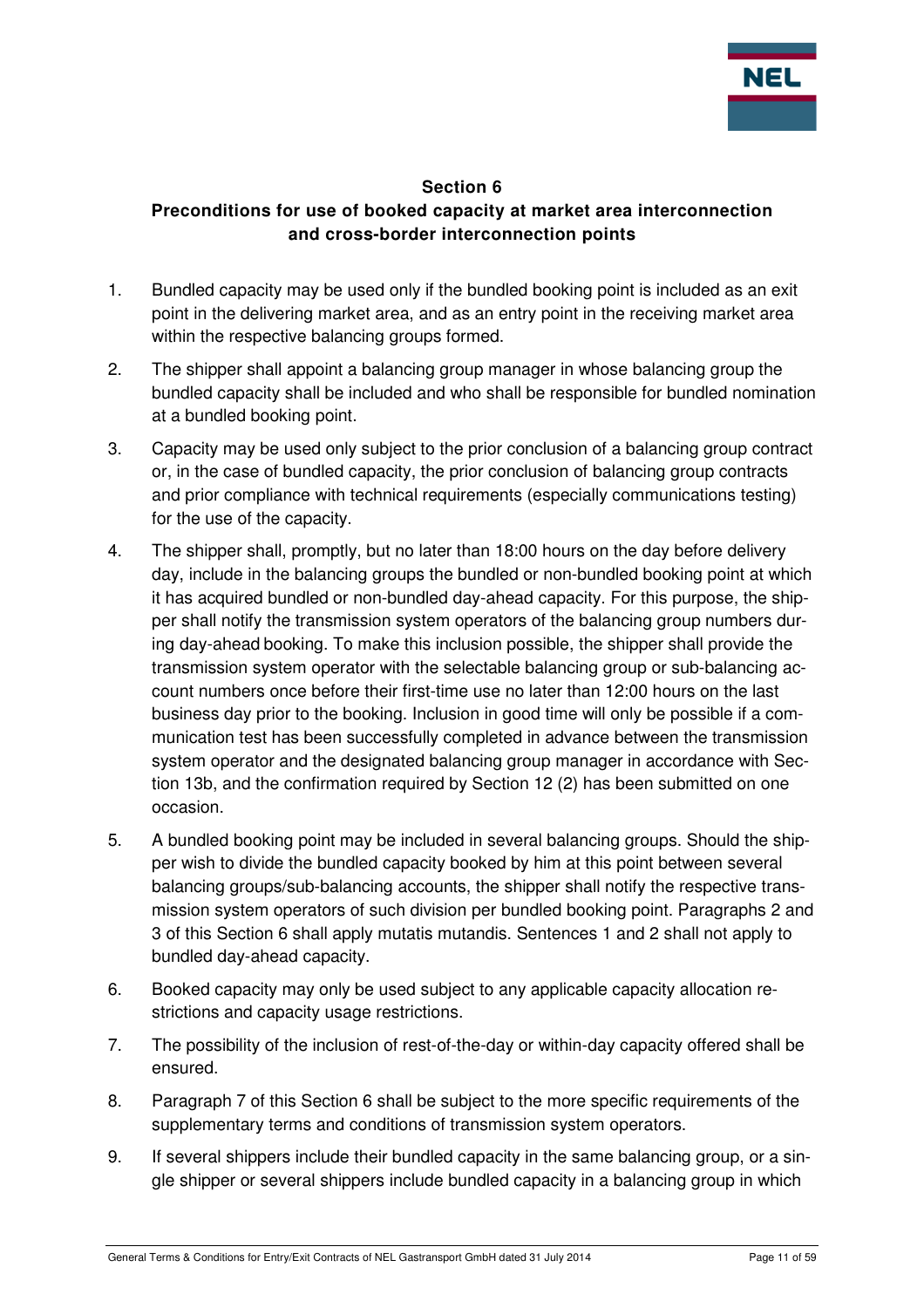## Section 6
## Preconditions for use of booked capacity at market area interconnection and cross-border interconnection points

1. Bundled capacity may be used only if the bundled booking point is included as an exit point in the delivering market area, and as an entry point in the receiving market area within the respective balancing groups formed.

2. The shipper shall appoint a balancing group manager in whose balancing group the bundled capacity shall be included and who shall be responsible for bundled nomination at a bundled booking point.

3. Capacity may be used only subject to the prior conclusion of a balancing group contract or, in the case of bundled capacity, the prior conclusion of balancing group contracts and prior compliance with technical requirements (especially communications testing) for the use of the capacity.

4. The shipper shall, promptly, but no later than 18:00 hours on the day before delivery day, include in the balancing groups the bundled or non-bundled booking point at which it has acquired bundled or non-bundled day-ahead capacity. For this purpose, the shipper shall notify the transmission system operators of the balancing group numbers during day-ahead booking. To make this inclusion possible, the shipper shall provide the transmission system operator with the selectable balancing group or sub-balancing account numbers once before their first-time use no later than 12:00 hours on the last business day prior to the booking. Inclusion in good time will only be possible if a communication test has been successfully completed in advance between the transmission system operator and the designated balancing group manager in accordance with Section 13b, and the confirmation required by Section 12 (2) has been submitted on one occasion.

5. A bundled booking point may be included in several balancing groups. Should the shipper wish to divide the bundled capacity booked by him at this point between several balancing groups/sub-balancing accounts, the shipper shall notify the respective transmission system operators of such division per bundled booking point. Paragraphs 2 and 3 of this Section 6 shall apply mutatis mutandis. Sentences 1 and 2 shall not apply to bundled day-ahead capacity.

6. Booked capacity may only be used subject to any applicable capacity allocation restrictions and capacity usage restrictions.

7. The possibility of the inclusion of rest-of-the-day or within-day capacity offered shall be ensured.

8. Paragraph 7 of this Section 6 shall be subject to the more specific requirements of the supplementary terms and conditions of transmission system operators.

9. If several shippers include their bundled capacity in the same balancing group, or a single shipper or several shippers include bundled capacity in a balancing group in which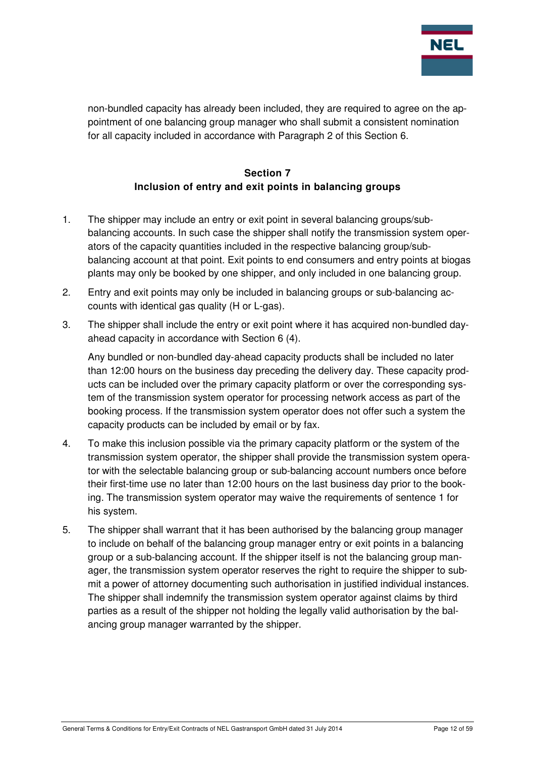non-bundled capacity has already been included, they are required to agree on the appointment of one balancing group manager who shall submit a consistent nomination for all capacity included in accordance with Paragraph 2 of this Section 6.

## Section 7
## Inclusion of entry and exit points in balancing groups

1. The shipper may include an entry or exit point in several balancing groups/sub-balancing accounts. In such case the shipper shall notify the transmission system operators of the capacity quantities included in the respective balancing group/sub-balancing account at that point. Exit points to end consumers and entry points at biogas plants may only be booked by one shipper, and only included in one balancing group.

2. Entry and exit points may only be included in balancing groups or sub-balancing accounts with identical gas quality (H or L-gas).

3. The shipper shall include the entry or exit point where it has acquired non-bundled day-ahead capacity in accordance with Section 6 (4).

   Any bundled or non-bundled day-ahead capacity products shall be included no later than 12:00 hours on the business day preceding the delivery day. These capacity products can be included over the primary capacity platform or over the corresponding system of the transmission system operator for processing network access as part of the booking process. If the transmission system operator does not offer such a system the capacity products can be included by email or by fax.

4. To make this inclusion possible via the primary capacity platform or the system of the transmission system operator, the shipper shall provide the transmission system operator with the selectable balancing group or sub-balancing account numbers once before their first-time use no later than 12:00 hours on the last business day prior to the booking. The transmission system operator may waive the requirements of sentence 1 for his system.

5. The shipper shall warrant that it has been authorised by the balancing group manager to include on behalf of the balancing group manager entry or exit points in a balancing group or a sub-balancing account. If the shipper itself is not the balancing group manager, the transmission system operator reserves the right to require the shipper to submit a power of attorney documenting such authorisation in justified individual instances. The shipper shall indemnify the transmission system operator against claims by third parties as a result of the shipper not holding the legally valid authorisation by the balancing group manager warranted by the shipper.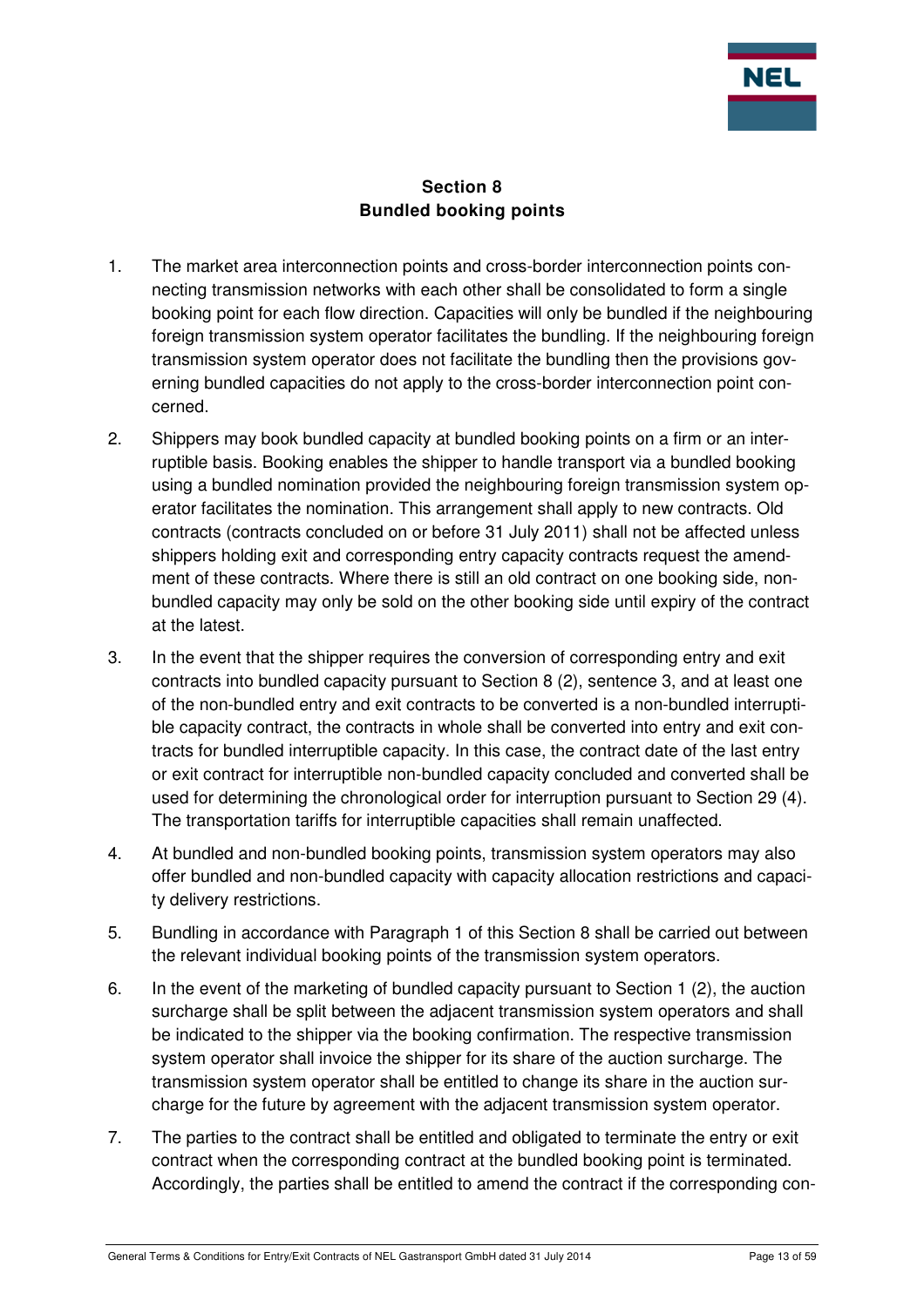## Section 8
## Bundled booking points

1. The market area interconnection points and cross-border interconnection points connecting transmission networks with each other shall be consolidated to form a single booking point for each flow direction. Capacities will only be bundled if the neighbouring foreign transmission system operator facilitates the bundling. If the neighbouring foreign transmission system operator does not facilitate the bundling then the provisions governing bundled capacities do not apply to the cross-border interconnection point concerned.

2. Shippers may book bundled capacity at bundled booking points on a firm or an interruptible basis. Booking enables the shipper to handle transport via a bundled booking using a bundled nomination provided the neighbouring foreign transmission system operator facilitates the nomination. This arrangement shall apply to new contracts. Old contracts (contracts concluded on or before 31 July 2011) shall not be affected unless shippers holding exit and corresponding entry capacity contracts request the amendment of these contracts. Where there is still an old contract on one booking side, non-bundled capacity may only be sold on the other booking side until expiry of the contract at the latest.

3. In the event that the shipper requires the conversion of corresponding entry and exit contracts into bundled capacity pursuant to Section 8 (2), sentence 3, and at least one of the non-bundled entry and exit contracts to be converted is a non-bundled interruptible capacity contract, the contracts in whole shall be converted into entry and exit contracts for bundled interruptible capacity. In this case, the contract date of the last entry or exit contract for interruptible non-bundled capacity concluded and converted shall be used for determining the chronological order for interruption pursuant to Section 29 (4). The transportation tariffs for interruptible capacities shall remain unaffected.

4. At bundled and non-bundled booking points, transmission system operators may also offer bundled and non-bundled capacity with capacity allocation restrictions and capacity delivery restrictions.

5. Bundling in accordance with Paragraph 1 of this Section 8 shall be carried out between the relevant individual booking points of the transmission system operators.

6. In the event of the marketing of bundled capacity pursuant to Section 1 (2), the auction surcharge shall be split between the adjacent transmission system operators and shall be indicated to the shipper via the booking confirmation. The respective transmission system operator shall invoice the shipper for its share of the auction surcharge. The transmission system operator shall be entitled to change its share in the auction surcharge for the future by agreement with the adjacent transmission system operator.

7. The parties to the contract shall be entitled and obligated to terminate the entry or exit contract when the corresponding contract at the bundled booking point is terminated. Accordingly, the parties shall be entitled to amend the contract if the corresponding con-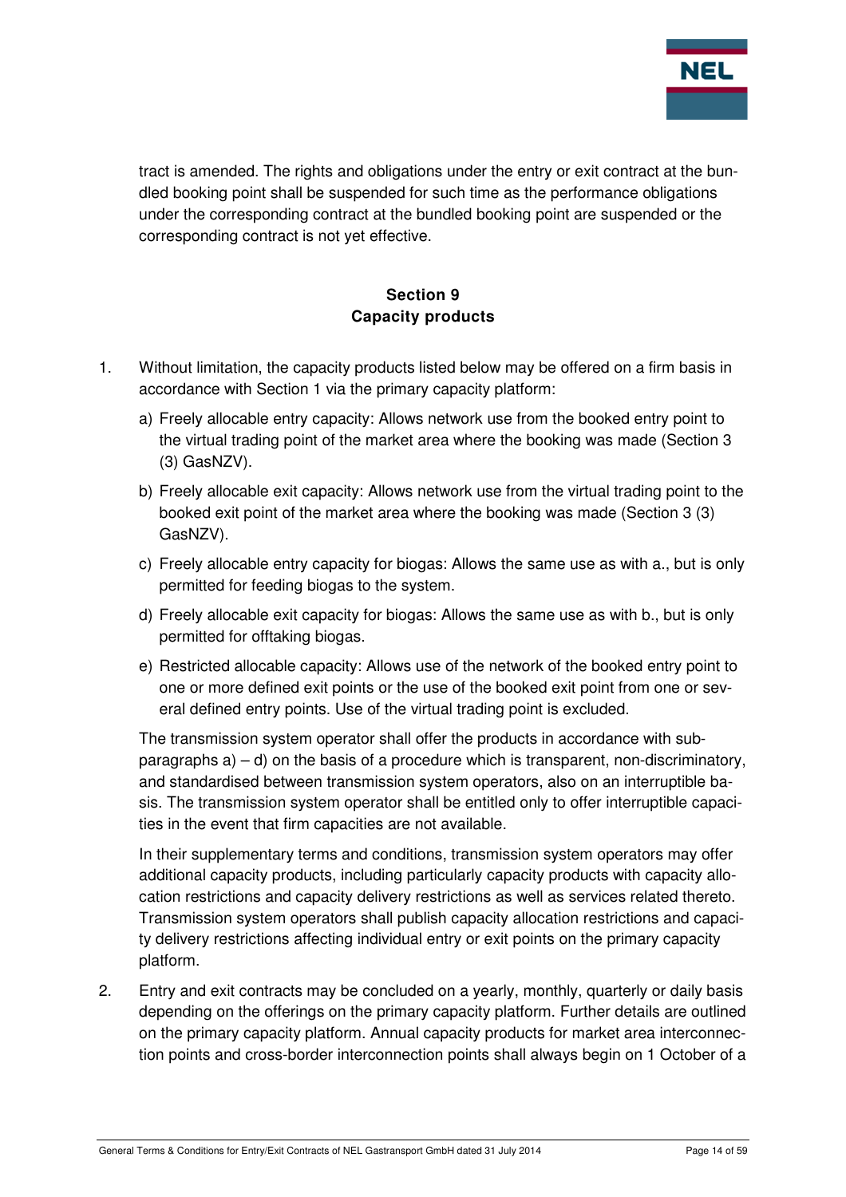tract is amended. The rights and obligations under the entry or exit contract at the bundled booking point shall be suspended for such time as the performance obligations under the corresponding contract at the bundled booking point are suspended or the corresponding contract is not yet effective.

## Section 9
## Capacity products

1. Without limitation, the capacity products listed below may be offered on a firm basis in accordance with Section 1 via the primary capacity platform:

   a) Freely allocable entry capacity: Allows network use from the booked entry point to the virtual trading point of the market area where the booking was made (Section 3 (3) GasNZV).

   b) Freely allocable exit capacity: Allows network use from the virtual trading point to the booked exit point of the market area where the booking was made (Section 3 (3) GasNZV).

   c) Freely allocable entry capacity for biogas: Allows the same use as with a., but is only permitted for feeding biogas to the system.

   d) Freely allocable exit capacity for biogas: Allows the same use as with b., but is only permitted for offtaking biogas.

   e) Restricted allocable capacity: Allows use of the network of the booked entry point to one or more defined exit points or the use of the booked exit point from one or several defined entry points. Use of the virtual trading point is excluded.

   The transmission system operator shall offer the products in accordance with subparagraphs a) – d) on the basis of a procedure which is transparent, non-discriminatory, and standardised between transmission system operators, also on an interruptible basis. The transmission system operator shall be entitled only to offer interruptible capacities in the event that firm capacities are not available.

   In their supplementary terms and conditions, transmission system operators may offer additional capacity products, including particularly capacity products with capacity allocation restrictions and capacity delivery restrictions as well as services related thereto. Transmission system operators shall publish capacity allocation restrictions and capacity delivery restrictions affecting individual entry or exit points on the primary capacity platform.

2. Entry and exit contracts may be concluded on a yearly, monthly, quarterly or daily basis depending on the offerings on the primary capacity platform. Further details are outlined on the primary capacity platform. Annual capacity products for market area interconnection points and cross-border interconnection points shall always begin on 1 October of a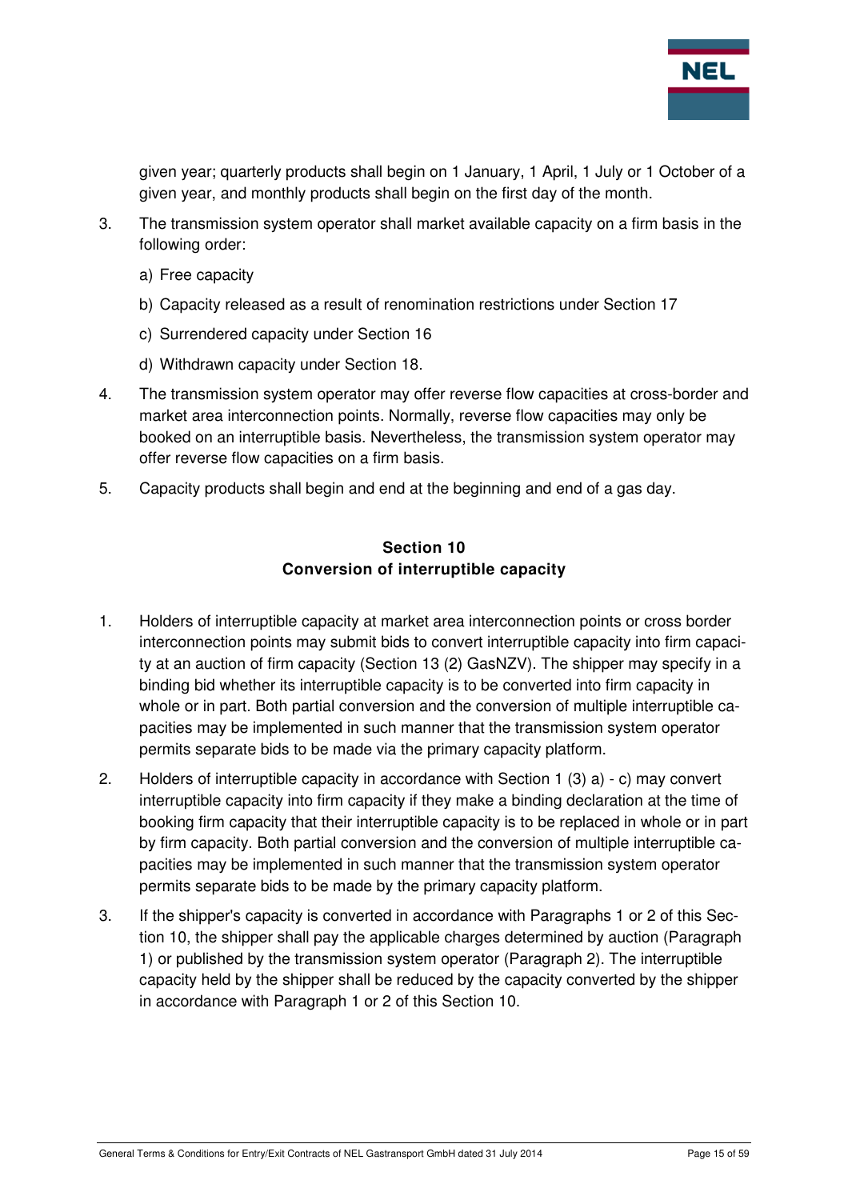given year; quarterly products shall begin on 1 January, 1 April, 1 July or 1 October of a given year, and monthly products shall begin on the first day of the month.

3. The transmission system operator shall market available capacity on a firm basis in the following order:

   a) Free capacity

   b) Capacity released as a result of renomination restrictions under Section 17

   c) Surrendered capacity under Section 16

   d) Withdrawn capacity under Section 18.

4. The transmission system operator may offer reverse flow capacities at cross-border and market area interconnection points. Normally, reverse flow capacities may only be booked on an interruptible basis. Nevertheless, the transmission system operator may offer reverse flow capacities on a firm basis.

5. Capacity products shall begin and end at the beginning and end of a gas day.

## Section 10
## Conversion of interruptible capacity

1. Holders of interruptible capacity at market area interconnection points or cross border interconnection points may submit bids to convert interruptible capacity into firm capacity at an auction of firm capacity (Section 13 (2) GasNZV). The shipper may specify in a binding bid whether its interruptible capacity is to be converted into firm capacity in whole or in part. Both partial conversion and the conversion of multiple interruptible capacities may be implemented in such manner that the transmission system operator permits separate bids to be made via the primary capacity platform.

2. Holders of interruptible capacity in accordance with Section 1 (3) a) - c) may convert interruptible capacity into firm capacity if they make a binding declaration at the time of booking firm capacity that their interruptible capacity is to be replaced in whole or in part by firm capacity. Both partial conversion and the conversion of multiple interruptible capacities may be implemented in such manner that the transmission system operator permits separate bids to be made by the primary capacity platform.

3. If the shipper's capacity is converted in accordance with Paragraphs 1 or 2 of this Section 10, the shipper shall pay the applicable charges determined by auction (Paragraph 1) or published by the transmission system operator (Paragraph 2). The interruptible capacity held by the shipper shall be reduced by the capacity converted by the shipper in accordance with Paragraph 1 or 2 of this Section 10.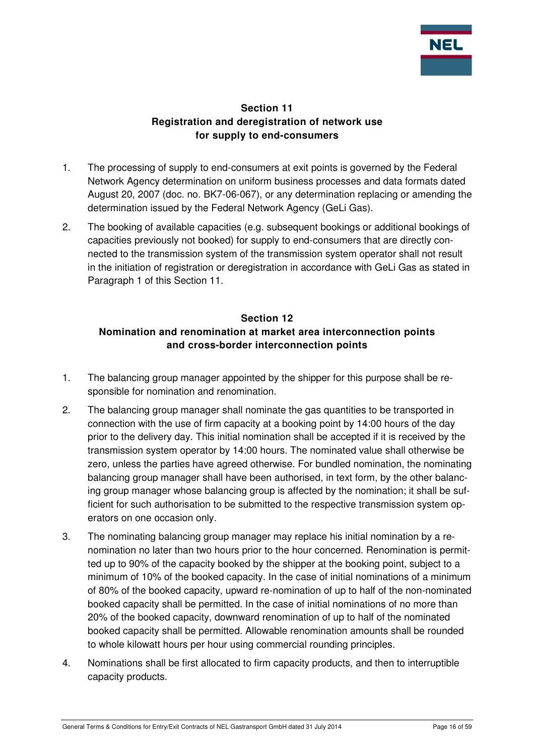## Section 11
## Registration and deregistration of network use for supply to end-consumers

1. The processing of supply to end-consumers at exit points is governed by the Federal Network Agency determination on uniform business processes and data formats dated August 20, 2007 (doc. no. BK7-06-067), or any determination replacing or amending the determination issued by the Federal Network Agency (GeLi Gas).
2. The booking of available capacities (e.g. subsequent bookings or additional bookings of capacities previously not booked) for supply to end-consumers that are directly connected to the transmission system of the transmission system operator shall not result in the initiation of registration or deregistration in accordance with GeLi Gas as stated in Paragraph 1 of this Section 11.

## Section 12
## Nomination and renomination at market area interconnection points and cross-border interconnection points

1. The balancing group manager appointed by the shipper for this purpose shall be responsible for nomination and renomination.
2. The balancing group manager shall nominate the gas quantities to be transported in connection with the use of firm capacity at a booking point by 14:00 hours of the day prior to the delivery day. This initial nomination shall be accepted if it is received by the transmission system operator by 14:00 hours. The nominated value shall otherwise be zero, unless the parties have agreed otherwise. For bundled nomination, the nominating balancing group manager shall have been authorised, in text form, by the other balancing group manager whose balancing group is affected by the nomination; it shall be sufficient for such authorisation to be submitted to the respective transmission system operators on one occasion only.
3. The nominating balancing group manager may replace his initial nomination by a renomination no later than two hours prior to the hour concerned. Renomination is permitted up to 90% of the capacity booked by the shipper at the booking point, subject to a minimum of 10% of the booked capacity. In the case of initial nominations of a minimum of 80% of the booked capacity, upward re-nomination of up to half of the non-nominated booked capacity shall be permitted. In the case of initial nominations of no more than 20% of the booked capacity, downward renomination of up to half of the nominated booked capacity shall be permitted. Allowable renomination amounts shall be rounded to whole kilowatt hours per hour using commercial rounding principles.
4. Nominations shall be first allocated to firm capacity products, and then to interruptible capacity products.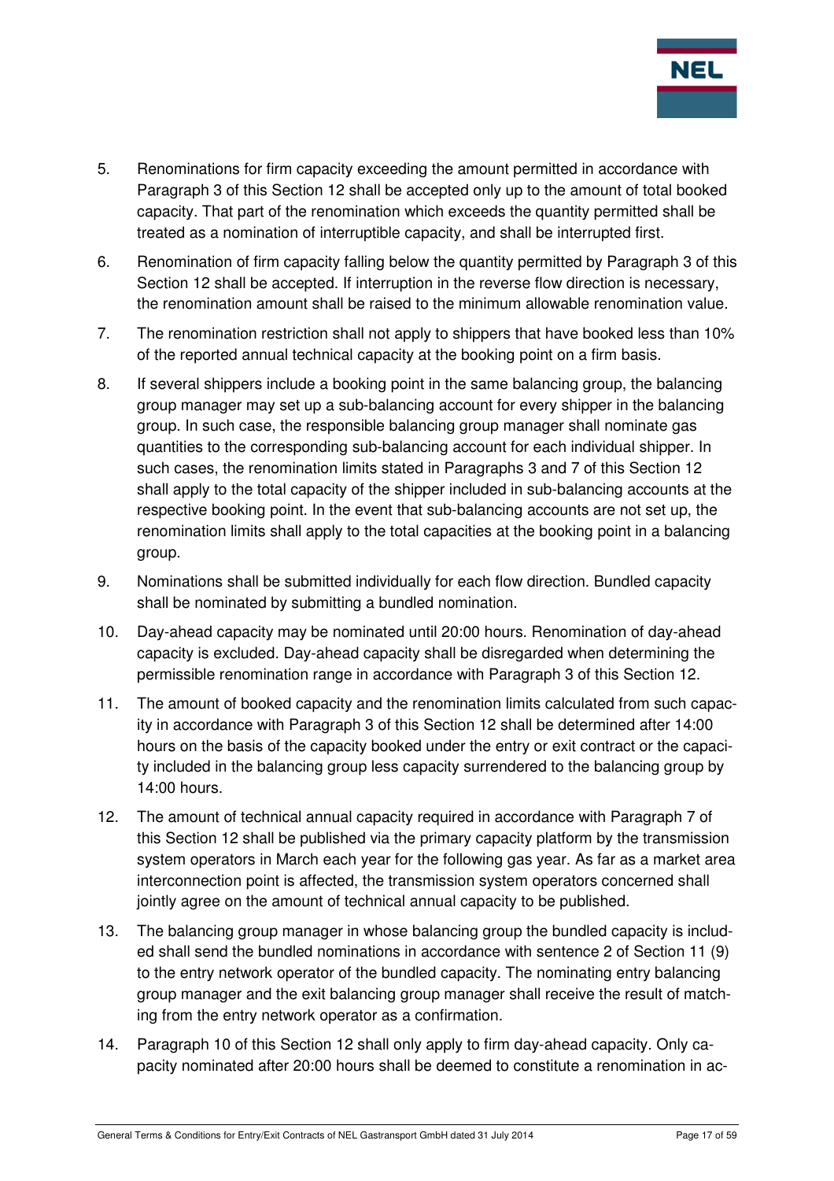5. Renominations for firm capacity exceeding the amount permitted in accordance with Paragraph 3 of this Section 12 shall be accepted only up to the amount of total booked capacity. That part of the renomination which exceeds the quantity permitted shall be treated as a nomination of interruptible capacity, and shall be interrupted first.

6. Renomination of firm capacity falling below the quantity permitted by Paragraph 3 of this Section 12 shall be accepted. If interruption in the reverse flow direction is necessary, the renomination amount shall be raised to the minimum allowable renomination value.

7. The renomination restriction shall not apply to shippers that have booked less than 10% of the reported annual technical capacity at the booking point on a firm basis.

8. If several shippers include a booking point in the same balancing group, the balancing group manager may set up a sub-balancing account for every shipper in the balancing group. In such case, the responsible balancing group manager shall nominate gas quantities to the corresponding sub-balancing account for each individual shipper. In such cases, the renomination limits stated in Paragraphs 3 and 7 of this Section 12 shall apply to the total capacity of the shipper included in sub-balancing accounts at the respective booking point. In the event that sub-balancing accounts are not set up, the renomination limits shall apply to the total capacities at the booking point in a balancing group.

9. Nominations shall be submitted individually for each flow direction. Bundled capacity shall be nominated by submitting a bundled nomination.

10. Day-ahead capacity may be nominated until 20:00 hours. Renomination of day-ahead capacity is excluded. Day-ahead capacity shall be disregarded when determining the permissible renomination range in accordance with Paragraph 3 of this Section 12.

11. The amount of booked capacity and the renomination limits calculated from such capacity in accordance with Paragraph 3 of this Section 12 shall be determined after 14:00 hours on the basis of the capacity booked under the entry or exit contract or the capacity included in the balancing group less capacity surrendered to the balancing group by 14:00 hours.

12. The amount of technical annual capacity required in accordance with Paragraph 7 of this Section 12 shall be published via the primary capacity platform by the transmission system operators in March each year for the following gas year. As far as a market area interconnection point is affected, the transmission system operators concerned shall jointly agree on the amount of technical annual capacity to be published.

13. The balancing group manager in whose balancing group the bundled capacity is included shall send the bundled nominations in accordance with sentence 2 of Section 11 (9) to the entry network operator of the bundled capacity. The nominating entry balancing group manager and the exit balancing group manager shall receive the result of matching from the entry network operator as a confirmation.

14. Paragraph 10 of this Section 12 shall only apply to firm day-ahead capacity. Only capacity nominated after 20:00 hours shall be deemed to constitute a renomination in ac-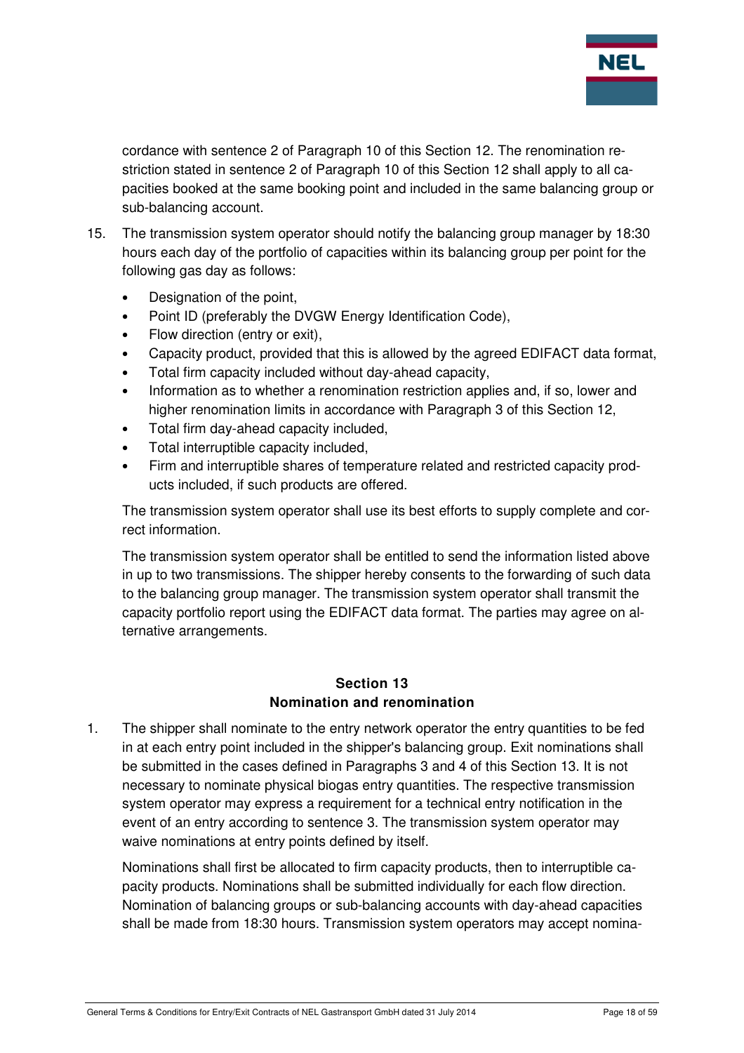cordance with sentence 2 of Paragraph 10 of this Section 12. The renomination restriction stated in sentence 2 of Paragraph 10 of this Section 12 shall apply to all capacities booked at the same booking point and included in the same balancing group or sub-balancing account.

15. The transmission system operator should notify the balancing group manager by 18:30 hours each day of the portfolio of capacities within its balancing group per point for the following gas day as follows:

    - Designation of the point,
    - Point ID (preferably the DVGW Energy Identification Code),
    - Flow direction (entry or exit),
    - Capacity product, provided that this is allowed by the agreed EDIFACT data format,
    - Total firm capacity included without day-ahead capacity,
    - Information as to whether a renomination restriction applies and, if so, lower and higher renomination limits in accordance with Paragraph 3 of this Section 12,
    - Total firm day-ahead capacity included,
    - Total interruptible capacity included,
    - Firm and interruptible shares of temperature related and restricted capacity products included, if such products are offered.

    The transmission system operator shall use its best efforts to supply complete and correct information.

    The transmission system operator shall be entitled to send the information listed above in up to two transmissions. The shipper hereby consents to the forwarding of such data to the balancing group manager. The transmission system operator shall transmit the capacity portfolio report using the EDIFACT data format. The parties may agree on alternative arrangements.

## Section 13
## Nomination and renomination

1. The shipper shall nominate to the entry network operator the entry quantities to be fed in at each entry point included in the shipper's balancing group. Exit nominations shall be submitted in the cases defined in Paragraphs 3 and 4 of this Section 13. It is not necessary to nominate physical biogas entry quantities. The respective transmission system operator may express a requirement for a technical entry notification in the event of an entry according to sentence 3. The transmission system operator may waive nominations at entry points defined by itself.

   Nominations shall first be allocated to firm capacity products, then to interruptible capacity products. Nominations shall be submitted individually for each flow direction. Nomination of balancing groups or sub-balancing accounts with day-ahead capacities shall be made from 18:30 hours. Transmission system operators may accept nomina-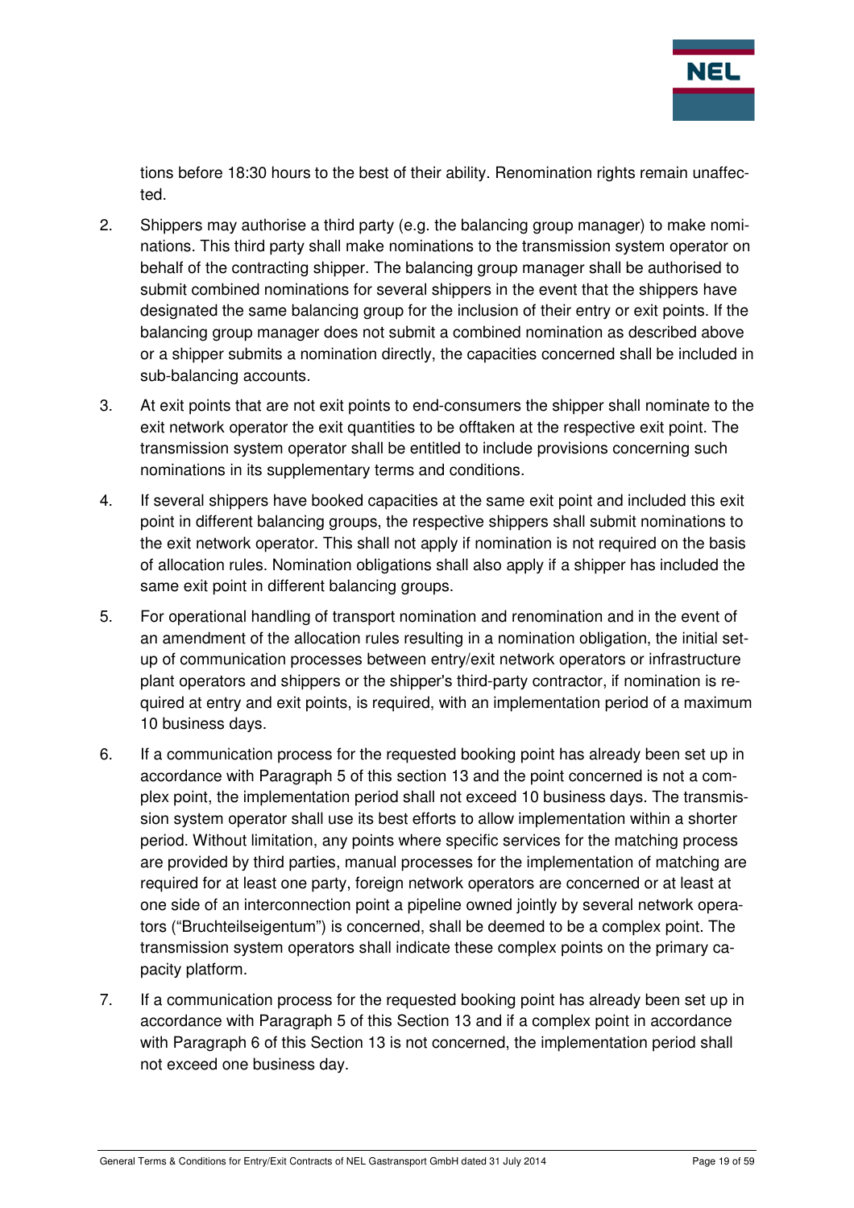tions before 18:30 hours to the best of their ability. Renomination rights remain unaffected.

2. Shippers may authorise a third party (e.g. the balancing group manager) to make nominations. This third party shall make nominations to the transmission system operator on behalf of the contracting shipper. The balancing group manager shall be authorised to submit combined nominations for several shippers in the event that the shippers have designated the same balancing group for the inclusion of their entry or exit points. If the balancing group manager does not submit a combined nomination as described above or a shipper submits a nomination directly, the capacities concerned shall be included in sub-balancing accounts.

3. At exit points that are not exit points to end-consumers the shipper shall nominate to the exit network operator the exit quantities to be offtaken at the respective exit point. The transmission system operator shall be entitled to include provisions concerning such nominations in its supplementary terms and conditions.

4. If several shippers have booked capacities at the same exit point and included this exit point in different balancing groups, the respective shippers shall submit nominations to the exit network operator. This shall not apply if nomination is not required on the basis of allocation rules. Nomination obligations shall also apply if a shipper has included the same exit point in different balancing groups.

5. For operational handling of transport nomination and renomination and in the event of an amendment of the allocation rules resulting in a nomination obligation, the initial set-up of communication processes between entry/exit network operators or infrastructure plant operators and shippers or the shipper's third-party contractor, if nomination is required at entry and exit points, is required, with an implementation period of a maximum 10 business days.

6. If a communication process for the requested booking point has already been set up in accordance with Paragraph 5 of this section 13 and the point concerned is not a complex point, the implementation period shall not exceed 10 business days. The transmission system operator shall use its best efforts to allow implementation within a shorter period. Without limitation, any points where specific services for the matching process are provided by third parties, manual processes for the implementation of matching are required for at least one party, foreign network operators are concerned or at least at one side of an interconnection point a pipeline owned jointly by several network operators ("Bruchteilseigentum") is concerned, shall be deemed to be a complex point. The transmission system operators shall indicate these complex points on the primary capacity platform.

7. If a communication process for the requested booking point has already been set up in accordance with Paragraph 5 of this Section 13 and if a complex point in accordance with Paragraph 6 of this Section 13 is not concerned, the implementation period shall not exceed one business day.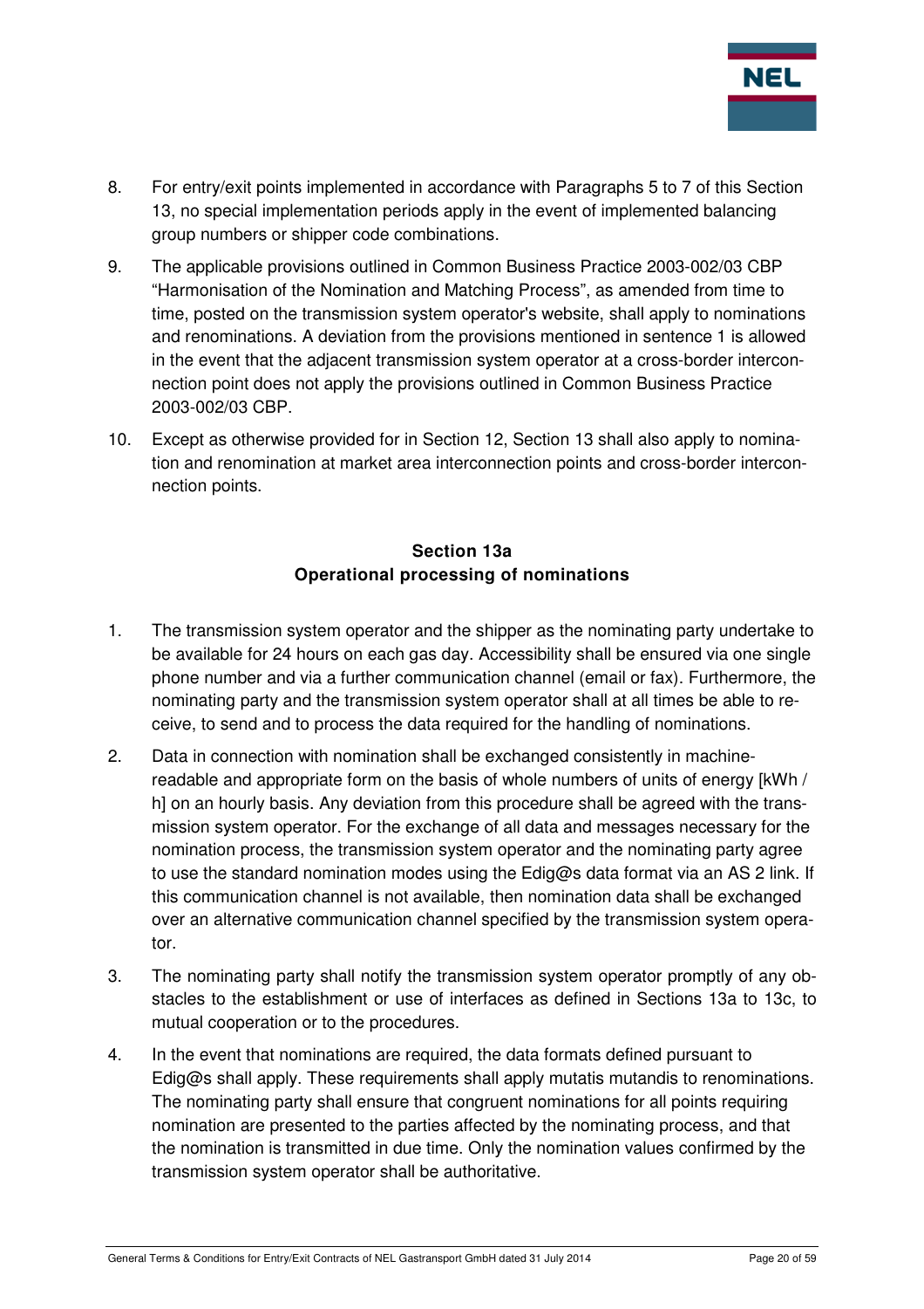8. For entry/exit points implemented in accordance with Paragraphs 5 to 7 of this Section 13, no special implementation periods apply in the event of implemented balancing group numbers or shipper code combinations.

9. The applicable provisions outlined in Common Business Practice 2003-002/03 CBP "Harmonisation of the Nomination and Matching Process", as amended from time to time, posted on the transmission system operator's website, shall apply to nominations and renominations. A deviation from the provisions mentioned in sentence 1 is allowed in the event that the adjacent transmission system operator at a cross-border interconnection point does not apply the provisions outlined in Common Business Practice 2003-002/03 CBP.

10. Except as otherwise provided for in Section 12, Section 13 shall also apply to nomination and renomination at market area interconnection points and cross-border interconnection points.

## Section 13a
## Operational processing of nominations

1. The transmission system operator and the shipper as the nominating party undertake to be available for 24 hours on each gas day. Accessibility shall be ensured via one single phone number and via a further communication channel (email or fax). Furthermore, the nominating party and the transmission system operator shall at all times be able to receive, to send and to process the data required for the handling of nominations.

2. Data in connection with nomination shall be exchanged consistently in machine-readable and appropriate form on the basis of whole numbers of units of energy [kWh / h] on an hourly basis. Any deviation from this procedure shall be agreed with the transmission system operator. For the exchange of all data and messages necessary for the nomination process, the transmission system operator and the nominating party agree to use the standard nomination modes using the Edig@s data format via an AS 2 link. If this communication channel is not available, then nomination data shall be exchanged over an alternative communication channel specified by the transmission system operator.

3. The nominating party shall notify the transmission system operator promptly of any obstacles to the establishment or use of interfaces as defined in Sections 13a to 13c, to mutual cooperation or to the procedures.

4. In the event that nominations are required, the data formats defined pursuant to Edig@s shall apply. These requirements shall apply mutatis mutandis to renominations. The nominating party shall ensure that congruent nominations for all points requiring nomination are presented to the parties affected by the nominating process, and that the nomination is transmitted in due time. Only the nomination values confirmed by the transmission system operator shall be authoritative.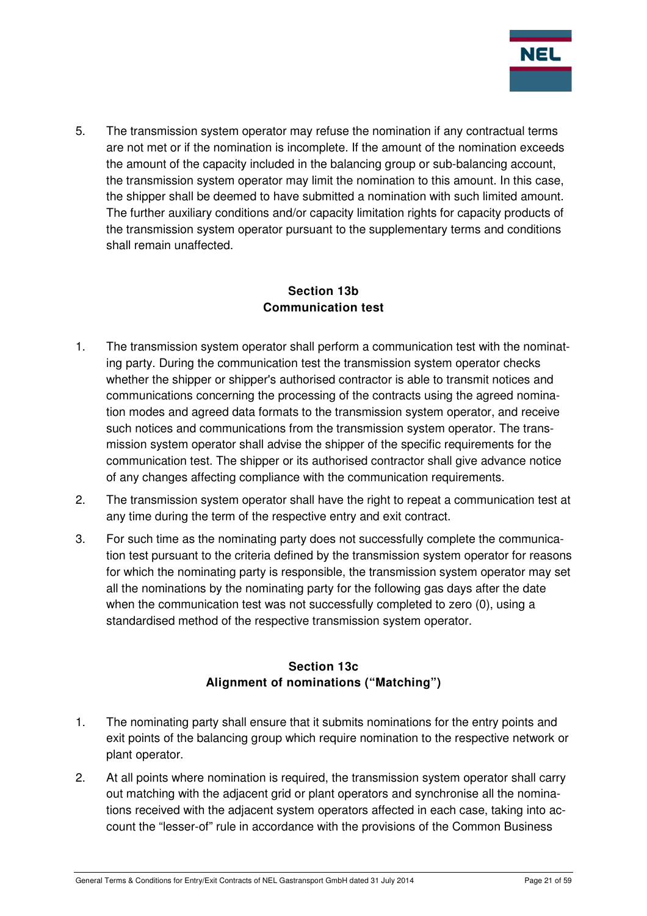5. The transmission system operator may refuse the nomination if any contractual terms are not met or if the nomination is incomplete. If the amount of the nomination exceeds the amount of the capacity included in the balancing group or sub-balancing account, the transmission system operator may limit the nomination to this amount. In this case, the shipper shall be deemed to have submitted a nomination with such limited amount. The further auxiliary conditions and/or capacity limitation rights for capacity products of the transmission system operator pursuant to the supplementary terms and conditions shall remain unaffected.

## Section 13b
## Communication test

1. The transmission system operator shall perform a communication test with the nominating party. During the communication test the transmission system operator checks whether the shipper or shipper's authorised contractor is able to transmit notices and communications concerning the processing of the contracts using the agreed nomination modes and agreed data formats to the transmission system operator, and receive such notices and communications from the transmission system operator. The transmission system operator shall advise the shipper of the specific requirements for the communication test. The shipper or its authorised contractor shall give advance notice of any changes affecting compliance with the communication requirements.
2. The transmission system operator shall have the right to repeat a communication test at any time during the term of the respective entry and exit contract.
3. For such time as the nominating party does not successfully complete the communication test pursuant to the criteria defined by the transmission system operator for reasons for which the nominating party is responsible, the transmission system operator may set all the nominations by the nominating party for the following gas days after the date when the communication test was not successfully completed to zero (0), using a standardised method of the respective transmission system operator.

## Section 13c
## Alignment of nominations ("Matching")

1. The nominating party shall ensure that it submits nominations for the entry points and exit points of the balancing group which require nomination to the respective network or plant operator.
2. At all points where nomination is required, the transmission system operator shall carry out matching with the adjacent grid or plant operators and synchronise all the nominations received with the adjacent system operators affected in each case, taking into account the "lesser-of" rule in accordance with the provisions of the Common Business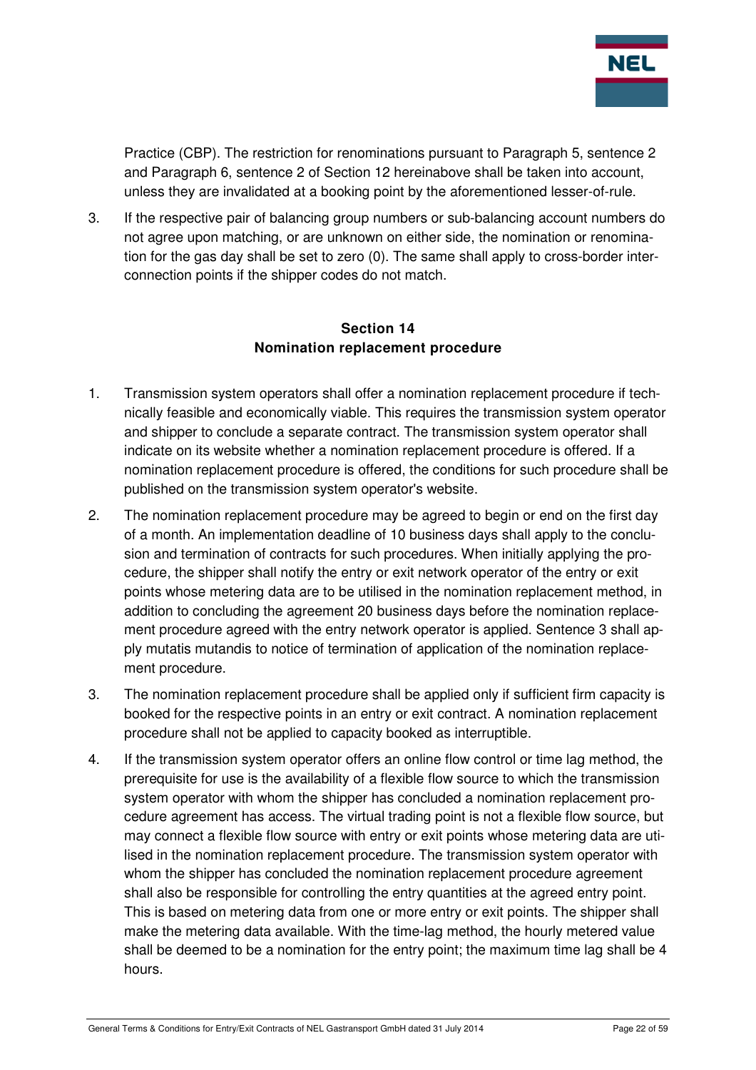Practice (CBP). The restriction for renominations pursuant to Paragraph 5, sentence 2 and Paragraph 6, sentence 2 of Section 12 hereinabove shall be taken into account, unless they are invalidated at a booking point by the aforementioned lesser-of-rule.

3. If the respective pair of balancing group numbers or sub-balancing account numbers do not agree upon matching, or are unknown on either side, the nomination or renomination for the gas day shall be set to zero (0). The same shall apply to cross-border interconnection points if the shipper codes do not match.

## Section 14
## Nomination replacement procedure

1. Transmission system operators shall offer a nomination replacement procedure if technically feasible and economically viable. This requires the transmission system operator and shipper to conclude a separate contract. The transmission system operator shall indicate on its website whether a nomination replacement procedure is offered. If a nomination replacement procedure is offered, the conditions for such procedure shall be published on the transmission system operator's website.

2. The nomination replacement procedure may be agreed to begin or end on the first day of a month. An implementation deadline of 10 business days shall apply to the conclusion and termination of contracts for such procedures. When initially applying the procedure, the shipper shall notify the entry or exit network operator of the entry or exit points whose metering data are to be utilised in the nomination replacement method, in addition to concluding the agreement 20 business days before the nomination replacement procedure agreed with the entry network operator is applied. Sentence 3 shall apply mutatis mutandis to notice of termination of application of the nomination replacement procedure.

3. The nomination replacement procedure shall be applied only if sufficient firm capacity is booked for the respective points in an entry or exit contract. A nomination replacement procedure shall not be applied to capacity booked as interruptible.

4. If the transmission system operator offers an online flow control or time lag method, the prerequisite for use is the availability of a flexible flow source to which the transmission system operator with whom the shipper has concluded a nomination replacement procedure agreement has access. The virtual trading point is not a flexible flow source, but may connect a flexible flow source with entry or exit points whose metering data are utilised in the nomination replacement procedure. The transmission system operator with whom the shipper has concluded the nomination replacement procedure agreement shall also be responsible for controlling the entry quantities at the agreed entry point. This is based on metering data from one or more entry or exit points. The shipper shall make the metering data available. With the time-lag method, the hourly metered value shall be deemed to be a nomination for the entry point; the maximum time lag shall be 4 hours.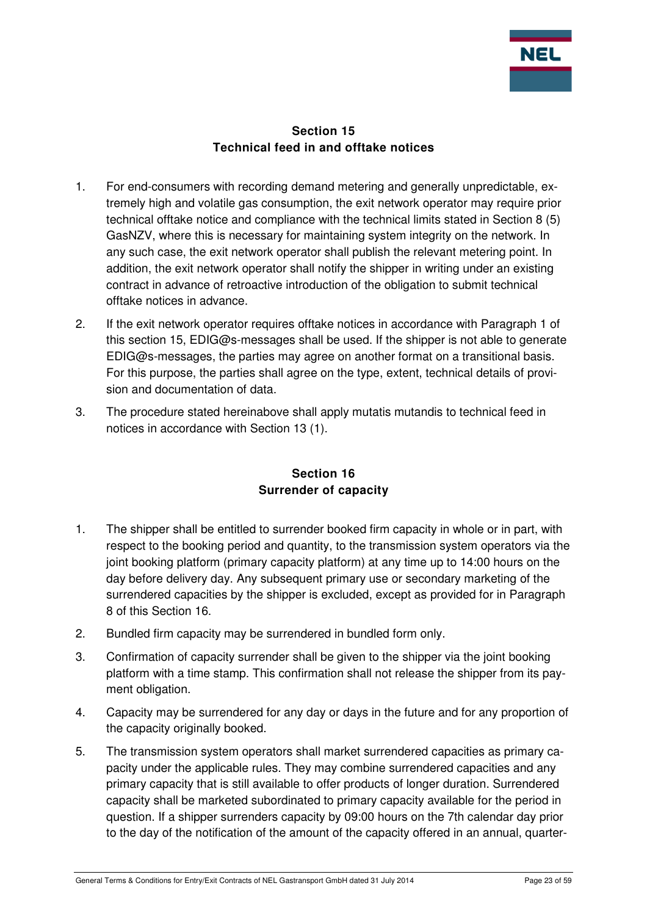## Section 15
## Technical feed in and offtake notices

1. For end-consumers with recording demand metering and generally unpredictable, extremely high and volatile gas consumption, the exit network operator may require prior technical offtake notice and compliance with the technical limits stated in Section 8 (5) GasNZV, where this is necessary for maintaining system integrity on the network. In any such case, the exit network operator shall publish the relevant metering point. In addition, the exit network operator shall notify the shipper in writing under an existing contract in advance of retroactive introduction of the obligation to submit technical offtake notices in advance.
2. If the exit network operator requires offtake notices in accordance with Paragraph 1 of this section 15, EDIG@s-messages shall be used. If the shipper is not able to generate EDIG@s-messages, the parties may agree on another format on a transitional basis. For this purpose, the parties shall agree on the type, extent, technical details of provision and documentation of data.
3. The procedure stated hereinabove shall apply mutatis mutandis to technical feed in notices in accordance with Section 13 (1).

## Section 16
## Surrender of capacity

1. The shipper shall be entitled to surrender booked firm capacity in whole or in part, with respect to the booking period and quantity, to the transmission system operators via the joint booking platform (primary capacity platform) at any time up to 14:00 hours on the day before delivery day. Any subsequent primary use or secondary marketing of the surrendered capacities by the shipper is excluded, except as provided for in Paragraph 8 of this Section 16.
2. Bundled firm capacity may be surrendered in bundled form only.
3. Confirmation of capacity surrender shall be given to the shipper via the joint booking platform with a time stamp. This confirmation shall not release the shipper from its payment obligation.
4. Capacity may be surrendered for any day or days in the future and for any proportion of the capacity originally booked.
5. The transmission system operators shall market surrendered capacities as primary capacity under the applicable rules. They may combine surrendered capacities and any primary capacity that is still available to offer products of longer duration. Surrendered capacity shall be marketed subordinated to primary capacity available for the period in question. If a shipper surrenders capacity by 09:00 hours on the 7th calendar day prior to the day of the notification of the amount of the capacity offered in an annual, quarter-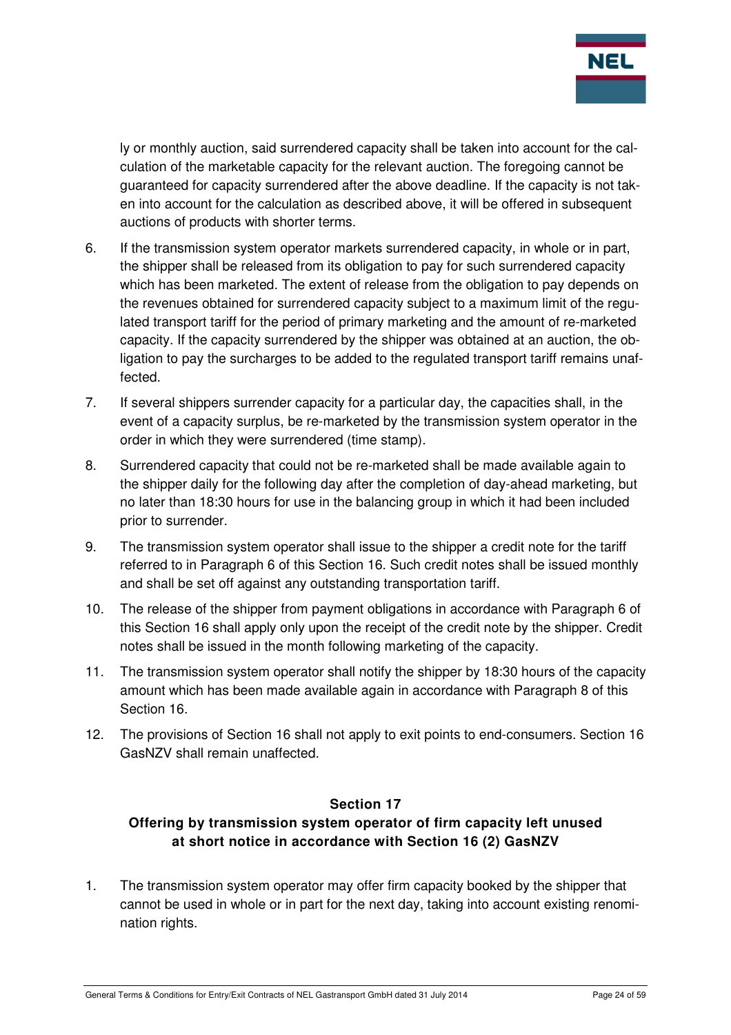ly or monthly auction, said surrendered capacity shall be taken into account for the calculation of the marketable capacity for the relevant auction. The foregoing cannot be guaranteed for capacity surrendered after the above deadline. If the capacity is not taken into account for the calculation as described above, it will be offered in subsequent auctions of products with shorter terms.

6. If the transmission system operator markets surrendered capacity, in whole or in part, the shipper shall be released from its obligation to pay for such surrendered capacity which has been marketed. The extent of release from the obligation to pay depends on the revenues obtained for surrendered capacity subject to a maximum limit of the regulated transport tariff for the period of primary marketing and the amount of re-marketed capacity. If the capacity surrendered by the shipper was obtained at an auction, the obligation to pay the surcharges to be added to the regulated transport tariff remains unaffected.

7. If several shippers surrender capacity for a particular day, the capacities shall, in the event of a capacity surplus, be re-marketed by the transmission system operator in the order in which they were surrendered (time stamp).

8. Surrendered capacity that could not be re-marketed shall be made available again to the shipper daily for the following day after the completion of day-ahead marketing, but no later than 18:30 hours for use in the balancing group in which it had been included prior to surrender.

9. The transmission system operator shall issue to the shipper a credit note for the tariff referred to in Paragraph 6 of this Section 16. Such credit notes shall be issued monthly and shall be set off against any outstanding transportation tariff.

10. The release of the shipper from payment obligations in accordance with Paragraph 6 of this Section 16 shall apply only upon the receipt of the credit note by the shipper. Credit notes shall be issued in the month following marketing of the capacity.

11. The transmission system operator shall notify the shipper by 18:30 hours of the capacity amount which has been made available again in accordance with Paragraph 8 of this Section 16.

12. The provisions of Section 16 shall not apply to exit points to end-consumers. Section 16 GasNZV shall remain unaffected.

## Section 17
## Offering by transmission system operator of firm capacity left unused at short notice in accordance with Section 16 (2) GasNZV

1. The transmission system operator may offer firm capacity booked by the shipper that cannot be used in whole or in part for the next day, taking into account existing renomination rights.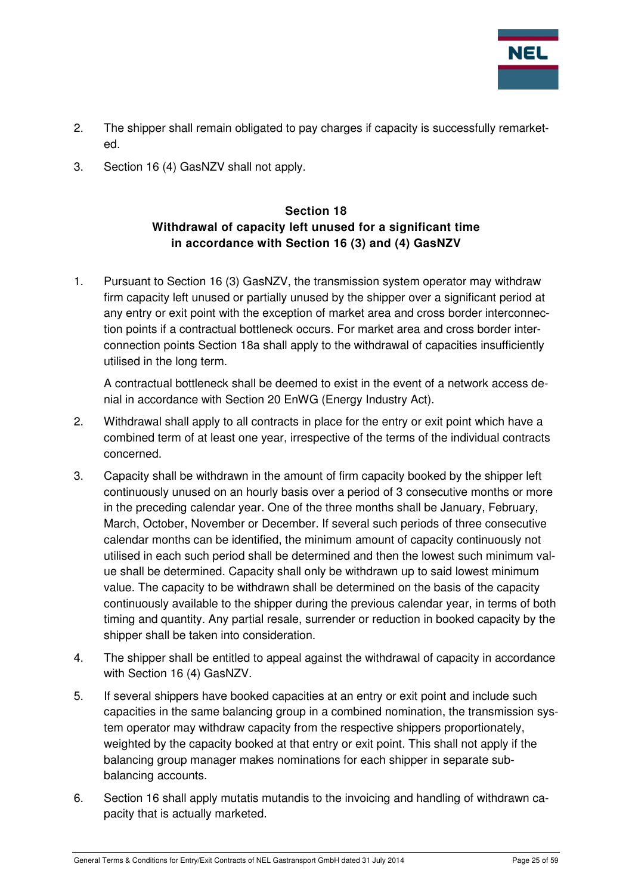2. The shipper shall remain obligated to pay charges if capacity is successfully remarketed.
3. Section 16 (4) GasNZV shall not apply.

## Section 18
## Withdrawal of capacity left unused for a significant time in accordance with Section 16 (3) and (4) GasNZV

1. Pursuant to Section 16 (3) GasNZV, the transmission system operator may withdraw firm capacity left unused or partially unused by the shipper over a significant period at any entry or exit point with the exception of market area and cross border interconnection points if a contractual bottleneck occurs. For market area and cross border interconnection points Section 18a shall apply to the withdrawal of capacities insufficiently utilised in the long term.

   A contractual bottleneck shall be deemed to exist in the event of a network access denial in accordance with Section 20 EnWG (Energy Industry Act).

2. Withdrawal shall apply to all contracts in place for the entry or exit point which have a combined term of at least one year, irrespective of the terms of the individual contracts concerned.
3. Capacity shall be withdrawn in the amount of firm capacity booked by the shipper left continuously unused on an hourly basis over a period of 3 consecutive months or more in the preceding calendar year. One of the three months shall be January, February, March, October, November or December. If several such periods of three consecutive calendar months can be identified, the minimum amount of capacity continuously not utilised in each such period shall be determined and then the lowest such minimum value shall be determined. Capacity shall only be withdrawn up to said lowest minimum value. The capacity to be withdrawn shall be determined on the basis of the capacity continuously available to the shipper during the previous calendar year, in terms of both timing and quantity. Any partial resale, surrender or reduction in booked capacity by the shipper shall be taken into consideration.
4. The shipper shall be entitled to appeal against the withdrawal of capacity in accordance with Section 16 (4) GasNZV.
5. If several shippers have booked capacities at an entry or exit point and include such capacities in the same balancing group in a combined nomination, the transmission system operator may withdraw capacity from the respective shippers proportionately, weighted by the capacity booked at that entry or exit point. This shall not apply if the balancing group manager makes nominations for each shipper in separate sub-balancing accounts.
6. Section 16 shall apply mutatis mutandis to the invoicing and handling of withdrawn capacity that is actually marketed.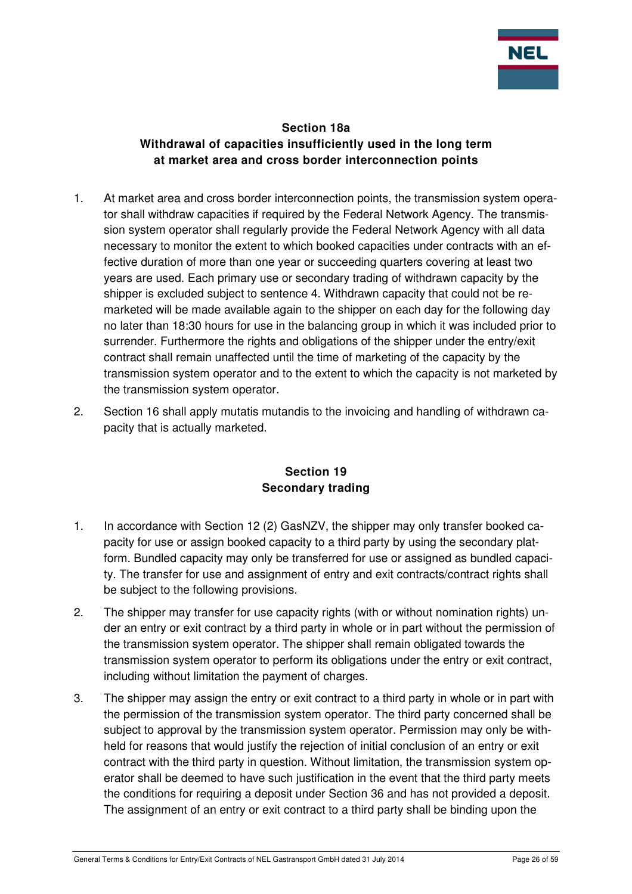## Section 18a
## Withdrawal of capacities insufficiently used in the long term at market area and cross border interconnection points

1. At market area and cross border interconnection points, the transmission system operator shall withdraw capacities if required by the Federal Network Agency. The transmission system operator shall regularly provide the Federal Network Agency with all data necessary to monitor the extent to which booked capacities under contracts with an effective duration of more than one year or succeeding quarters covering at least two years are used. Each primary use or secondary trading of withdrawn capacity by the shipper is excluded subject to sentence 4. Withdrawn capacity that could not be remarketed will be made available again to the shipper on each day for the following day no later than 18:30 hours for use in the balancing group in which it was included prior to surrender. Furthermore the rights and obligations of the shipper under the entry/exit contract shall remain unaffected until the time of marketing of the capacity by the transmission system operator and to the extent to which the capacity is not marketed by the transmission system operator.

2. Section 16 shall apply mutatis mutandis to the invoicing and handling of withdrawn capacity that is actually marketed.

## Section 19
## Secondary trading

1. In accordance with Section 12 (2) GasNZV, the shipper may only transfer booked capacity for use or assign booked capacity to a third party by using the secondary platform. Bundled capacity may only be transferred for use or assigned as bundled capacity. The transfer for use and assignment of entry and exit contracts/contract rights shall be subject to the following provisions.

2. The shipper may transfer for use capacity rights (with or without nomination rights) under an entry or exit contract by a third party in whole or in part without the permission of the transmission system operator. The shipper shall remain obligated towards the transmission system operator to perform its obligations under the entry or exit contract, including without limitation the payment of charges.

3. The shipper may assign the entry or exit contract to a third party in whole or in part with the permission of the transmission system operator. The third party concerned shall be subject to approval by the transmission system operator. Permission may only be withheld for reasons that would justify the rejection of initial conclusion of an entry or exit contract with the third party in question. Without limitation, the transmission system operator shall be deemed to have such justification in the event that the third party meets the conditions for requiring a deposit under Section 36 and has not provided a deposit. The assignment of an entry or exit contract to a third party shall be binding upon the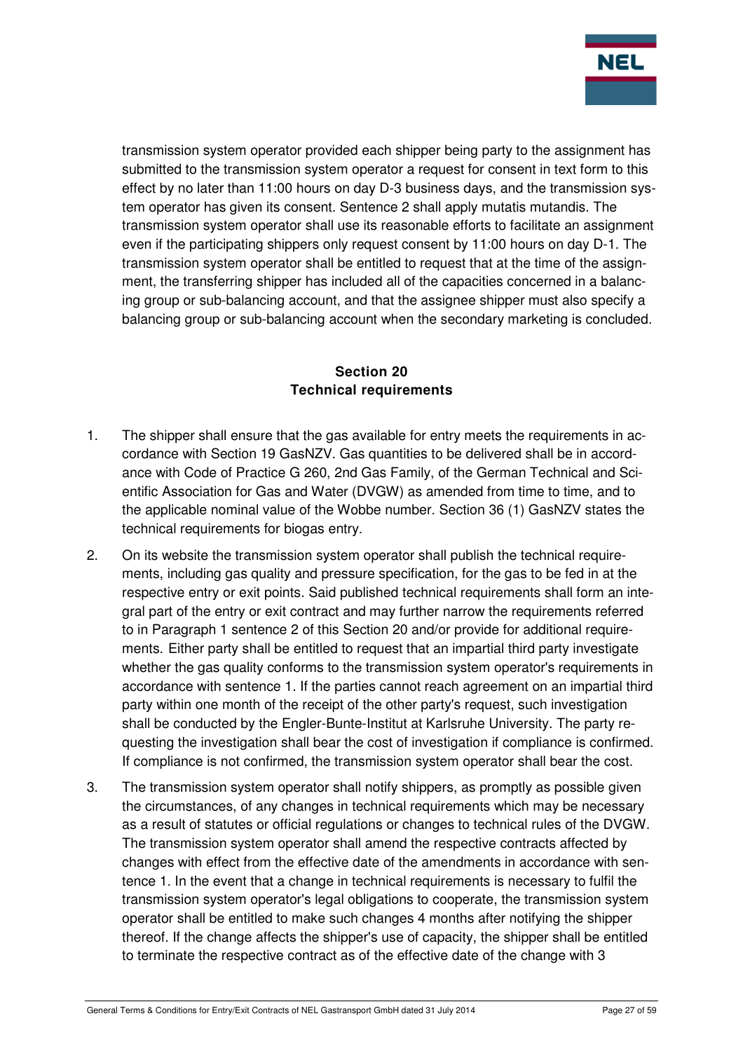transmission system operator provided each shipper being party to the assignment has submitted to the transmission system operator a request for consent in text form to this effect by no later than 11:00 hours on day D-3 business days, and the transmission system operator has given its consent. Sentence 2 shall apply mutatis mutandis. The transmission system operator shall use its reasonable efforts to facilitate an assignment even if the participating shippers only request consent by 11:00 hours on day D-1. The transmission system operator shall be entitled to request that at the time of the assignment, the transferring shipper has included all of the capacities concerned in a balancing group or sub-balancing account, and that the assignee shipper must also specify a balancing group or sub-balancing account when the secondary marketing is concluded.

## Section 20
## Technical requirements

1. The shipper shall ensure that the gas available for entry meets the requirements in accordance with Section 19 GasNZV. Gas quantities to be delivered shall be in accordance with Code of Practice G 260, 2nd Gas Family, of the German Technical and Scientific Association for Gas and Water (DVGW) as amended from time to time, and to the applicable nominal value of the Wobbe number. Section 36 (1) GasNZV states the technical requirements for biogas entry.

2. On its website the transmission system operator shall publish the technical requirements, including gas quality and pressure specification, for the gas to be fed in at the respective entry or exit points. Said published technical requirements shall form an integral part of the entry or exit contract and may further narrow the requirements referred to in Paragraph 1 sentence 2 of this Section 20 and/or provide for additional requirements. Either party shall be entitled to request that an impartial third party investigate whether the gas quality conforms to the transmission system operator's requirements in accordance with sentence 1. If the parties cannot reach agreement on an impartial third party within one month of the receipt of the other party's request, such investigation shall be conducted by the Engler-Bunte-Institut at Karlsruhe University. The party requesting the investigation shall bear the cost of investigation if compliance is confirmed. If compliance is not confirmed, the transmission system operator shall bear the cost.

3. The transmission system operator shall notify shippers, as promptly as possible given the circumstances, of any changes in technical requirements which may be necessary as a result of statutes or official regulations or changes to technical rules of the DVGW. The transmission system operator shall amend the respective contracts affected by changes with effect from the effective date of the amendments in accordance with sentence 1. In the event that a change in technical requirements is necessary to fulfil the transmission system operator's legal obligations to cooperate, the transmission system operator shall be entitled to make such changes 4 months after notifying the shipper thereof. If the change affects the shipper's use of capacity, the shipper shall be entitled to terminate the respective contract as of the effective date of the change with 3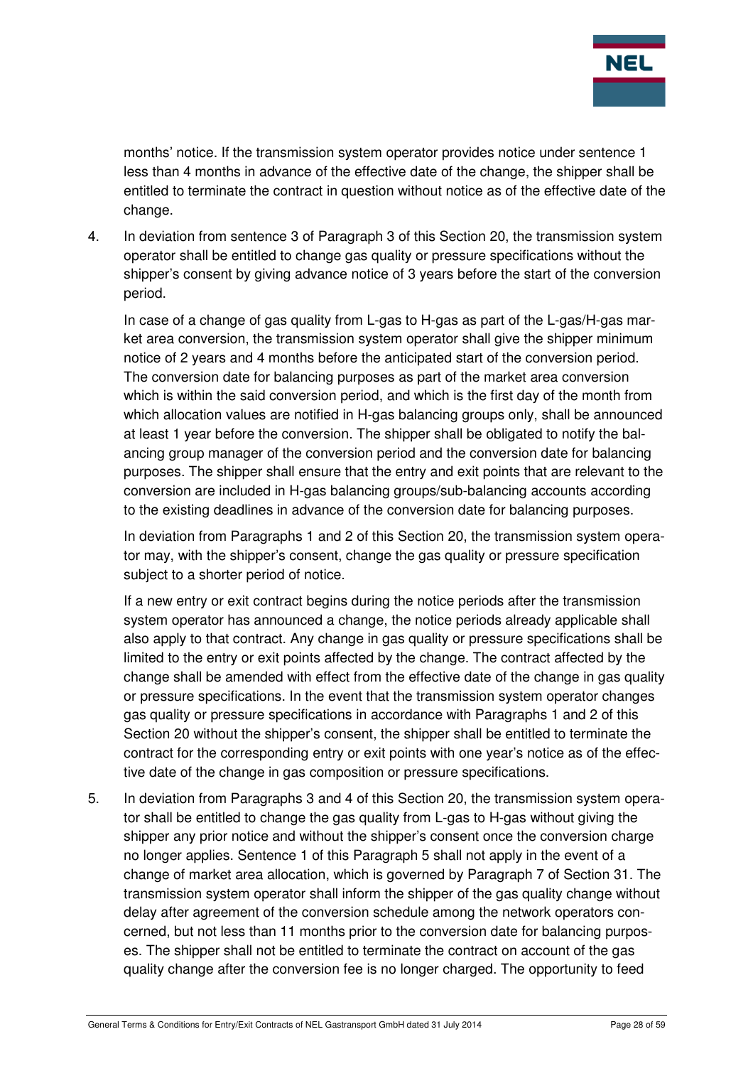months' notice. If the transmission system operator provides notice under sentence 1 less than 4 months in advance of the effective date of the change, the shipper shall be entitled to terminate the contract in question without notice as of the effective date of the change.

4. In deviation from sentence 3 of Paragraph 3 of this Section 20, the transmission system operator shall be entitled to change gas quality or pressure specifications without the shipper's consent by giving advance notice of 3 years before the start of the conversion period.

   In case of a change of gas quality from L-gas to H-gas as part of the L-gas/H-gas market area conversion, the transmission system operator shall give the shipper minimum notice of 2 years and 4 months before the anticipated start of the conversion period. The conversion date for balancing purposes as part of the market area conversion which is within the said conversion period, and which is the first day of the month from which allocation values are notified in H-gas balancing groups only, shall be announced at least 1 year before the conversion. The shipper shall be obligated to notify the balancing group manager of the conversion period and the conversion date for balancing purposes. The shipper shall ensure that the entry and exit points that are relevant to the conversion are included in H-gas balancing groups/sub-balancing accounts according to the existing deadlines in advance of the conversion date for balancing purposes.

   In deviation from Paragraphs 1 and 2 of this Section 20, the transmission system operator may, with the shipper's consent, change the gas quality or pressure specification subject to a shorter period of notice.

   If a new entry or exit contract begins during the notice periods after the transmission system operator has announced a change, the notice periods already applicable shall also apply to that contract. Any change in gas quality or pressure specifications shall be limited to the entry or exit points affected by the change. The contract affected by the change shall be amended with effect from the effective date of the change in gas quality or pressure specifications. In the event that the transmission system operator changes gas quality or pressure specifications in accordance with Paragraphs 1 and 2 of this Section 20 without the shipper's consent, the shipper shall be entitled to terminate the contract for the corresponding entry or exit points with one year's notice as of the effective date of the change in gas composition or pressure specifications.

5. In deviation from Paragraphs 3 and 4 of this Section 20, the transmission system operator shall be entitled to change the gas quality from L-gas to H-gas without giving the shipper any prior notice and without the shipper's consent once the conversion charge no longer applies. Sentence 1 of this Paragraph 5 shall not apply in the event of a change of market area allocation, which is governed by Paragraph 7 of Section 31. The transmission system operator shall inform the shipper of the gas quality change without delay after agreement of the conversion schedule among the network operators concerned, but not less than 11 months prior to the conversion date for balancing purposes. The shipper shall not be entitled to terminate the contract on account of the gas quality change after the conversion fee is no longer charged. The opportunity to feed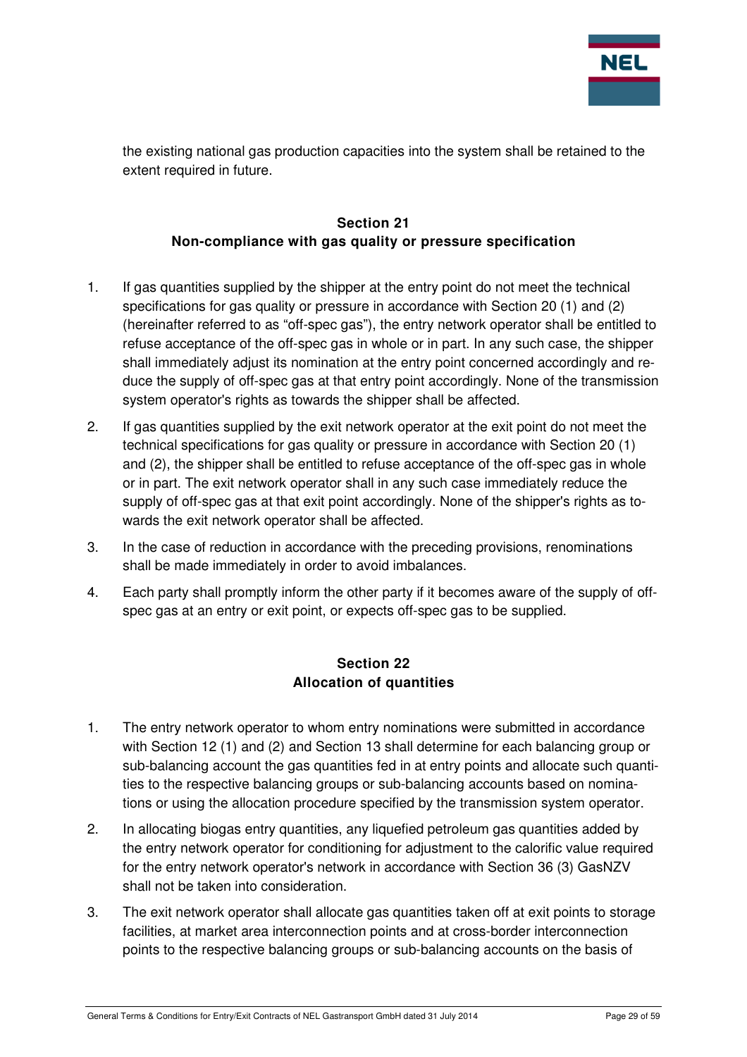the existing national gas production capacities into the system shall be retained to the extent required in future.

## Section 21
## Non-compliance with gas quality or pressure specification

1. If gas quantities supplied by the shipper at the entry point do not meet the technical specifications for gas quality or pressure in accordance with Section 20 (1) and (2) (hereinafter referred to as "off-spec gas"), the entry network operator shall be entitled to refuse acceptance of the off-spec gas in whole or in part. In any such case, the shipper shall immediately adjust its nomination at the entry point concerned accordingly and reduce the supply of off-spec gas at that entry point accordingly. None of the transmission system operator's rights as towards the shipper shall be affected.
2. If gas quantities supplied by the exit network operator at the exit point do not meet the technical specifications for gas quality or pressure in accordance with Section 20 (1) and (2), the shipper shall be entitled to refuse acceptance of the off-spec gas in whole or in part. The exit network operator shall in any such case immediately reduce the supply of off-spec gas at that exit point accordingly. None of the shipper's rights as towards the exit network operator shall be affected.
3. In the case of reduction in accordance with the preceding provisions, renominations shall be made immediately in order to avoid imbalances.
4. Each party shall promptly inform the other party if it becomes aware of the supply of off-spec gas at an entry or exit point, or expects off-spec gas to be supplied.

## Section 22
## Allocation of quantities

1. The entry network operator to whom entry nominations were submitted in accordance with Section 12 (1) and (2) and Section 13 shall determine for each balancing group or sub-balancing account the gas quantities fed in at entry points and allocate such quantities to the respective balancing groups or sub-balancing accounts based on nominations or using the allocation procedure specified by the transmission system operator.
2. In allocating biogas entry quantities, any liquefied petroleum gas quantities added by the entry network operator for conditioning for adjustment to the calorific value required for the entry network operator's network in accordance with Section 36 (3) GasNZV shall not be taken into consideration.
3. The exit network operator shall allocate gas quantities taken off at exit points to storage facilities, at market area interconnection points and at cross-border interconnection points to the respective balancing groups or sub-balancing accounts on the basis of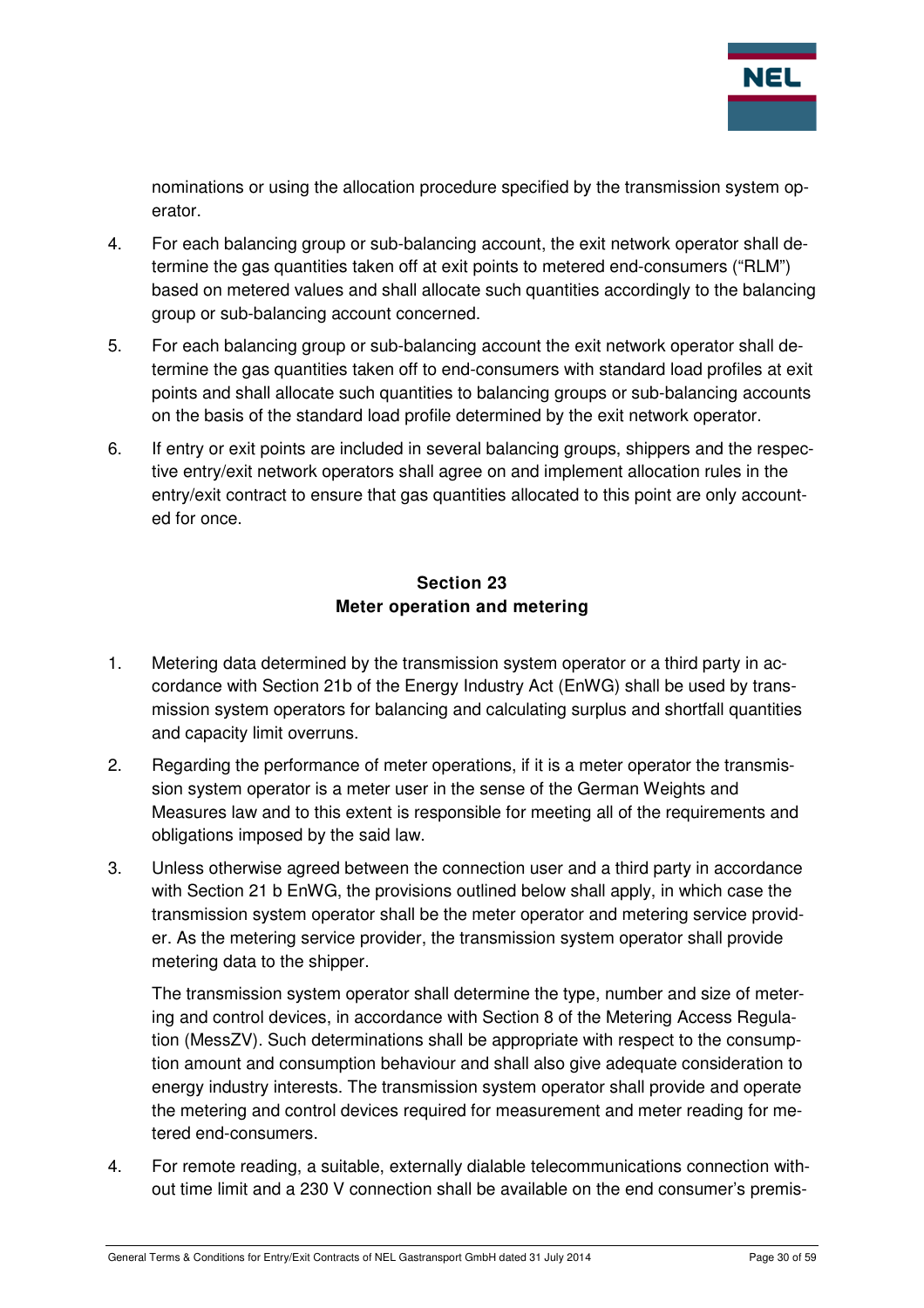nominations or using the allocation procedure specified by the transmission system operator.

4. For each balancing group or sub-balancing account, the exit network operator shall determine the gas quantities taken off at exit points to metered end-consumers ("RLM") based on metered values and shall allocate such quantities accordingly to the balancing group or sub-balancing account concerned.

5. For each balancing group or sub-balancing account the exit network operator shall determine the gas quantities taken off to end-consumers with standard load profiles at exit points and shall allocate such quantities to balancing groups or sub-balancing accounts on the basis of the standard load profile determined by the exit network operator.

6. If entry or exit points are included in several balancing groups, shippers and the respective entry/exit network operators shall agree on and implement allocation rules in the entry/exit contract to ensure that gas quantities allocated to this point are only accounted for once.

## Section 23
## Meter operation and metering

1. Metering data determined by the transmission system operator or a third party in accordance with Section 21b of the Energy Industry Act (EnWG) shall be used by transmission system operators for balancing and calculating surplus and shortfall quantities and capacity limit overruns.

2. Regarding the performance of meter operations, if it is a meter operator the transmission system operator is a meter user in the sense of the German Weights and Measures law and to this extent is responsible for meeting all of the requirements and obligations imposed by the said law.

3. Unless otherwise agreed between the connection user and a third party in accordance with Section 21 b EnWG, the provisions outlined below shall apply, in which case the transmission system operator shall be the meter operator and metering service provider. As the metering service provider, the transmission system operator shall provide metering data to the shipper.

   The transmission system operator shall determine the type, number and size of metering and control devices, in accordance with Section 8 of the Metering Access Regulation (MessZV). Such determinations shall be appropriate with respect to the consumption amount and consumption behaviour and shall also give adequate consideration to energy industry interests. The transmission system operator shall provide and operate the metering and control devices required for measurement and meter reading for metered end-consumers.

4. For remote reading, a suitable, externally dialable telecommunications connection without time limit and a 230 V connection shall be available on the end consumer's premis-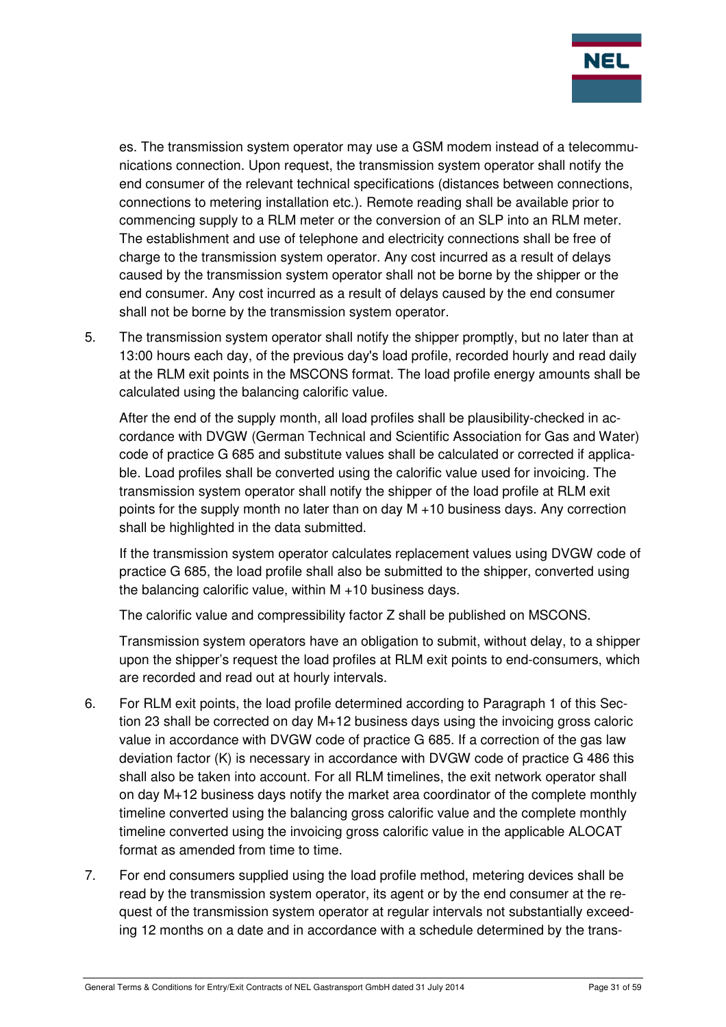es. The transmission system operator may use a GSM modem instead of a telecommunications connection. Upon request, the transmission system operator shall notify the end consumer of the relevant technical specifications (distances between connections, connections to metering installation etc.). Remote reading shall be available prior to commencing supply to a RLM meter or the conversion of an SLP into an RLM meter. The establishment and use of telephone and electricity connections shall be free of charge to the transmission system operator. Any cost incurred as a result of delays caused by the transmission system operator shall not be borne by the shipper or the end consumer. Any cost incurred as a result of delays caused by the end consumer shall not be borne by the transmission system operator.

5. The transmission system operator shall notify the shipper promptly, but no later than at 13:00 hours each day, of the previous day's load profile, recorded hourly and read daily at the RLM exit points in the MSCONS format. The load profile energy amounts shall be calculated using the balancing calorific value.

   After the end of the supply month, all load profiles shall be plausibility-checked in accordance with DVGW (German Technical and Scientific Association for Gas and Water) code of practice G 685 and substitute values shall be calculated or corrected if applicable. Load profiles shall be converted using the calorific value used for invoicing. The transmission system operator shall notify the shipper of the load profile at RLM exit points for the supply month no later than on day M +10 business days. Any correction shall be highlighted in the data submitted.

   If the transmission system operator calculates replacement values using DVGW code of practice G 685, the load profile shall also be submitted to the shipper, converted using the balancing calorific value, within M +10 business days.

   The calorific value and compressibility factor Z shall be published on MSCONS.

   Transmission system operators have an obligation to submit, without delay, to a shipper upon the shipper's request the load profiles at RLM exit points to end-consumers, which are recorded and read out at hourly intervals.

6. For RLM exit points, the load profile determined according to Paragraph 1 of this Section 23 shall be corrected on day M+12 business days using the invoicing gross caloric value in accordance with DVGW code of practice G 685. If a correction of the gas law deviation factor (K) is necessary in accordance with DVGW code of practice G 486 this shall also be taken into account. For all RLM timelines, the exit network operator shall on day M+12 business days notify the market area coordinator of the complete monthly timeline converted using the balancing gross calorific value and the complete monthly timeline converted using the invoicing gross calorific value in the applicable ALOCAT format as amended from time to time.

7. For end consumers supplied using the load profile method, metering devices shall be read by the transmission system operator, its agent or by the end consumer at the request of the transmission system operator at regular intervals not substantially exceeding 12 months on a date and in accordance with a schedule determined by the trans-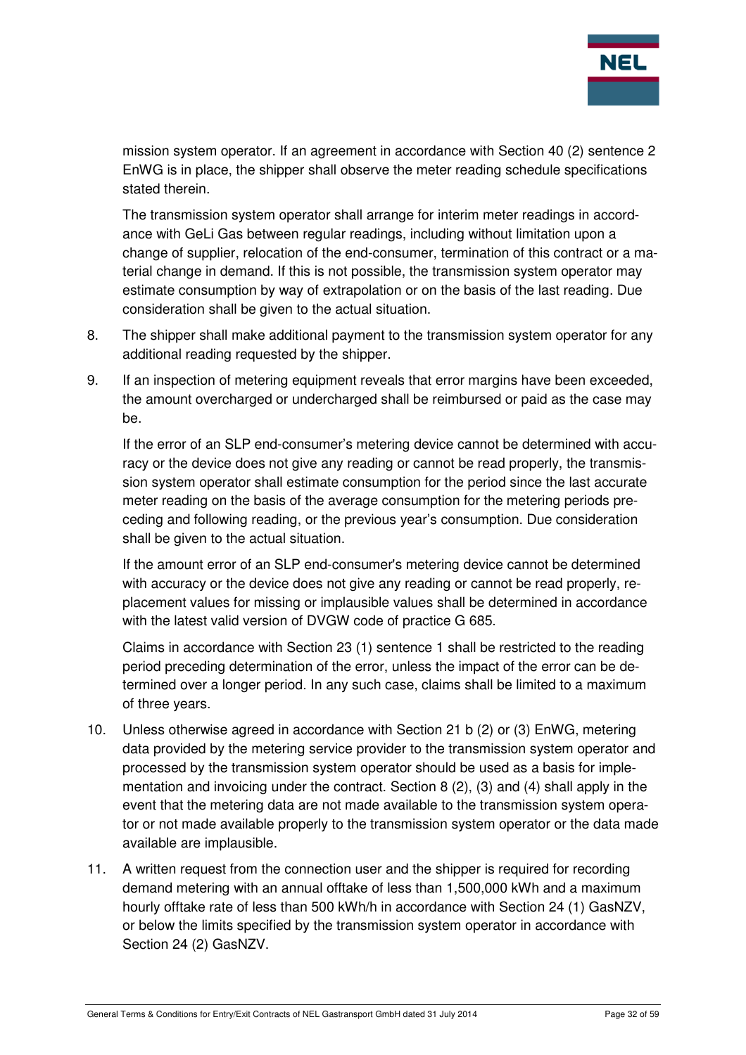mission system operator. If an agreement in accordance with Section 40 (2) sentence 2 EnWG is in place, the shipper shall observe the meter reading schedule specifications stated therein.

The transmission system operator shall arrange for interim meter readings in accordance with GeLi Gas between regular readings, including without limitation upon a change of supplier, relocation of the end-consumer, termination of this contract or a material change in demand. If this is not possible, the transmission system operator may estimate consumption by way of extrapolation or on the basis of the last reading. Due consideration shall be given to the actual situation.

8. The shipper shall make additional payment to the transmission system operator for any additional reading requested by the shipper.

9. If an inspection of metering equipment reveals that error margins have been exceeded, the amount overcharged or undercharged shall be reimbursed or paid as the case may be.

   If the error of an SLP end-consumer's metering device cannot be determined with accuracy or the device does not give any reading or cannot be read properly, the transmission system operator shall estimate consumption for the period since the last accurate meter reading on the basis of the average consumption for the metering periods preceding and following reading, or the previous year's consumption. Due consideration shall be given to the actual situation.

   If the amount error of an SLP end-consumer's metering device cannot be determined with accuracy or the device does not give any reading or cannot be read properly, replacement values for missing or implausible values shall be determined in accordance with the latest valid version of DVGW code of practice G 685.

   Claims in accordance with Section 23 (1) sentence 1 shall be restricted to the reading period preceding determination of the error, unless the impact of the error can be determined over a longer period. In any such case, claims shall be limited to a maximum of three years.

10. Unless otherwise agreed in accordance with Section 21 b (2) or (3) EnWG, metering data provided by the metering service provider to the transmission system operator and processed by the transmission system operator should be used as a basis for implementation and invoicing under the contract. Section 8 (2), (3) and (4) shall apply in the event that the metering data are not made available to the transmission system operator or not made available properly to the transmission system operator or the data made available are implausible.

11. A written request from the connection user and the shipper is required for recording demand metering with an annual offtake of less than 1,500,000 kWh and a maximum hourly offtake rate of less than 500 kWh/h in accordance with Section 24 (1) GasNZV, or below the limits specified by the transmission system operator in accordance with Section 24 (2) GasNZV.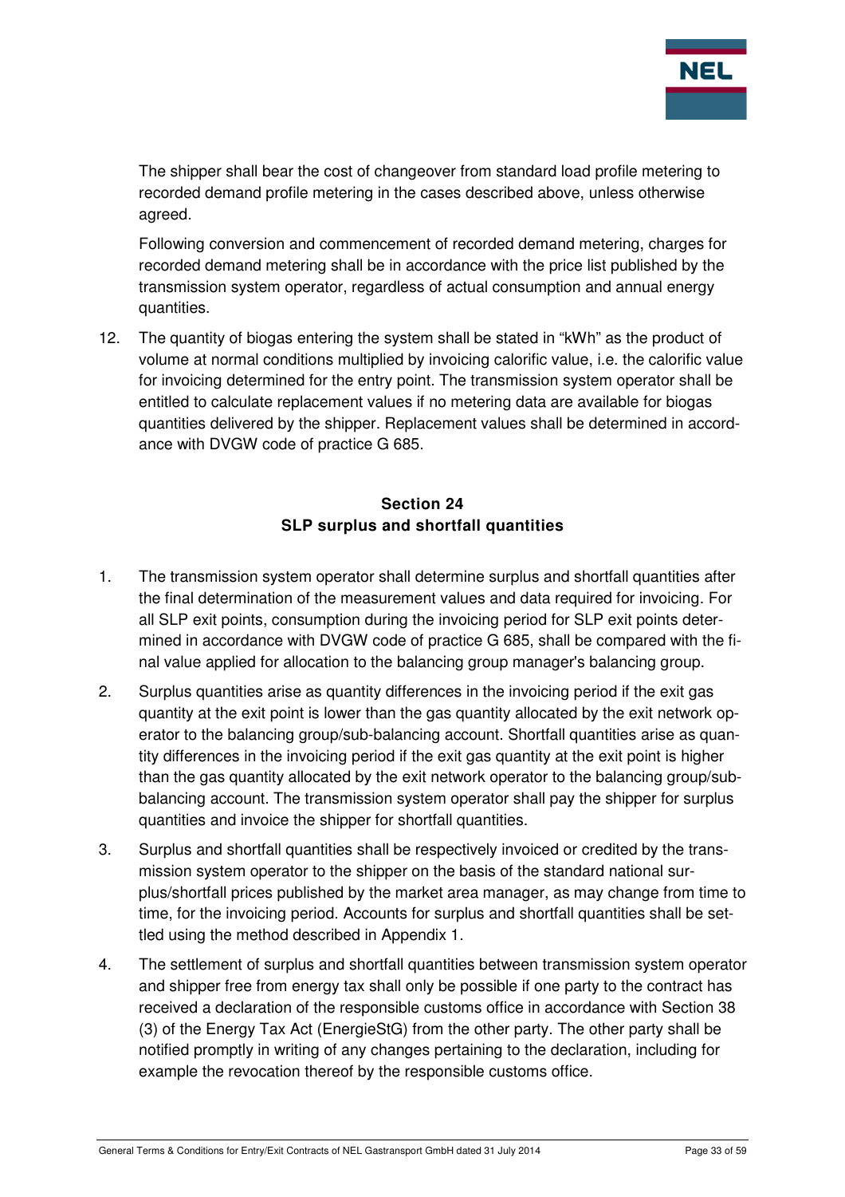The shipper shall bear the cost of changeover from standard load profile metering to recorded demand profile metering in the cases described above, unless otherwise agreed.

Following conversion and commencement of recorded demand metering, charges for recorded demand metering shall be in accordance with the price list published by the transmission system operator, regardless of actual consumption and annual energy quantities.

12. The quantity of biogas entering the system shall be stated in "kWh" as the product of volume at normal conditions multiplied by invoicing calorific value, i.e. the calorific value for invoicing determined for the entry point. The transmission system operator shall be entitled to calculate replacement values if no metering data are available for biogas quantities delivered by the shipper. Replacement values shall be determined in accordance with DVGW code of practice G 685.

## Section 24
## SLP surplus and shortfall quantities

1. The transmission system operator shall determine surplus and shortfall quantities after the final determination of the measurement values and data required for invoicing. For all SLP exit points, consumption during the invoicing period for SLP exit points determined in accordance with DVGW code of practice G 685, shall be compared with the final value applied for allocation to the balancing group manager's balancing group.

2. Surplus quantities arise as quantity differences in the invoicing period if the exit gas quantity at the exit point is lower than the gas quantity allocated by the exit network operator to the balancing group/sub-balancing account. Shortfall quantities arise as quantity differences in the invoicing period if the exit gas quantity at the exit point is higher than the gas quantity allocated by the exit network operator to the balancing group/sub-balancing account. The transmission system operator shall pay the shipper for surplus quantities and invoice the shipper for shortfall quantities.

3. Surplus and shortfall quantities shall be respectively invoiced or credited by the transmission system operator to the shipper on the basis of the standard national surplus/shortfall prices published by the market area manager, as may change from time to time, for the invoicing period. Accounts for surplus and shortfall quantities shall be settled using the method described in Appendix 1.

4. The settlement of surplus and shortfall quantities between transmission system operator and shipper free from energy tax shall only be possible if one party to the contract has received a declaration of the responsible customs office in accordance with Section 38 (3) of the Energy Tax Act (EnergieStG) from the other party. The other party shall be notified promptly in writing of any changes pertaining to the declaration, including for example the revocation thereof by the responsible customs office.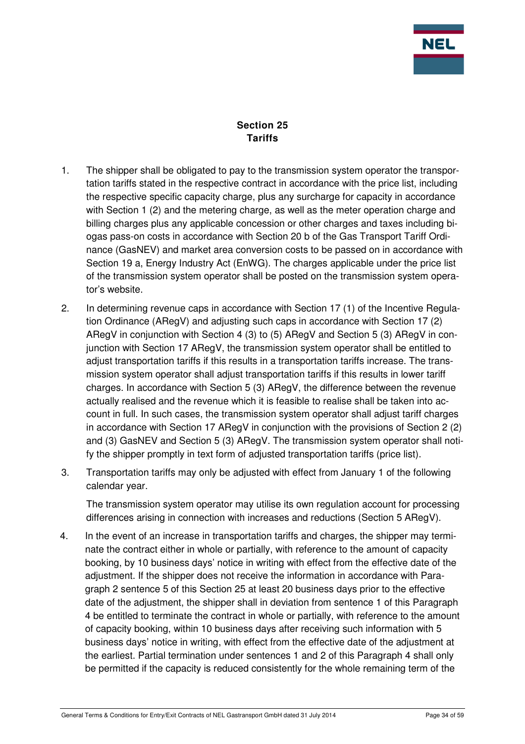## Section 25
## Tariffs

1. The shipper shall be obligated to pay to the transmission system operator the transportation tariffs stated in the respective contract in accordance with the price list, including the respective specific capacity charge, plus any surcharge for capacity in accordance with Section 1 (2) and the metering charge, as well as the meter operation charge and billing charges plus any applicable concession or other charges and taxes including biogas pass-on costs in accordance with Section 20 b of the Gas Transport Tariff Ordinance (GasNEV) and market area conversion costs to be passed on in accordance with Section 19 a, Energy Industry Act (EnWG). The charges applicable under the price list of the transmission system operator shall be posted on the transmission system operator's website.

2. In determining revenue caps in accordance with Section 17 (1) of the Incentive Regulation Ordinance (ARegV) and adjusting such caps in accordance with Section 17 (2) ARegV in conjunction with Section 4 (3) to (5) ARegV and Section 5 (3) ARegV in conjunction with Section 17 ARegV, the transmission system operator shall be entitled to adjust transportation tariffs if this results in a transportation tariffs increase. The transmission system operator shall adjust transportation tariffs if this results in lower tariff charges. In accordance with Section 5 (3) ARegV, the difference between the revenue actually realised and the revenue which it is feasible to realise shall be taken into account in full. In such cases, the transmission system operator shall adjust tariff charges in accordance with Section 17 ARegV in conjunction with the provisions of Section 2 (2) and (3) GasNEV and Section 5 (3) ARegV. The transmission system operator shall notify the shipper promptly in text form of adjusted transportation tariffs (price list).

3. Transportation tariffs may only be adjusted with effect from January 1 of the following calendar year.

   The transmission system operator may utilise its own regulation account for processing differences arising in connection with increases and reductions (Section 5 ARegV).

4. In the event of an increase in transportation tariffs and charges, the shipper may terminate the contract either in whole or partially, with reference to the amount of capacity booking, by 10 business days' notice in writing with effect from the effective date of the adjustment. If the shipper does not receive the information in accordance with Paragraph 2 sentence 5 of this Section 25 at least 20 business days prior to the effective date of the adjustment, the shipper shall in deviation from sentence 1 of this Paragraph 4 be entitled to terminate the contract in whole or partially, with reference to the amount of capacity booking, within 10 business days after receiving such information with 5 business days' notice in writing, with effect from the effective date of the adjustment at the earliest. Partial termination under sentences 1 and 2 of this Paragraph 4 shall only be permitted if the capacity is reduced consistently for the whole remaining term of the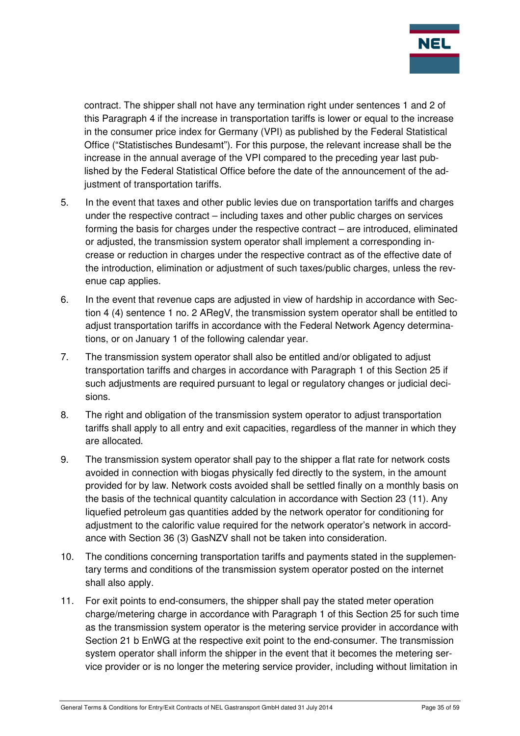contract. The shipper shall not have any termination right under sentences 1 and 2 of this Paragraph 4 if the increase in transportation tariffs is lower or equal to the increase in the consumer price index for Germany (VPI) as published by the Federal Statistical Office ("Statistisches Bundesamt"). For this purpose, the relevant increase shall be the increase in the annual average of the VPI compared to the preceding year last published by the Federal Statistical Office before the date of the announcement of the adjustment of transportation tariffs.

5. In the event that taxes and other public levies due on transportation tariffs and charges under the respective contract – including taxes and other public charges on services forming the basis for charges under the respective contract – are introduced, eliminated or adjusted, the transmission system operator shall implement a corresponding increase or reduction in charges under the respective contract as of the effective date of the introduction, elimination or adjustment of such taxes/public charges, unless the revenue cap applies.

6. In the event that revenue caps are adjusted in view of hardship in accordance with Section 4 (4) sentence 1 no. 2 ARegV, the transmission system operator shall be entitled to adjust transportation tariffs in accordance with the Federal Network Agency determinations, or on January 1 of the following calendar year.

7. The transmission system operator shall also be entitled and/or obligated to adjust transportation tariffs and charges in accordance with Paragraph 1 of this Section 25 if such adjustments are required pursuant to legal or regulatory changes or judicial decisions.

8. The right and obligation of the transmission system operator to adjust transportation tariffs shall apply to all entry and exit capacities, regardless of the manner in which they are allocated.

9. The transmission system operator shall pay to the shipper a flat rate for network costs avoided in connection with biogas physically fed directly to the system, in the amount provided for by law. Network costs avoided shall be settled finally on a monthly basis on the basis of the technical quantity calculation in accordance with Section 23 (11). Any liquefied petroleum gas quantities added by the network operator for conditioning for adjustment to the calorific value required for the network operator's network in accordance with Section 36 (3) GasNZV shall not be taken into consideration.

10. The conditions concerning transportation tariffs and payments stated in the supplementary terms and conditions of the transmission system operator posted on the internet shall also apply.

11. For exit points to end-consumers, the shipper shall pay the stated meter operation charge/metering charge in accordance with Paragraph 1 of this Section 25 for such time as the transmission system operator is the metering service provider in accordance with Section 21 b EnWG at the respective exit point to the end-consumer. The transmission system operator shall inform the shipper in the event that it becomes the metering service provider or is no longer the metering service provider, including without limitation in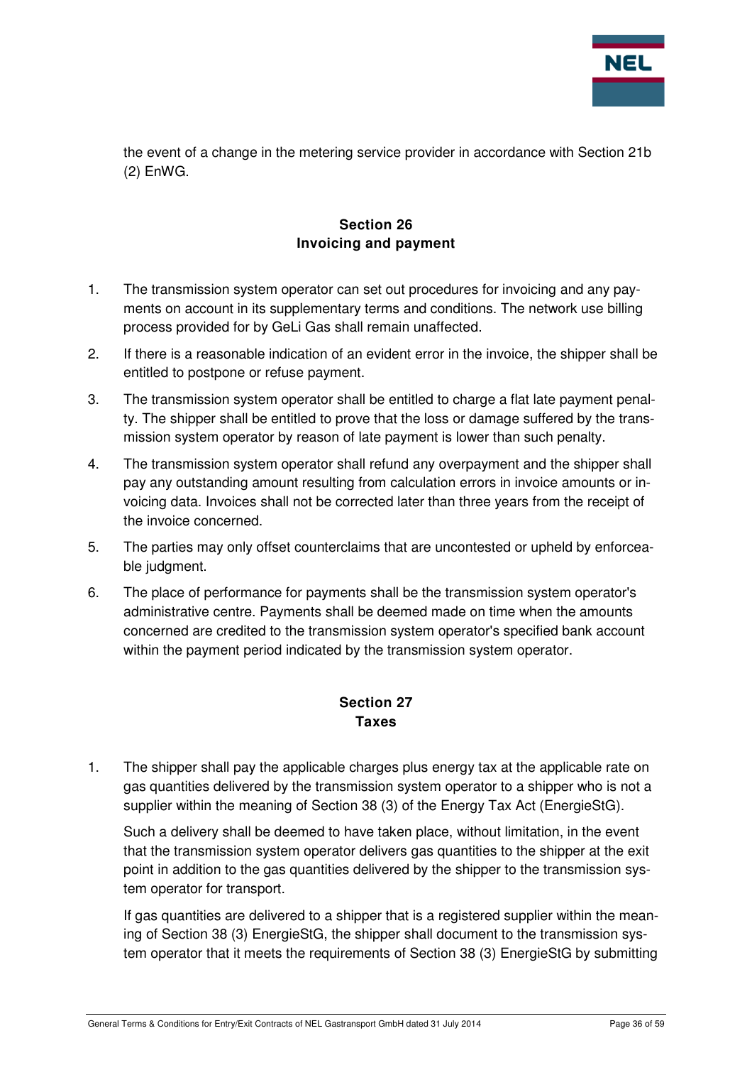the event of a change in the metering service provider in accordance with Section 21b (2) EnWG.

## Section 26
## Invoicing and payment

1. The transmission system operator can set out procedures for invoicing and any payments on account in its supplementary terms and conditions. The network use billing process provided for by GeLi Gas shall remain unaffected.
2. If there is a reasonable indication of an evident error in the invoice, the shipper shall be entitled to postpone or refuse payment.
3. The transmission system operator shall be entitled to charge a flat late payment penalty. The shipper shall be entitled to prove that the loss or damage suffered by the transmission system operator by reason of late payment is lower than such penalty.
4. The transmission system operator shall refund any overpayment and the shipper shall pay any outstanding amount resulting from calculation errors in invoice amounts or invoicing data. Invoices shall not be corrected later than three years from the receipt of the invoice concerned.
5. The parties may only offset counterclaims that are uncontested or upheld by enforceable judgment.
6. The place of performance for payments shall be the transmission system operator's administrative centre. Payments shall be deemed made on time when the amounts concerned are credited to the transmission system operator's specified bank account within the payment period indicated by the transmission system operator.

## Section 27
## Taxes

1. The shipper shall pay the applicable charges plus energy tax at the applicable rate on gas quantities delivered by the transmission system operator to a shipper who is not a supplier within the meaning of Section 38 (3) of the Energy Tax Act (EnergieStG).

   Such a delivery shall be deemed to have taken place, without limitation, in the event that the transmission system operator delivers gas quantities to the shipper at the exit point in addition to the gas quantities delivered by the shipper to the transmission system operator for transport.

   If gas quantities are delivered to a shipper that is a registered supplier within the meaning of Section 38 (3) EnergieStG, the shipper shall document to the transmission system operator that it meets the requirements of Section 38 (3) EnergieStG by submitting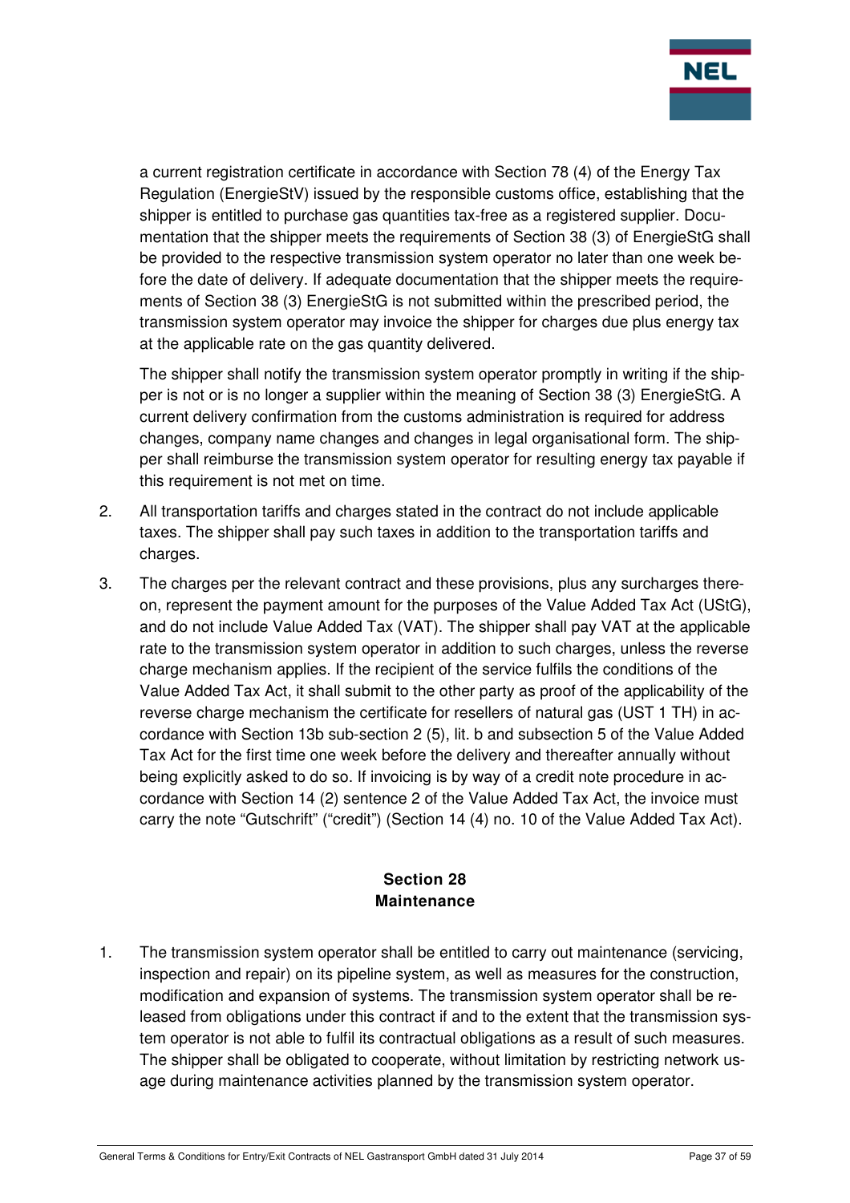a current registration certificate in accordance with Section 78 (4) of the Energy Tax Regulation (EnergieStV) issued by the responsible customs office, establishing that the shipper is entitled to purchase gas quantities tax-free as a registered supplier. Documentation that the shipper meets the requirements of Section 38 (3) of EnergieStG shall be provided to the respective transmission system operator no later than one week before the date of delivery. If adequate documentation that the shipper meets the requirements of Section 38 (3) EnergieStG is not submitted within the prescribed period, the transmission system operator may invoice the shipper for charges due plus energy tax at the applicable rate on the gas quantity delivered.

The shipper shall notify the transmission system operator promptly in writing if the shipper is not or is no longer a supplier within the meaning of Section 38 (3) EnergieStG. A current delivery confirmation from the customs administration is required for address changes, company name changes and changes in legal organisational form. The shipper shall reimburse the transmission system operator for resulting energy tax payable if this requirement is not met on time.

2. All transportation tariffs and charges stated in the contract do not include applicable taxes. The shipper shall pay such taxes in addition to the transportation tariffs and charges.

3. The charges per the relevant contract and these provisions, plus any surcharges thereon, represent the payment amount for the purposes of the Value Added Tax Act (UStG), and do not include Value Added Tax (VAT). The shipper shall pay VAT at the applicable rate to the transmission system operator in addition to such charges, unless the reverse charge mechanism applies. If the recipient of the service fulfils the conditions of the Value Added Tax Act, it shall submit to the other party as proof of the applicability of the reverse charge mechanism the certificate for resellers of natural gas (UST 1 TH) in accordance with Section 13b sub-section 2 (5), lit. b and subsection 5 of the Value Added Tax Act for the first time one week before the delivery and thereafter annually without being explicitly asked to do so. If invoicing is by way of a credit note procedure in accordance with Section 14 (2) sentence 2 of the Value Added Tax Act, the invoice must carry the note "Gutschrift" ("credit") (Section 14 (4) no. 10 of the Value Added Tax Act).

## Section 28
## Maintenance

1. The transmission system operator shall be entitled to carry out maintenance (servicing, inspection and repair) on its pipeline system, as well as measures for the construction, modification and expansion of systems. The transmission system operator shall be released from obligations under this contract if and to the extent that the transmission system operator is not able to fulfil its contractual obligations as a result of such measures. The shipper shall be obligated to cooperate, without limitation by restricting network usage during maintenance activities planned by the transmission system operator.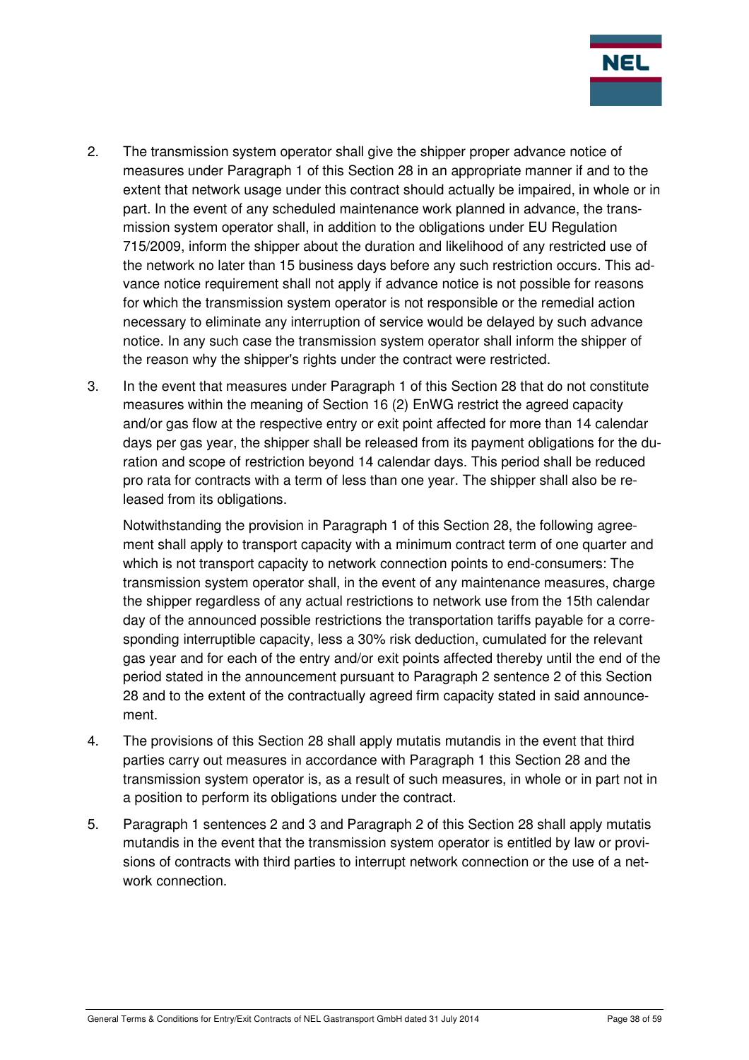2. The transmission system operator shall give the shipper proper advance notice of measures under Paragraph 1 of this Section 28 in an appropriate manner if and to the extent that network usage under this contract should actually be impaired, in whole or in part. In the event of any scheduled maintenance work planned in advance, the transmission system operator shall, in addition to the obligations under EU Regulation 715/2009, inform the shipper about the duration and likelihood of any restricted use of the network no later than 15 business days before any such restriction occurs. This advance notice requirement shall not apply if advance notice is not possible for reasons for which the transmission system operator is not responsible or the remedial action necessary to eliminate any interruption of service would be delayed by such advance notice. In any such case the transmission system operator shall inform the shipper of the reason why the shipper's rights under the contract were restricted.

3. In the event that measures under Paragraph 1 of this Section 28 that do not constitute measures within the meaning of Section 16 (2) EnWG restrict the agreed capacity and/or gas flow at the respective entry or exit point affected for more than 14 calendar days per gas year, the shipper shall be released from its payment obligations for the duration and scope of restriction beyond 14 calendar days. This period shall be reduced pro rata for contracts with a term of less than one year. The shipper shall also be released from its obligations.

   Notwithstanding the provision in Paragraph 1 of this Section 28, the following agreement shall apply to transport capacity with a minimum contract term of one quarter and which is not transport capacity to network connection points to end-consumers: The transmission system operator shall, in the event of any maintenance measures, charge the shipper regardless of any actual restrictions to network use from the 15th calendar day of the announced possible restrictions the transportation tariffs payable for a corresponding interruptible capacity, less a 30% risk deduction, cumulated for the relevant gas year and for each of the entry and/or exit points affected thereby until the end of the period stated in the announcement pursuant to Paragraph 2 sentence 2 of this Section 28 and to the extent of the contractually agreed firm capacity stated in said announcement.

4. The provisions of this Section 28 shall apply mutatis mutandis in the event that third parties carry out measures in accordance with Paragraph 1 this Section 28 and the transmission system operator is, as a result of such measures, in whole or in part not in a position to perform its obligations under the contract.

5. Paragraph 1 sentences 2 and 3 and Paragraph 2 of this Section 28 shall apply mutatis mutandis in the event that the transmission system operator is entitled by law or provisions of contracts with third parties to interrupt network connection or the use of a network connection.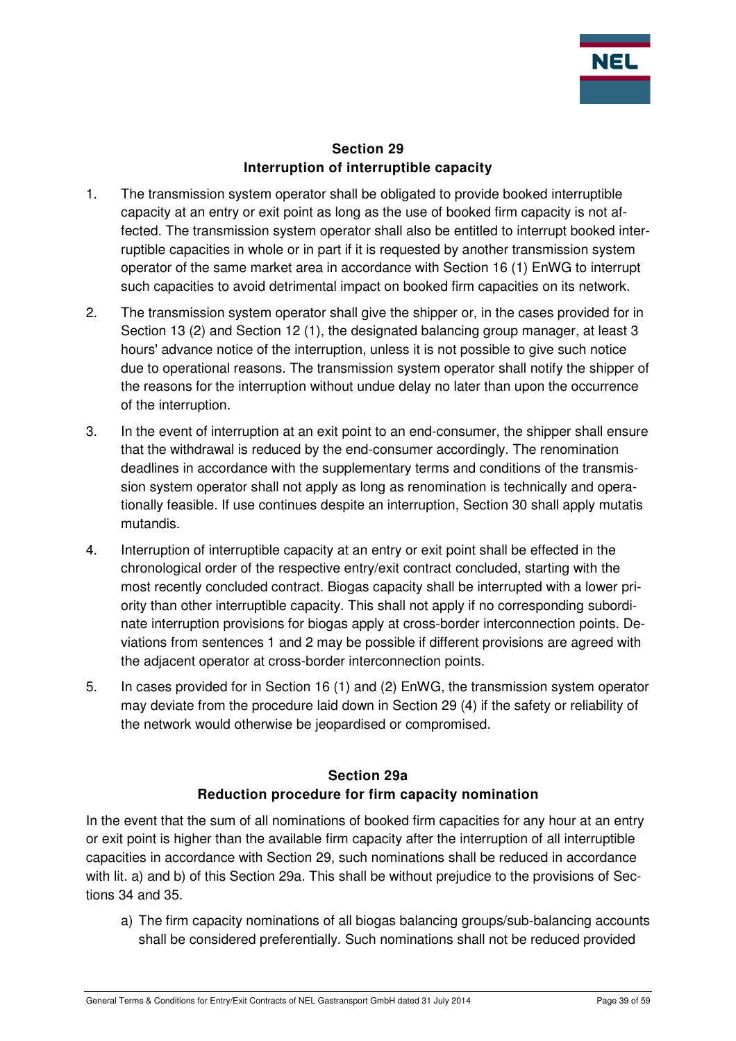## Section 29
## Interruption of interruptible capacity

1. The transmission system operator shall be obligated to provide booked interruptible capacity at an entry or exit point as long as the use of booked firm capacity is not affected. The transmission system operator shall also be entitled to interrupt booked interruptible capacities in whole or in part if it is requested by another transmission system operator of the same market area in accordance with Section 16 (1) EnWG to interrupt such capacities to avoid detrimental impact on booked firm capacities on its network.

2. The transmission system operator shall give the shipper or, in the cases provided for in Section 13 (2) and Section 12 (1), the designated balancing group manager, at least 3 hours' advance notice of the interruption, unless it is not possible to give such notice due to operational reasons. The transmission system operator shall notify the shipper of the reasons for the interruption without undue delay no later than upon the occurrence of the interruption.

3. In the event of interruption at an exit point to an end-consumer, the shipper shall ensure that the withdrawal is reduced by the end-consumer accordingly. The renomination deadlines in accordance with the supplementary terms and conditions of the transmission system operator shall not apply as long as renomination is technically and operationally feasible. If use continues despite an interruption, Section 30 shall apply mutatis mutandis.

4. Interruption of interruptible capacity at an entry or exit point shall be effected in the chronological order of the respective entry/exit contract concluded, starting with the most recently concluded contract. Biogas capacity shall be interrupted with a lower priority than other interruptible capacity. This shall not apply if no corresponding subordinate interruption provisions for biogas apply at cross-border interconnection points. Deviations from sentences 1 and 2 may be possible if different provisions are agreed with the adjacent operator at cross-border interconnection points.

5. In cases provided for in Section 16 (1) and (2) EnWG, the transmission system operator may deviate from the procedure laid down in Section 29 (4) if the safety or reliability of the network would otherwise be jeopardised or compromised.

## Section 29a
## Reduction procedure for firm capacity nomination

In the event that the sum of all nominations of booked firm capacities for any hour at an entry or exit point is higher than the available firm capacity after the interruption of all interruptible capacities in accordance with Section 29, such nominations shall be reduced in accordance with lit. a) and b) of this Section 29a. This shall be without prejudice to the provisions of Sections 34 and 35.

a) The firm capacity nominations of all biogas balancing groups/sub-balancing accounts shall be considered preferentially. Such nominations shall not be reduced provided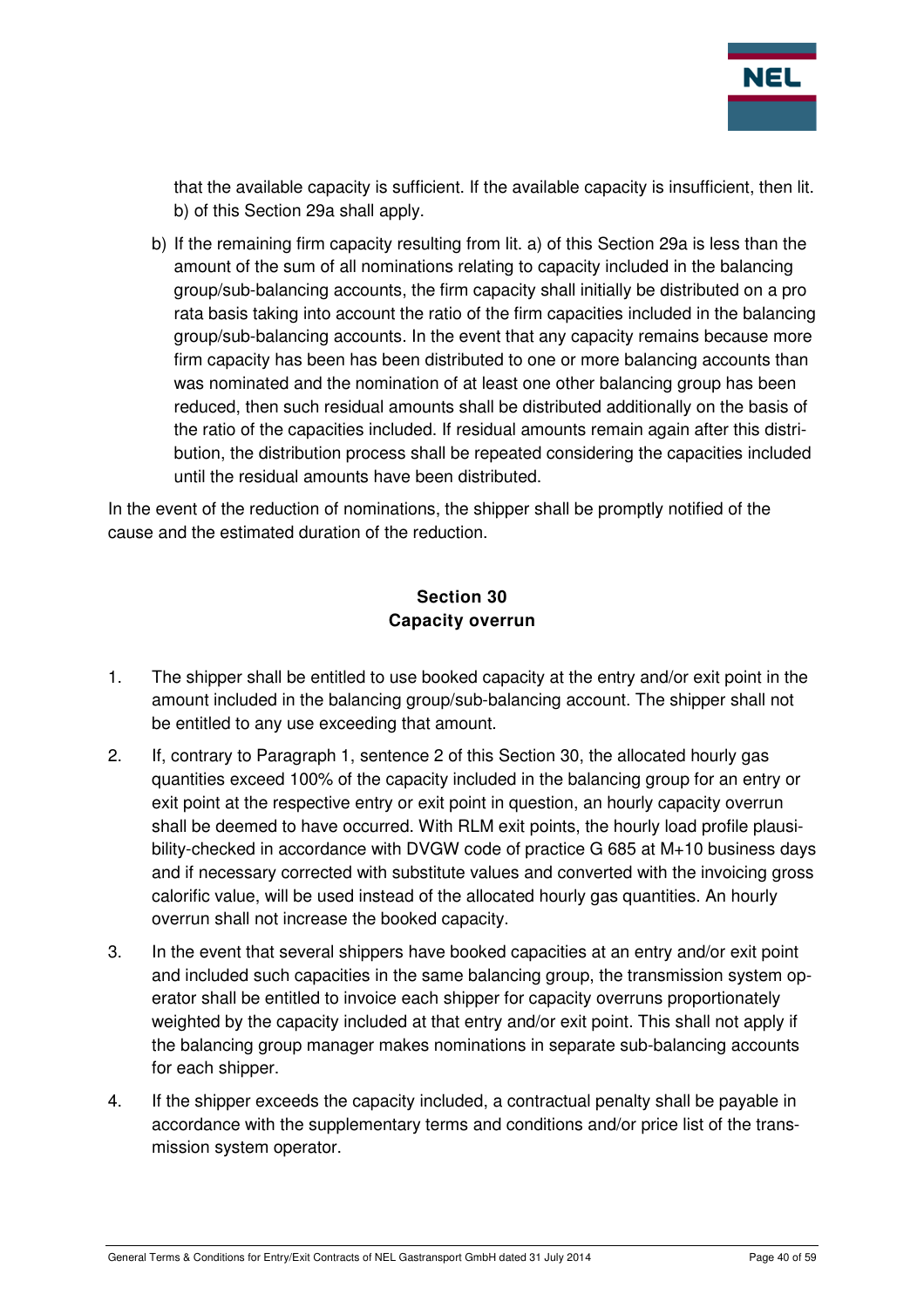that the available capacity is sufficient. If the available capacity is insufficient, then lit. b) of this Section 29a shall apply.

b) If the remaining firm capacity resulting from lit. a) of this Section 29a is less than the amount of the sum of all nominations relating to capacity included in the balancing group/sub-balancing accounts, the firm capacity shall initially be distributed on a pro rata basis taking into account the ratio of the firm capacities included in the balancing group/sub-balancing accounts. In the event that any capacity remains because more firm capacity has been has been distributed to one or more balancing accounts than was nominated and the nomination of at least one other balancing group has been reduced, then such residual amounts shall be distributed additionally on the basis of the ratio of the capacities included. If residual amounts remain again after this distribution, the distribution process shall be repeated considering the capacities included until the residual amounts have been distributed.

In the event of the reduction of nominations, the shipper shall be promptly notified of the cause and the estimated duration of the reduction.

## Section 30
## Capacity overrun

1. The shipper shall be entitled to use booked capacity at the entry and/or exit point in the amount included in the balancing group/sub-balancing account. The shipper shall not be entitled to any use exceeding that amount.

2. If, contrary to Paragraph 1, sentence 2 of this Section 30, the allocated hourly gas quantities exceed 100% of the capacity included in the balancing group for an entry or exit point at the respective entry or exit point in question, an hourly capacity overrun shall be deemed to have occurred. With RLM exit points, the hourly load profile plausibility-checked in accordance with DVGW code of practice G 685 at M+10 business days and if necessary corrected with substitute values and converted with the invoicing gross calorific value, will be used instead of the allocated hourly gas quantities. An hourly overrun shall not increase the booked capacity.

3. In the event that several shippers have booked capacities at an entry and/or exit point and included such capacities in the same balancing group, the transmission system operator shall be entitled to invoice each shipper for capacity overruns proportionately weighted by the capacity included at that entry and/or exit point. This shall not apply if the balancing group manager makes nominations in separate sub-balancing accounts for each shipper.

4. If the shipper exceeds the capacity included, a contractual penalty shall be payable in accordance with the supplementary terms and conditions and/or price list of the transmission system operator.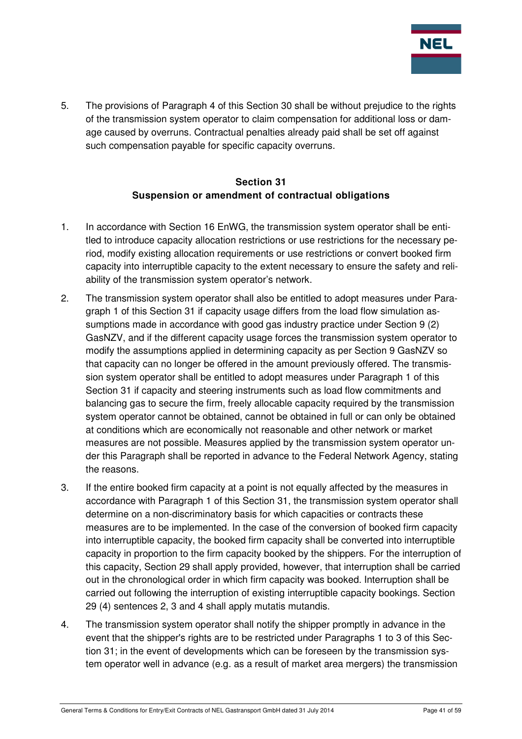5. The provisions of Paragraph 4 of this Section 30 shall be without prejudice to the rights of the transmission system operator to claim compensation for additional loss or damage caused by overruns. Contractual penalties already paid shall be set off against such compensation payable for specific capacity overruns.

## Section 31
## Suspension or amendment of contractual obligations

1. In accordance with Section 16 EnWG, the transmission system operator shall be entitled to introduce capacity allocation restrictions or use restrictions for the necessary period, modify existing allocation requirements or use restrictions or convert booked firm capacity into interruptible capacity to the extent necessary to ensure the safety and reliability of the transmission system operator's network.

2. The transmission system operator shall also be entitled to adopt measures under Paragraph 1 of this Section 31 if capacity usage differs from the load flow simulation assumptions made in accordance with good gas industry practice under Section 9 (2) GasNZV, and if the different capacity usage forces the transmission system operator to modify the assumptions applied in determining capacity as per Section 9 GasNZV so that capacity can no longer be offered in the amount previously offered. The transmission system operator shall be entitled to adopt measures under Paragraph 1 of this Section 31 if capacity and steering instruments such as load flow commitments and balancing gas to secure the firm, freely allocable capacity required by the transmission system operator cannot be obtained, cannot be obtained in full or can only be obtained at conditions which are economically not reasonable and other network or market measures are not possible. Measures applied by the transmission system operator under this Paragraph shall be reported in advance to the Federal Network Agency, stating the reasons.

3. If the entire booked firm capacity at a point is not equally affected by the measures in accordance with Paragraph 1 of this Section 31, the transmission system operator shall determine on a non-discriminatory basis for which capacities or contracts these measures are to be implemented. In the case of the conversion of booked firm capacity into interruptible capacity, the booked firm capacity shall be converted into interruptible capacity in proportion to the firm capacity booked by the shippers. For the interruption of this capacity, Section 29 shall apply provided, however, that interruption shall be carried out in the chronological order in which firm capacity was booked. Interruption shall be carried out following the interruption of existing interruptible capacity bookings. Section 29 (4) sentences 2, 3 and 4 shall apply mutatis mutandis.

4. The transmission system operator shall notify the shipper promptly in advance in the event that the shipper's rights are to be restricted under Paragraphs 1 to 3 of this Section 31; in the event of developments which can be foreseen by the transmission system operator well in advance (e.g. as a result of market area mergers) the transmission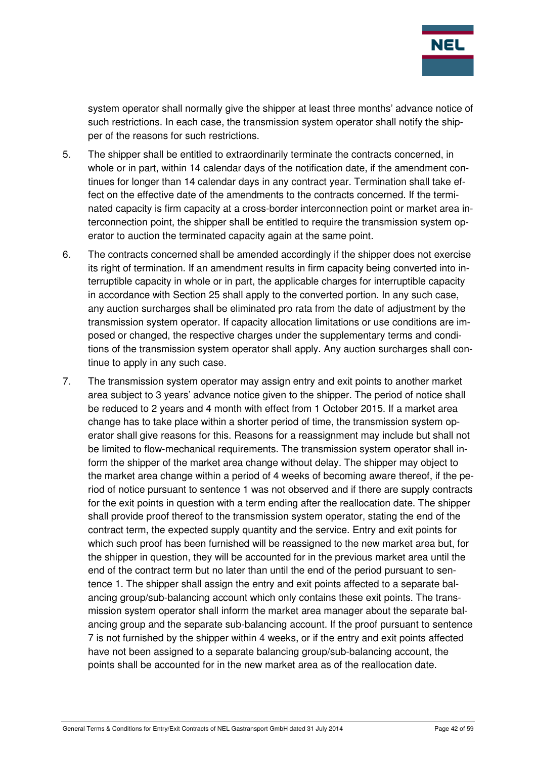system operator shall normally give the shipper at least three months' advance notice of such restrictions. In each case, the transmission system operator shall notify the shipper of the reasons for such restrictions.

5. The shipper shall be entitled to extraordinarily terminate the contracts concerned, in whole or in part, within 14 calendar days of the notification date, if the amendment continues for longer than 14 calendar days in any contract year. Termination shall take effect on the effective date of the amendments to the contracts concerned. If the terminated capacity is firm capacity at a cross-border interconnection point or market area interconnection point, the shipper shall be entitled to require the transmission system operator to auction the terminated capacity again at the same point.

6. The contracts concerned shall be amended accordingly if the shipper does not exercise its right of termination. If an amendment results in firm capacity being converted into interruptible capacity in whole or in part, the applicable charges for interruptible capacity in accordance with Section 25 shall apply to the converted portion. In any such case, any auction surcharges shall be eliminated pro rata from the date of adjustment by the transmission system operator. If capacity allocation limitations or use conditions are imposed or changed, the respective charges under the supplementary terms and conditions of the transmission system operator shall apply. Any auction surcharges shall continue to apply in any such case.

7. The transmission system operator may assign entry and exit points to another market area subject to 3 years' advance notice given to the shipper. The period of notice shall be reduced to 2 years and 4 month with effect from 1 October 2015. If a market area change has to take place within a shorter period of time, the transmission system operator shall give reasons for this. Reasons for a reassignment may include but shall not be limited to flow-mechanical requirements. The transmission system operator shall inform the shipper of the market area change without delay. The shipper may object to the market area change within a period of 4 weeks of becoming aware thereof, if the period of notice pursuant to sentence 1 was not observed and if there are supply contracts for the exit points in question with a term ending after the reallocation date. The shipper shall provide proof thereof to the transmission system operator, stating the end of the contract term, the expected supply quantity and the service. Entry and exit points for which such proof has been furnished will be reassigned to the new market area but, for the shipper in question, they will be accounted for in the previous market area until the end of the contract term but no later than until the end of the period pursuant to sentence 1. The shipper shall assign the entry and exit points affected to a separate balancing group/sub-balancing account which only contains these exit points. The transmission system operator shall inform the market area manager about the separate balancing group and the separate sub-balancing account. If the proof pursuant to sentence 7 is not furnished by the shipper within 4 weeks, or if the entry and exit points affected have not been assigned to a separate balancing group/sub-balancing account, the points shall be accounted for in the new market area as of the reallocation date.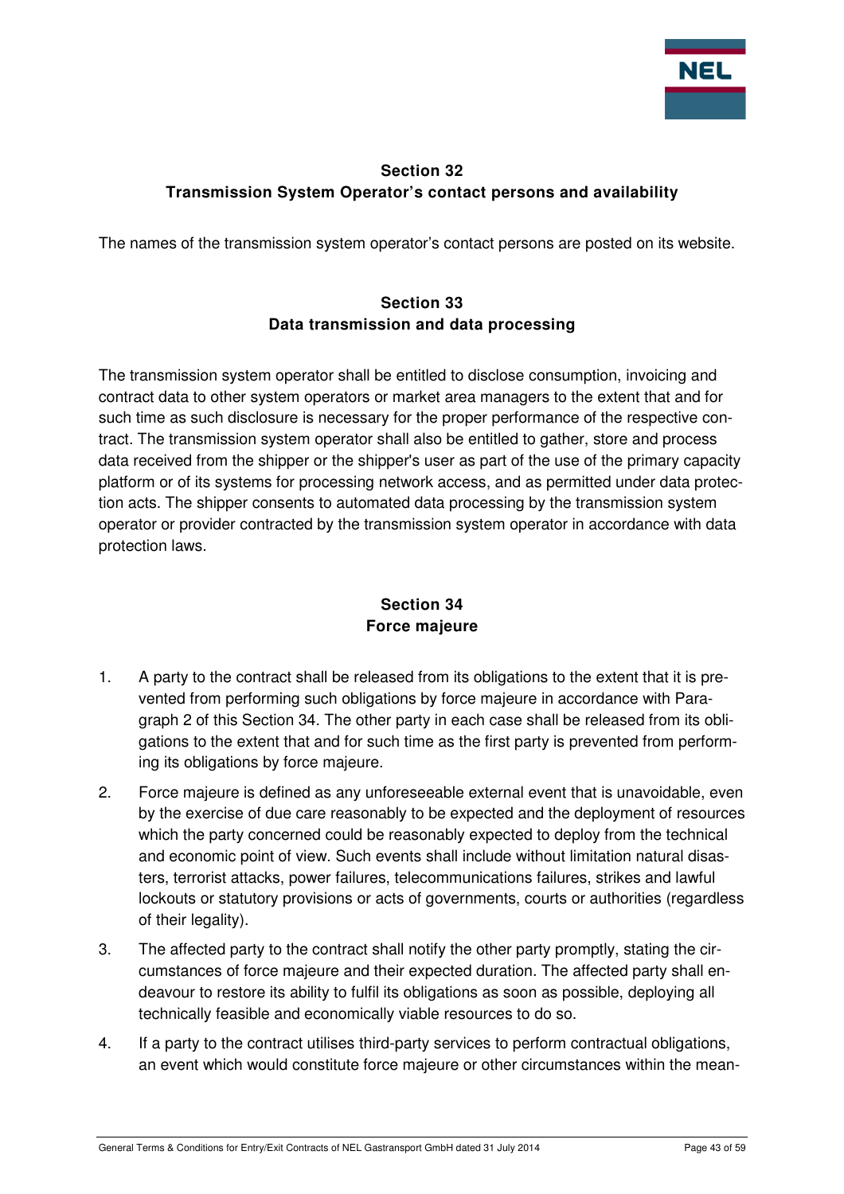## Section 32
## Transmission System Operator's contact persons and availability

The names of the transmission system operator's contact persons are posted on its website.

## Section 33
## Data transmission and data processing

The transmission system operator shall be entitled to disclose consumption, invoicing and contract data to other system operators or market area managers to the extent that and for such time as such disclosure is necessary for the proper performance of the respective contract. The transmission system operator shall also be entitled to gather, store and process data received from the shipper or the shipper's user as part of the use of the primary capacity platform or of its systems for processing network access, and as permitted under data protection acts. The shipper consents to automated data processing by the transmission system operator or provider contracted by the transmission system operator in accordance with data protection laws.

## Section 34
## Force majeure

1. A party to the contract shall be released from its obligations to the extent that it is prevented from performing such obligations by force majeure in accordance with Paragraph 2 of this Section 34. The other party in each case shall be released from its obligations to the extent that and for such time as the first party is prevented from performing its obligations by force majeure.

2. Force majeure is defined as any unforeseeable external event that is unavoidable, even by the exercise of due care reasonably to be expected and the deployment of resources which the party concerned could be reasonably expected to deploy from the technical and economic point of view. Such events shall include without limitation natural disasters, terrorist attacks, power failures, telecommunications failures, strikes and lawful lockouts or statutory provisions or acts of governments, courts or authorities (regardless of their legality).

3. The affected party to the contract shall notify the other party promptly, stating the circumstances of force majeure and their expected duration. The affected party shall endeavour to restore its ability to fulfil its obligations as soon as possible, deploying all technically feasible and economically viable resources to do so.

4. If a party to the contract utilises third-party services to perform contractual obligations, an event which would constitute force majeure or other circumstances within the mean-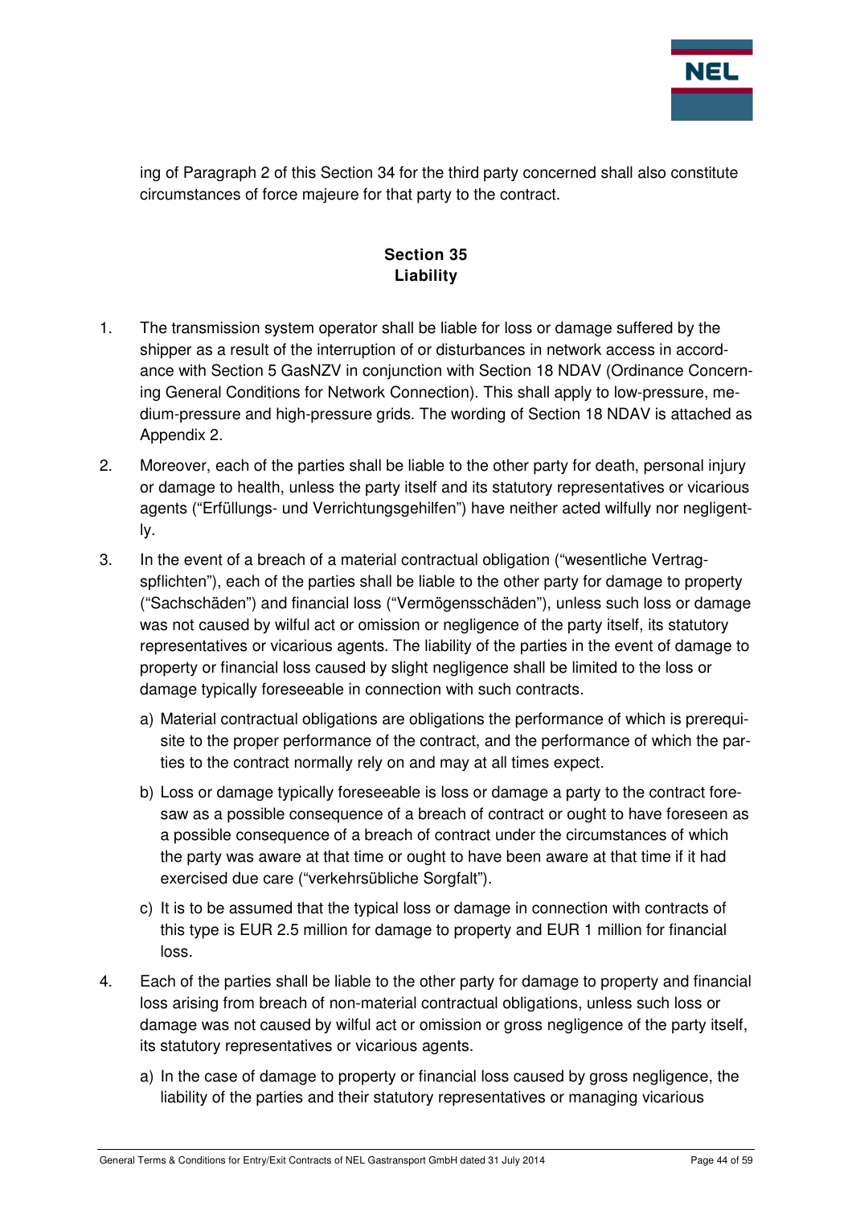ing of Paragraph 2 of this Section 34 for the third party concerned shall also constitute circumstances of force majeure for that party to the contract.

## Section 35
## Liability

1. The transmission system operator shall be liable for loss or damage suffered by the shipper as a result of the interruption of or disturbances in network access in accordance with Section 5 GasNZV in conjunction with Section 18 NDAV (Ordinance Concerning General Conditions for Network Connection). This shall apply to low-pressure, medium-pressure and high-pressure grids. The wording of Section 18 NDAV is attached as Appendix 2.

2. Moreover, each of the parties shall be liable to the other party for death, personal injury or damage to health, unless the party itself and its statutory representatives or vicarious agents ("Erfüllungs- und Verrichtungsgehilfen") have neither acted wilfully nor negligently.

3. In the event of a breach of a material contractual obligation ("wesentliche Vertragspflichten"), each of the parties shall be liable to the other party for damage to property ("Sachschäden") and financial loss ("Vermögensschäden"), unless such loss or damage was not caused by wilful act or omission or negligence of the party itself, its statutory representatives or vicarious agents. The liability of the parties in the event of damage to property or financial loss caused by slight negligence shall be limited to the loss or damage typically foreseeable in connection with such contracts.

   a) Material contractual obligations are obligations the performance of which is prerequisite to the proper performance of the contract, and the performance of which the parties to the contract normally rely on and may at all times expect.

   b) Loss or damage typically foreseeable is loss or damage a party to the contract foresaw as a possible consequence of a breach of contract or ought to have foreseen as a possible consequence of a breach of contract under the circumstances of which the party was aware at that time or ought to have been aware at that time if it had exercised due care ("verkehrsübliche Sorgfalt").

   c) It is to be assumed that the typical loss or damage in connection with contracts of this type is EUR 2.5 million for damage to property and EUR 1 million for financial loss.

4. Each of the parties shall be liable to the other party for damage to property and financial loss arising from breach of non-material contractual obligations, unless such loss or damage was not caused by wilful act or omission or gross negligence of the party itself, its statutory representatives or vicarious agents.

   a) In the case of damage to property or financial loss caused by gross negligence, the liability of the parties and their statutory representatives or managing vicarious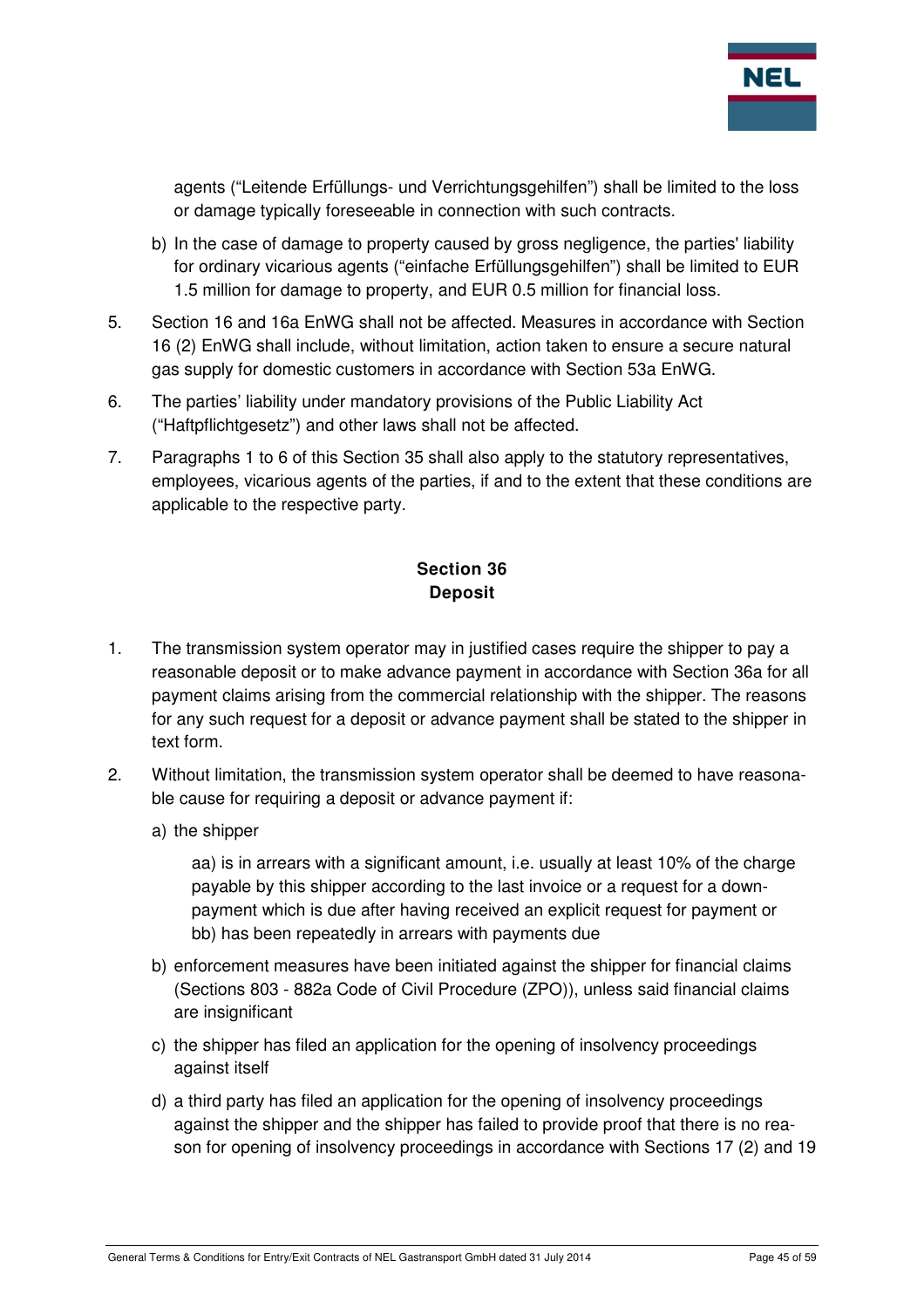agents ("Leitende Erfüllungs- und Verrichtungsgehilfen") shall be limited to the loss or damage typically foreseeable in connection with such contracts.

b) In the case of damage to property caused by gross negligence, the parties' liability for ordinary vicarious agents ("einfache Erfüllungsgehilfen") shall be limited to EUR 1.5 million for damage to property, and EUR 0.5 million for financial loss.

5. Section 16 and 16a EnWG shall not be affected. Measures in accordance with Section 16 (2) EnWG shall include, without limitation, action taken to ensure a secure natural gas supply for domestic customers in accordance with Section 53a EnWG.

6. The parties' liability under mandatory provisions of the Public Liability Act ("Haftpflichtgesetz") and other laws shall not be affected.

7. Paragraphs 1 to 6 of this Section 35 shall also apply to the statutory representatives, employees, vicarious agents of the parties, if and to the extent that these conditions are applicable to the respective party.

## Section 36
## Deposit

1. The transmission system operator may in justified cases require the shipper to pay a reasonable deposit or to make advance payment in accordance with Section 36a for all payment claims arising from the commercial relationship with the shipper. The reasons for any such request for a deposit or advance payment shall be stated to the shipper in text form.

2. Without limitation, the transmission system operator shall be deemed to have reasonable cause for requiring a deposit or advance payment if:

   a) the shipper

      aa) is in arrears with a significant amount, i.e. usually at least 10% of the charge payable by this shipper according to the last invoice or a request for a down-payment which is due after having received an explicit request for payment or
      bb) has been repeatedly in arrears with payments due

   b) enforcement measures have been initiated against the shipper for financial claims (Sections 803 - 882a Code of Civil Procedure (ZPO)), unless said financial claims are insignificant

   c) the shipper has filed an application for the opening of insolvency proceedings against itself

   d) a third party has filed an application for the opening of insolvency proceedings against the shipper and the shipper has failed to provide proof that there is no reason for opening of insolvency proceedings in accordance with Sections 17 (2) and 19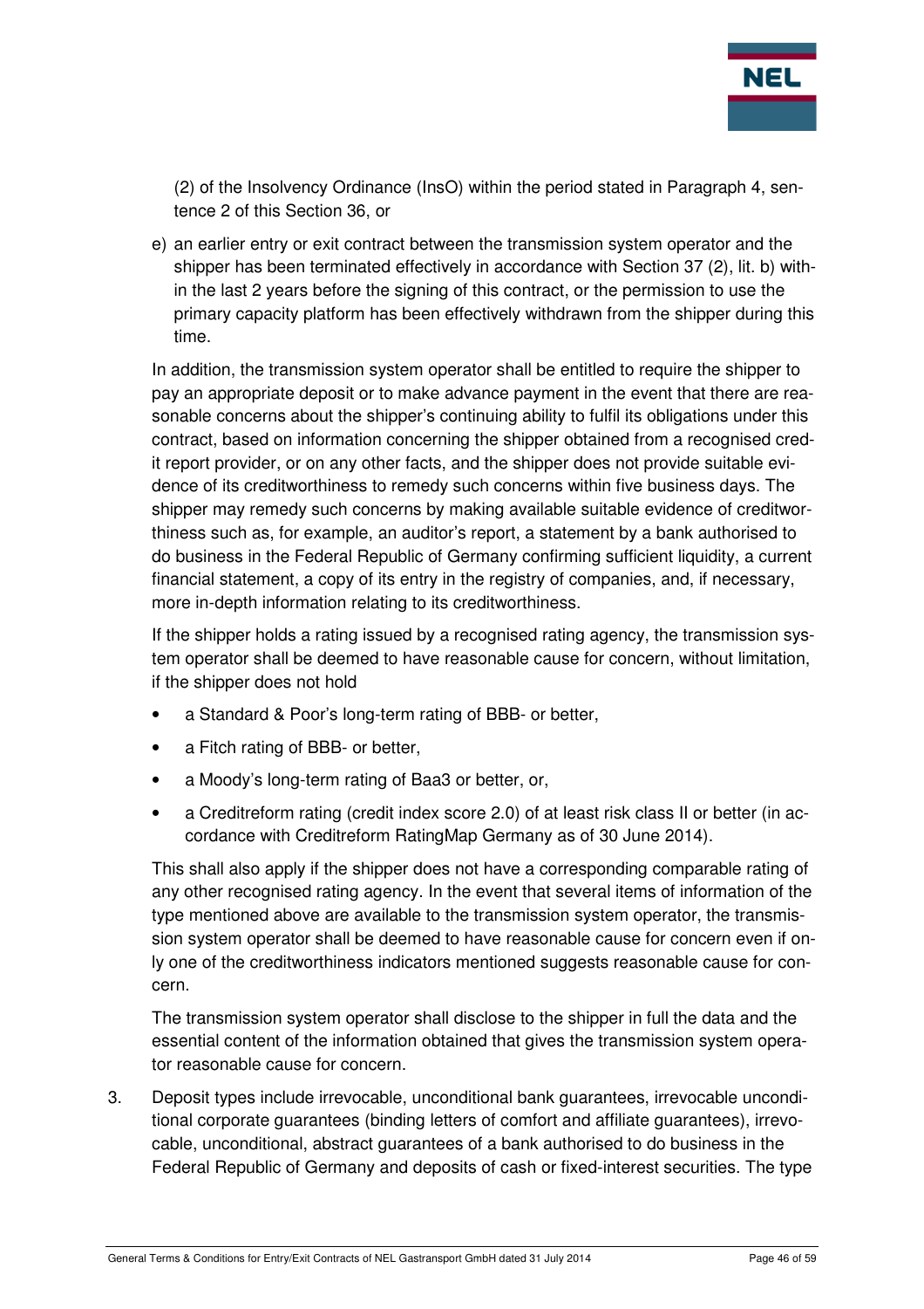(2) of the Insolvency Ordinance (InsO) within the period stated in Paragraph 4, sentence 2 of this Section 36, or

e) an earlier entry or exit contract between the transmission system operator and the shipper has been terminated effectively in accordance with Section 37 (2), lit. b) within the last 2 years before the signing of this contract, or the permission to use the primary capacity platform has been effectively withdrawn from the shipper during this time.

In addition, the transmission system operator shall be entitled to require the shipper to pay an appropriate deposit or to make advance payment in the event that there are reasonable concerns about the shipper's continuing ability to fulfil its obligations under this contract, based on information concerning the shipper obtained from a recognised credit report provider, or on any other facts, and the shipper does not provide suitable evidence of its creditworthiness to remedy such concerns within five business days. The shipper may remedy such concerns by making available suitable evidence of creditworthiness such as, for example, an auditor's report, a statement by a bank authorised to do business in the Federal Republic of Germany confirming sufficient liquidity, a current financial statement, a copy of its entry in the registry of companies, and, if necessary, more in-depth information relating to its creditworthiness.

If the shipper holds a rating issued by a recognised rating agency, the transmission system operator shall be deemed to have reasonable cause for concern, without limitation, if the shipper does not hold

- a Standard & Poor's long-term rating of BBB- or better,
- a Fitch rating of BBB- or better,
- a Moody's long-term rating of Baa3 or better, or,
- a Creditreform rating (credit index score 2.0) of at least risk class II or better (in accordance with Creditreform RatingMap Germany as of 30 June 2014).

This shall also apply if the shipper does not have a corresponding comparable rating of any other recognised rating agency. In the event that several items of information of the type mentioned above are available to the transmission system operator, the transmission system operator shall be deemed to have reasonable cause for concern even if only one of the creditworthiness indicators mentioned suggests reasonable cause for concern.

The transmission system operator shall disclose to the shipper in full the data and the essential content of the information obtained that gives the transmission system operator reasonable cause for concern.

3. Deposit types include irrevocable, unconditional bank guarantees, irrevocable unconditional corporate guarantees (binding letters of comfort and affiliate guarantees), irrevocable, unconditional, abstract guarantees of a bank authorised to do business in the Federal Republic of Germany and deposits of cash or fixed-interest securities. The type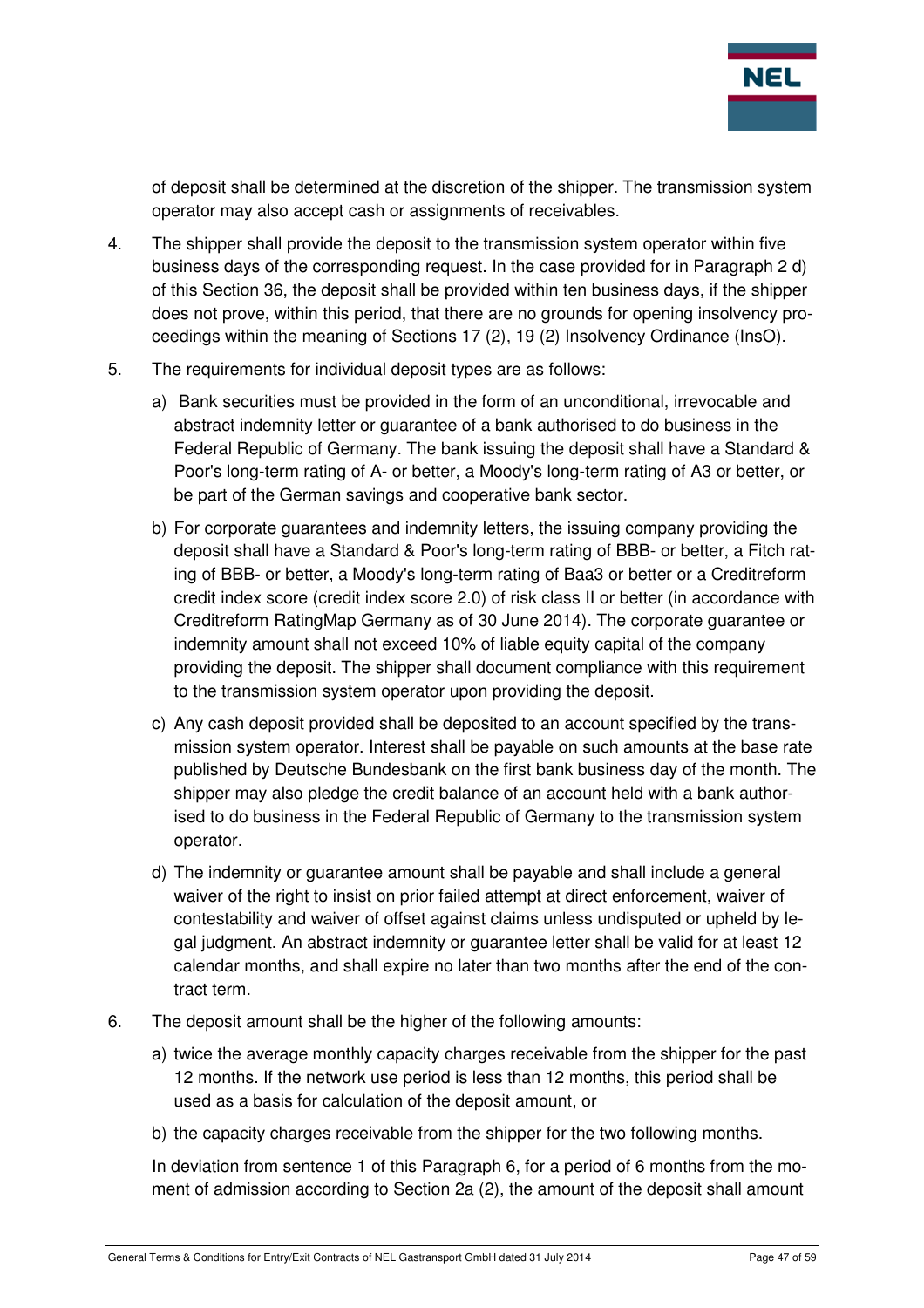of deposit shall be determined at the discretion of the shipper. The transmission system operator may also accept cash or assignments of receivables.

4. The shipper shall provide the deposit to the transmission system operator within five business days of the corresponding request. In the case provided for in Paragraph 2 d) of this Section 36, the deposit shall be provided within ten business days, if the shipper does not prove, within this period, that there are no grounds for opening insolvency proceedings within the meaning of Sections 17 (2), 19 (2) Insolvency Ordinance (InsO).

5. The requirements for individual deposit types are as follows:

   a) Bank securities must be provided in the form of an unconditional, irrevocable and abstract indemnity letter or guarantee of a bank authorised to do business in the Federal Republic of Germany. The bank issuing the deposit shall have a Standard & Poor's long-term rating of A- or better, a Moody's long-term rating of A3 or better, or be part of the German savings and cooperative bank sector.

   b) For corporate guarantees and indemnity letters, the issuing company providing the deposit shall have a Standard & Poor's long-term rating of BBB- or better, a Fitch rating of BBB- or better, a Moody's long-term rating of Baa3 or better or a Creditreform credit index score (credit index score 2.0) of risk class II or better (in accordance with Creditreform RatingMap Germany as of 30 June 2014). The corporate guarantee or indemnity amount shall not exceed 10% of liable equity capital of the company providing the deposit. The shipper shall document compliance with this requirement to the transmission system operator upon providing the deposit.

   c) Any cash deposit provided shall be deposited to an account specified by the transmission system operator. Interest shall be payable on such amounts at the base rate published by Deutsche Bundesbank on the first bank business day of the month. The shipper may also pledge the credit balance of an account held with a bank authorised to do business in the Federal Republic of Germany to the transmission system operator.

   d) The indemnity or guarantee amount shall be payable and shall include a general waiver of the right to insist on prior failed attempt at direct enforcement, waiver of contestability and waiver of offset against claims unless undisputed or upheld by legal judgment. An abstract indemnity or guarantee letter shall be valid for at least 12 calendar months, and shall expire no later than two months after the end of the contract term.

6. The deposit amount shall be the higher of the following amounts:

   a) twice the average monthly capacity charges receivable from the shipper for the past 12 months. If the network use period is less than 12 months, this period shall be used as a basis for calculation of the deposit amount, or

   b) the capacity charges receivable from the shipper for the two following months.

   In deviation from sentence 1 of this Paragraph 6, for a period of 6 months from the moment of admission according to Section 2a (2), the amount of the deposit shall amount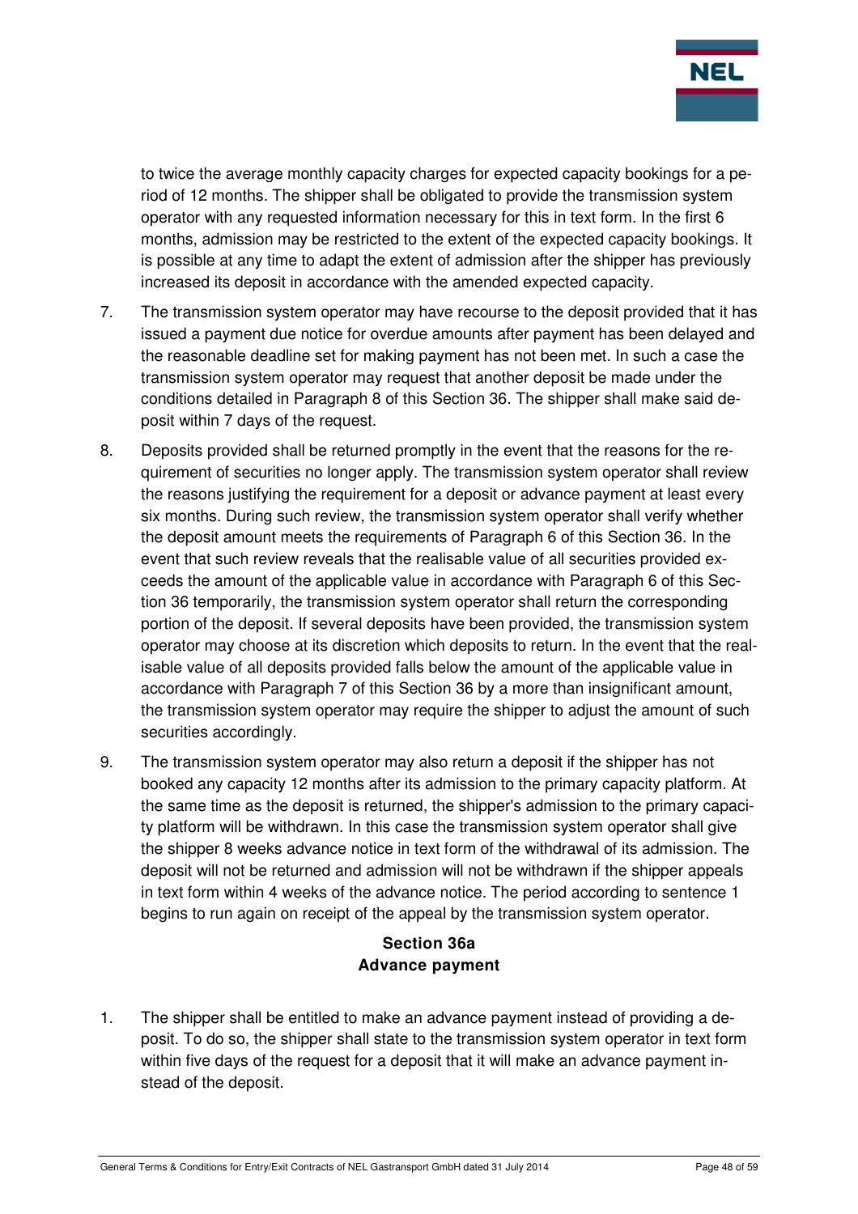to twice the average monthly capacity charges for expected capacity bookings for a period of 12 months. The shipper shall be obligated to provide the transmission system operator with any requested information necessary for this in text form. In the first 6 months, admission may be restricted to the extent of the expected capacity bookings. It is possible at any time to adapt the extent of admission after the shipper has previously increased its deposit in accordance with the amended expected capacity.

7. The transmission system operator may have recourse to the deposit provided that it has issued a payment due notice for overdue amounts after payment has been delayed and the reasonable deadline set for making payment has not been met. In such a case the transmission system operator may request that another deposit be made under the conditions detailed in Paragraph 8 of this Section 36. The shipper shall make said deposit within 7 days of the request.

8. Deposits provided shall be returned promptly in the event that the reasons for the requirement of securities no longer apply. The transmission system operator shall review the reasons justifying the requirement for a deposit or advance payment at least every six months. During such review, the transmission system operator shall verify whether the deposit amount meets the requirements of Paragraph 6 of this Section 36. In the event that such review reveals that the realisable value of all securities provided exceeds the amount of the applicable value in accordance with Paragraph 6 of this Section 36 temporarily, the transmission system operator shall return the corresponding portion of the deposit. If several deposits have been provided, the transmission system operator may choose at its discretion which deposits to return. In the event that the realisable value of all deposits provided falls below the amount of the applicable value in accordance with Paragraph 7 of this Section 36 by a more than insignificant amount, the transmission system operator may require the shipper to adjust the amount of such securities accordingly.

9. The transmission system operator may also return a deposit if the shipper has not booked any capacity 12 months after its admission to the primary capacity platform. At the same time as the deposit is returned, the shipper's admission to the primary capacity platform will be withdrawn. In this case the transmission system operator shall give the shipper 8 weeks advance notice in text form of the withdrawal of its admission. The deposit will not be returned and admission will not be withdrawn if the shipper appeals in text form within 4 weeks of the advance notice. The period according to sentence 1 begins to run again on receipt of the appeal by the transmission system operator.

## Section 36a
## Advance payment

1. The shipper shall be entitled to make an advance payment instead of providing a deposit. To do so, the shipper shall state to the transmission system operator in text form within five days of the request for a deposit that it will make an advance payment instead of the deposit.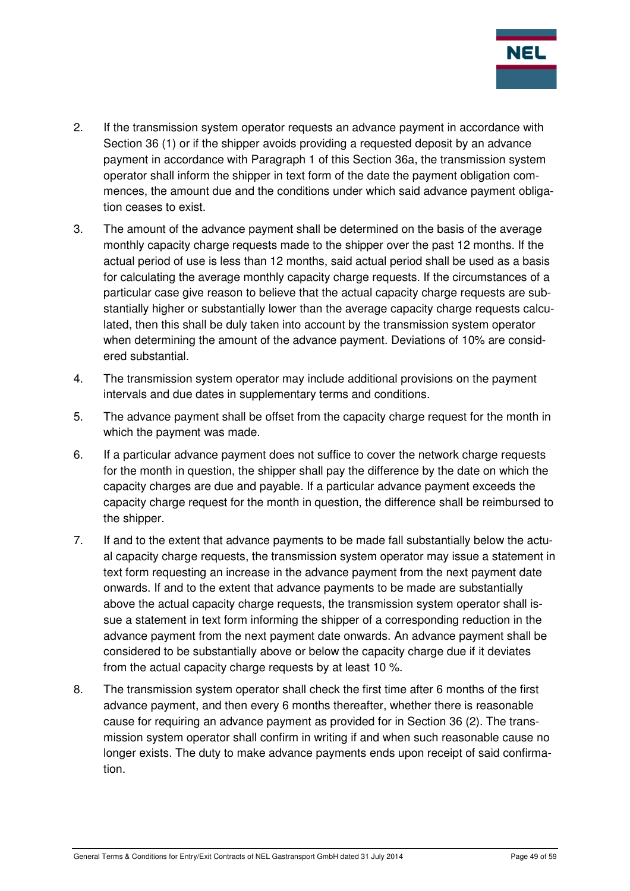2. If the transmission system operator requests an advance payment in accordance with Section 36 (1) or if the shipper avoids providing a requested deposit by an advance payment in accordance with Paragraph 1 of this Section 36a, the transmission system operator shall inform the shipper in text form of the date the payment obligation commences, the amount due and the conditions under which said advance payment obligation ceases to exist.

3. The amount of the advance payment shall be determined on the basis of the average monthly capacity charge requests made to the shipper over the past 12 months. If the actual period of use is less than 12 months, said actual period shall be used as a basis for calculating the average monthly capacity charge requests. If the circumstances of a particular case give reason to believe that the actual capacity charge requests are substantially higher or substantially lower than the average capacity charge requests calculated, then this shall be duly taken into account by the transmission system operator when determining the amount of the advance payment. Deviations of 10% are considered substantial.

4. The transmission system operator may include additional provisions on the payment intervals and due dates in supplementary terms and conditions.

5. The advance payment shall be offset from the capacity charge request for the month in which the payment was made.

6. If a particular advance payment does not suffice to cover the network charge requests for the month in question, the shipper shall pay the difference by the date on which the capacity charges are due and payable. If a particular advance payment exceeds the capacity charge request for the month in question, the difference shall be reimbursed to the shipper.

7. If and to the extent that advance payments to be made fall substantially below the actual capacity charge requests, the transmission system operator may issue a statement in text form requesting an increase in the advance payment from the next payment date onwards. If and to the extent that advance payments to be made are substantially above the actual capacity charge requests, the transmission system operator shall issue a statement in text form informing the shipper of a corresponding reduction in the advance payment from the next payment date onwards. An advance payment shall be considered to be substantially above or below the capacity charge due if it deviates from the actual capacity charge requests by at least 10 %.

8. The transmission system operator shall check the first time after 6 months of the first advance payment, and then every 6 months thereafter, whether there is reasonable cause for requiring an advance payment as provided for in Section 36 (2). The transmission system operator shall confirm in writing if and when such reasonable cause no longer exists. The duty to make advance payments ends upon receipt of said confirmation.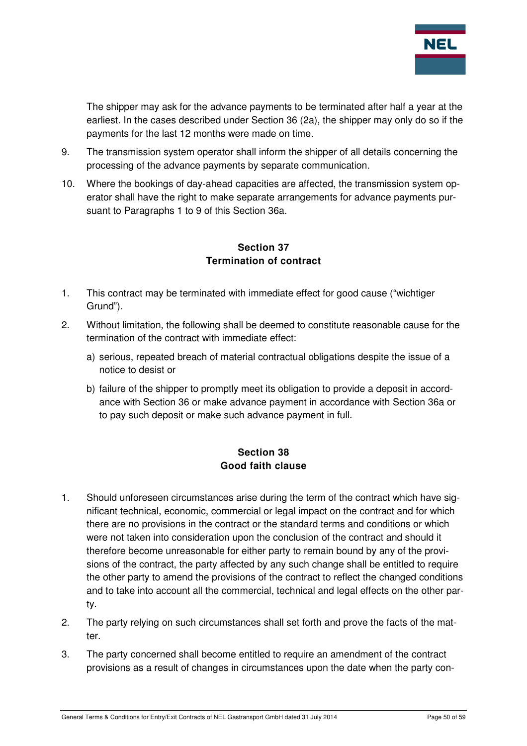The shipper may ask for the advance payments to be terminated after half a year at the earliest. In the cases described under Section 36 (2a), the shipper may only do so if the payments for the last 12 months were made on time.

9. The transmission system operator shall inform the shipper of all details concerning the processing of the advance payments by separate communication.

10. Where the bookings of day-ahead capacities are affected, the transmission system operator shall have the right to make separate arrangements for advance payments pursuant to Paragraphs 1 to 9 of this Section 36a.

## Section 37
## Termination of contract

1. This contract may be terminated with immediate effect for good cause ("wichtiger Grund").

2. Without limitation, the following shall be deemed to constitute reasonable cause for the termination of the contract with immediate effect:

   a) serious, repeated breach of material contractual obligations despite the issue of a notice to desist or

   b) failure of the shipper to promptly meet its obligation to provide a deposit in accordance with Section 36 or make advance payment in accordance with Section 36a or to pay such deposit or make such advance payment in full.

## Section 38
## Good faith clause

1. Should unforeseen circumstances arise during the term of the contract which have significant technical, economic, commercial or legal impact on the contract and for which there are no provisions in the contract or the standard terms and conditions or which were not taken into consideration upon the conclusion of the contract and should it therefore become unreasonable for either party to remain bound by any of the provisions of the contract, the party affected by any such change shall be entitled to require the other party to amend the provisions of the contract to reflect the changed conditions and to take into account all the commercial, technical and legal effects on the other party.

2. The party relying on such circumstances shall set forth and prove the facts of the matter.

3. The party concerned shall become entitled to require an amendment of the contract provisions as a result of changes in circumstances upon the date when the party con-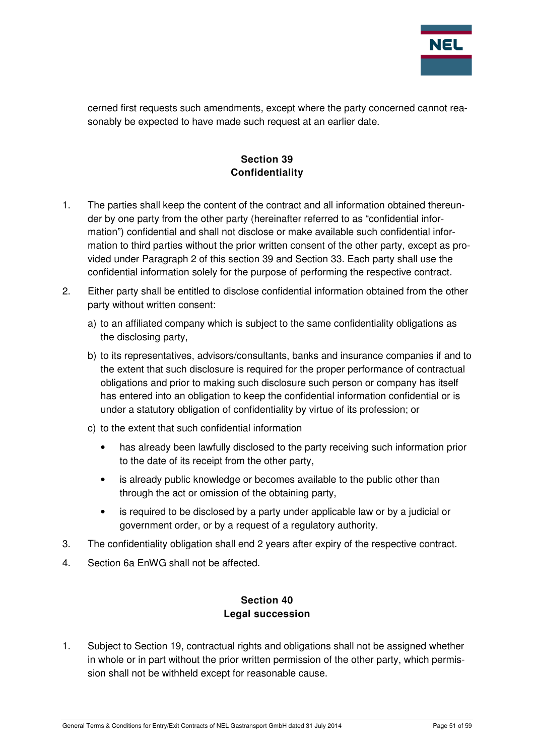cerned first requests such amendments, except where the party concerned cannot reasonably be expected to have made such request at an earlier date.

## Section 39
## Confidentiality

1. The parties shall keep the content of the contract and all information obtained thereunder by one party from the other party (hereinafter referred to as "confidential information") confidential and shall not disclose or make available such confidential information to third parties without the prior written consent of the other party, except as provided under Paragraph 2 of this section 39 and Section 33. Each party shall use the confidential information solely for the purpose of performing the respective contract.

2. Either party shall be entitled to disclose confidential information obtained from the other party without written consent:

   a) to an affiliated company which is subject to the same confidentiality obligations as the disclosing party,

   b) to its representatives, advisors/consultants, banks and insurance companies if and to the extent that such disclosure is required for the proper performance of contractual obligations and prior to making such disclosure such person or company has itself has entered into an obligation to keep the confidential information confidential or is under a statutory obligation of confidentiality by virtue of its profession; or

   c) to the extent that such confidential information

      - has already been lawfully disclosed to the party receiving such information prior to the date of its receipt from the other party,
      - is already public knowledge or becomes available to the public other than through the act or omission of the obtaining party,
      - is required to be disclosed by a party under applicable law or by a judicial or government order, or by a request of a regulatory authority.

3. The confidentiality obligation shall end 2 years after expiry of the respective contract.

4. Section 6a EnWG shall not be affected.

## Section 40
## Legal succession

1. Subject to Section 19, contractual rights and obligations shall not be assigned whether in whole or in part without the prior written permission of the other party, which permission shall not be withheld except for reasonable cause.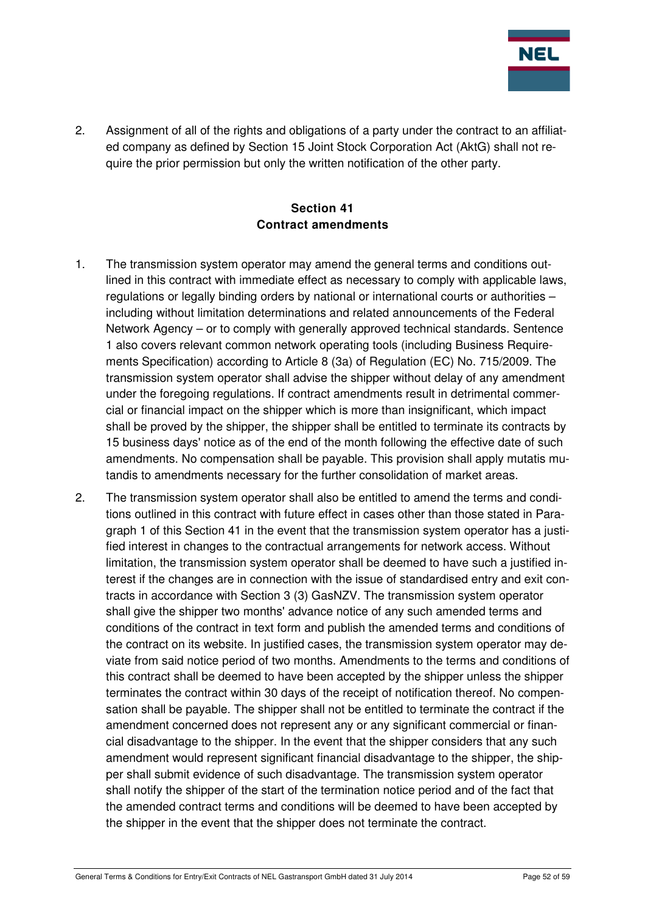2. Assignment of all of the rights and obligations of a party under the contract to an affiliated company as defined by Section 15 Joint Stock Corporation Act (AktG) shall not require the prior permission but only the written notification of the other party.

## Section 41
## Contract amendments

1. The transmission system operator may amend the general terms and conditions outlined in this contract with immediate effect as necessary to comply with applicable laws, regulations or legally binding orders by national or international courts or authorities – including without limitation determinations and related announcements of the Federal Network Agency – or to comply with generally approved technical standards. Sentence 1 also covers relevant common network operating tools (including Business Requirements Specification) according to Article 8 (3a) of Regulation (EC) No. 715/2009. The transmission system operator shall advise the shipper without delay of any amendment under the foregoing regulations. If contract amendments result in detrimental commercial or financial impact on the shipper which is more than insignificant, which impact shall be proved by the shipper, the shipper shall be entitled to terminate its contracts by 15 business days' notice as of the end of the month following the effective date of such amendments. No compensation shall be payable. This provision shall apply mutatis mutandis to amendments necessary for the further consolidation of market areas.

2. The transmission system operator shall also be entitled to amend the terms and conditions outlined in this contract with future effect in cases other than those stated in Paragraph 1 of this Section 41 in the event that the transmission system operator has a justified interest in changes to the contractual arrangements for network access. Without limitation, the transmission system operator shall be deemed to have such a justified interest if the changes are in connection with the issue of standardised entry and exit contracts in accordance with Section 3 (3) GasNZV. The transmission system operator shall give the shipper two months' advance notice of any such amended terms and conditions of the contract in text form and publish the amended terms and conditions of the contract on its website. In justified cases, the transmission system operator may deviate from said notice period of two months. Amendments to the terms and conditions of this contract shall be deemed to have been accepted by the shipper unless the shipper terminates the contract within 30 days of the receipt of notification thereof. No compensation shall be payable. The shipper shall not be entitled to terminate the contract if the amendment concerned does not represent any or any significant commercial or financial disadvantage to the shipper. In the event that the shipper considers that any such amendment would represent significant financial disadvantage to the shipper, the shipper shall submit evidence of such disadvantage. The transmission system operator shall notify the shipper of the start of the termination notice period and of the fact that the amended contract terms and conditions will be deemed to have been accepted by the shipper in the event that the shipper does not terminate the contract.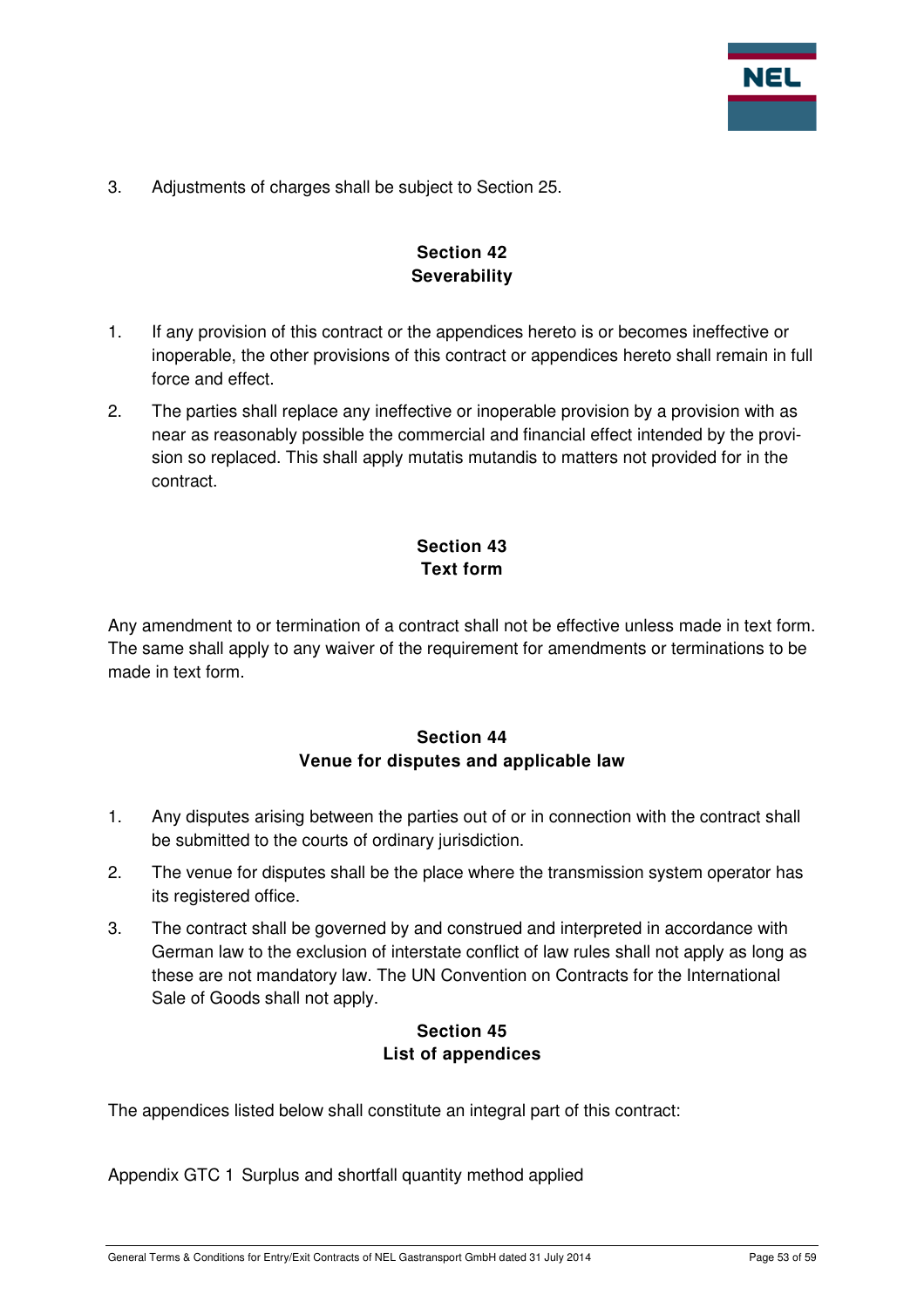3. Adjustments of charges shall be subject to Section 25.

## Section 42
## Severability

1. If any provision of this contract or the appendices hereto is or becomes ineffective or inoperable, the other provisions of this contract or appendices hereto shall remain in full force and effect.

2. The parties shall replace any ineffective or inoperable provision by a provision with as near as reasonably possible the commercial and financial effect intended by the provision so replaced. This shall apply mutatis mutandis to matters not provided for in the contract.

## Section 43
## Text form

Any amendment to or termination of a contract shall not be effective unless made in text form. The same shall apply to any waiver of the requirement for amendments or terminations to be made in text form.

## Section 44
## Venue for disputes and applicable law

1. Any disputes arising between the parties out of or in connection with the contract shall be submitted to the courts of ordinary jurisdiction.

2. The venue for disputes shall be the place where the transmission system operator has its registered office.

3. The contract shall be governed by and construed and interpreted in accordance with German law to the exclusion of interstate conflict of law rules shall not apply as long as these are not mandatory law. The UN Convention on Contracts for the International Sale of Goods shall not apply.

## Section 45
## List of appendices

The appendices listed below shall constitute an integral part of this contract:

Appendix GTC 1 Surplus and shortfall quantity method applied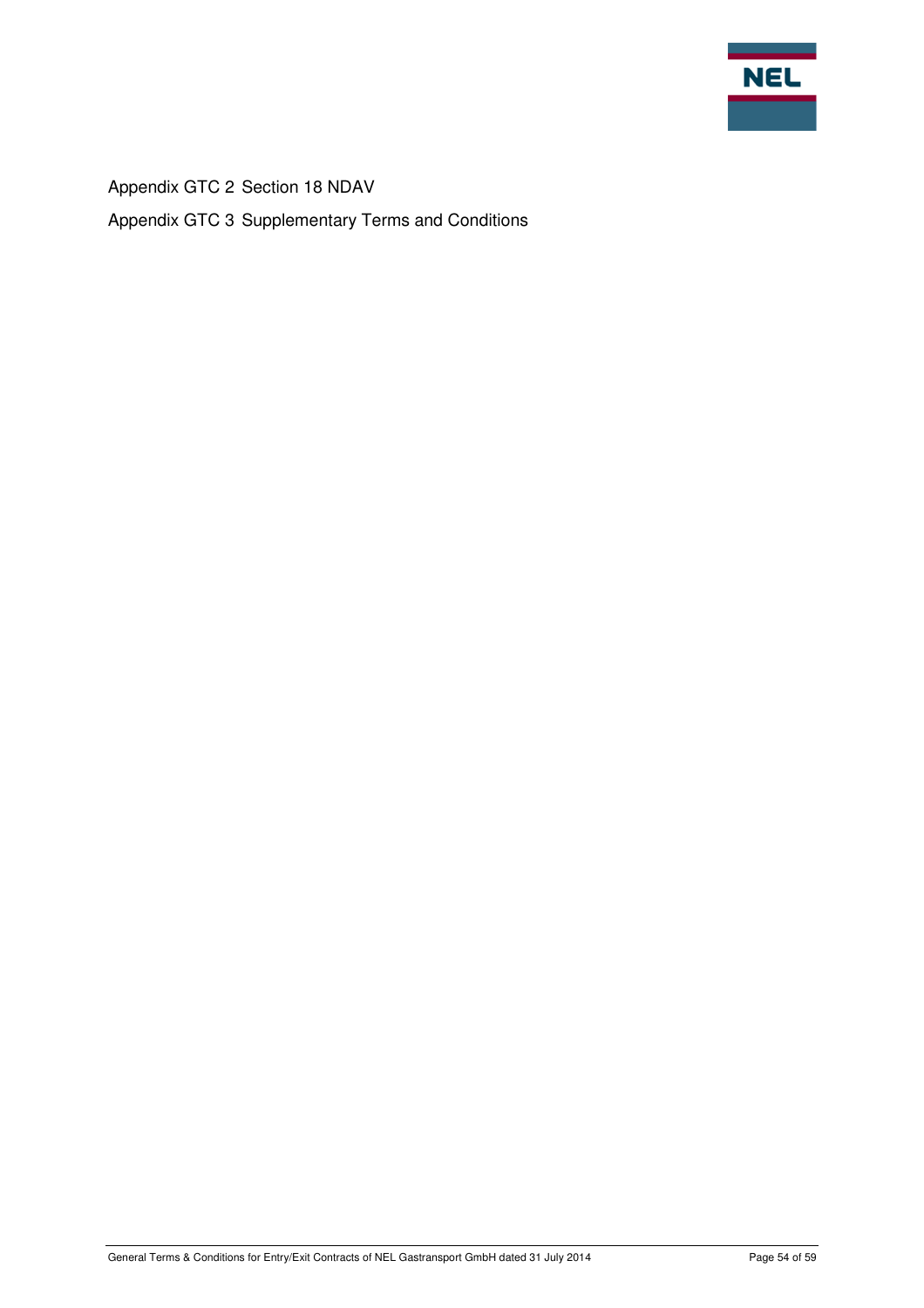Appendix GTC 2 Section 18 NDAV

Appendix GTC 3 Supplementary Terms and Conditions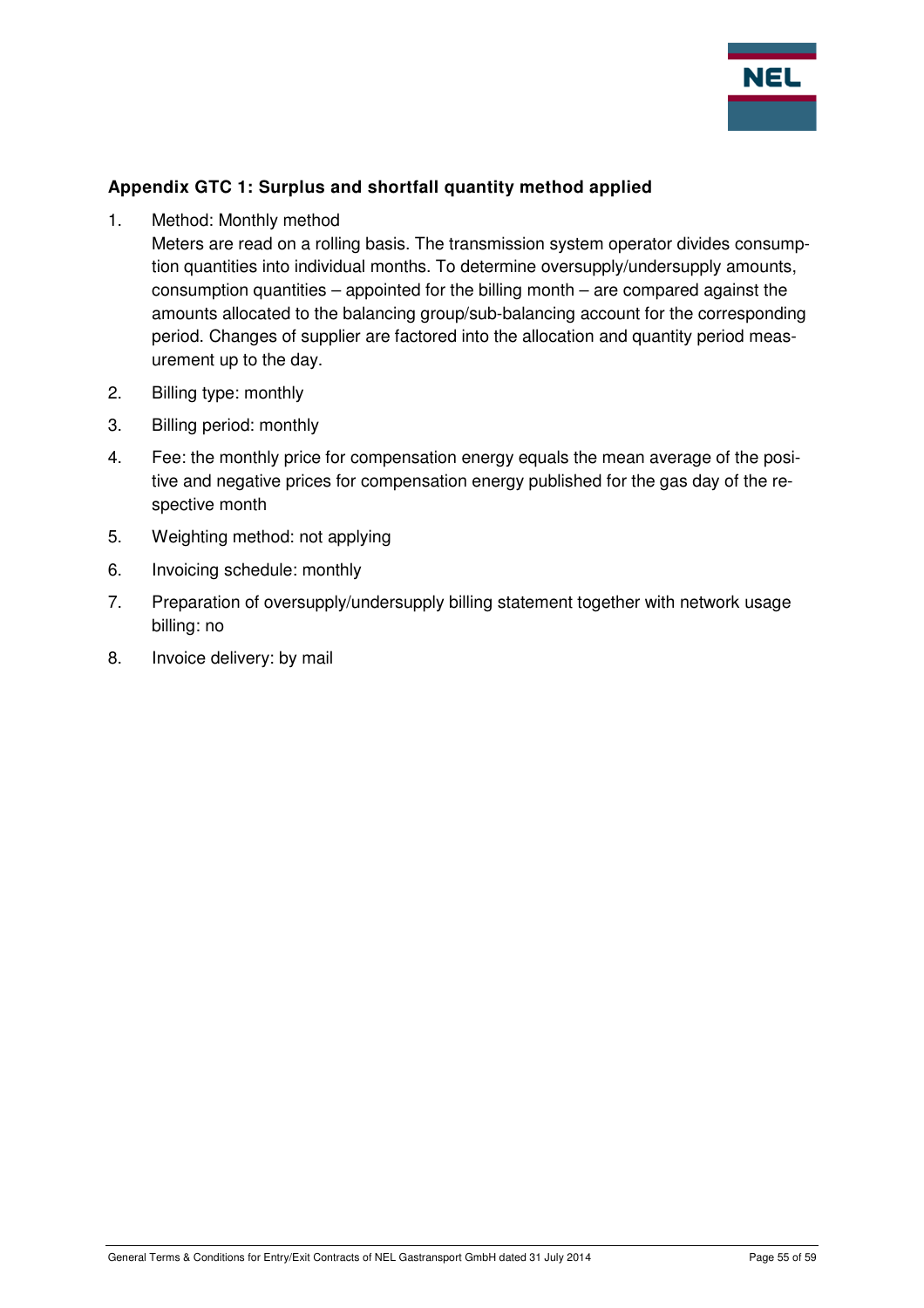## Appendix GTC 1: Surplus and shortfall quantity method applied

1. Method: Monthly method
   Meters are read on a rolling basis. The transmission system operator divides consumption quantities into individual months. To determine oversupply/undersupply amounts, consumption quantities – appointed for the billing month – are compared against the amounts allocated to the balancing group/sub-balancing account for the corresponding period. Changes of supplier are factored into the allocation and quantity period measurement up to the day.
2. Billing type: monthly
3. Billing period: monthly
4. Fee: the monthly price for compensation energy equals the mean average of the positive and negative prices for compensation energy published for the gas day of the respective month
5. Weighting method: not applying
6. Invoicing schedule: monthly
7. Preparation of oversupply/undersupply billing statement together with network usage billing: no
8. Invoice delivery: by mail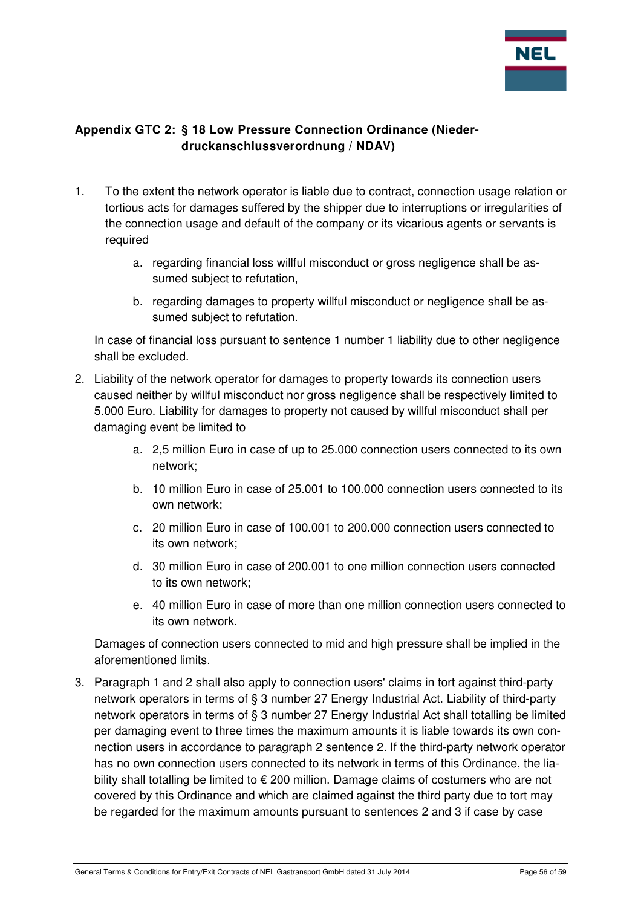## Appendix GTC 2: § 18 Low Pressure Connection Ordinance (Niederdruckanschlussverordnung / NDAV)

1. To the extent the network operator is liable due to contract, connection usage relation or tortious acts for damages suffered by the shipper due to interruptions or irregularities of the connection usage and default of the company or its vicarious agents or servants is required

   a. regarding financial loss willful misconduct or gross negligence shall be assumed subject to refutation,

   b. regarding damages to property willful misconduct or negligence shall be assumed subject to refutation.

   In case of financial loss pursuant to sentence 1 number 1 liability due to other negligence shall be excluded.

2. Liability of the network operator for damages to property towards its connection users caused neither by willful misconduct nor gross negligence shall be respectively limited to 5.000 Euro. Liability for damages to property not caused by willful misconduct shall per damaging event be limited to

   a. 2,5 million Euro in case of up to 25.000 connection users connected to its own network;

   b. 10 million Euro in case of 25.001 to 100.000 connection users connected to its own network;

   c. 20 million Euro in case of 100.001 to 200.000 connection users connected to its own network;

   d. 30 million Euro in case of 200.001 to one million connection users connected to its own network;

   e. 40 million Euro in case of more than one million connection users connected to its own network.

   Damages of connection users connected to mid and high pressure shall be implied in the aforementioned limits.

3. Paragraph 1 and 2 shall also apply to connection users' claims in tort against third-party network operators in terms of § 3 number 27 Energy Industrial Act. Liability of third-party network operators in terms of § 3 number 27 Energy Industrial Act shall totalling be limited per damaging event to three times the maximum amounts it is liable towards its own connection users in accordance to paragraph 2 sentence 2. If the third-party network operator has no own connection users connected to its network in terms of this Ordinance, the liability shall totalling be limited to € 200 million. Damage claims of costumers who are not covered by this Ordinance and which are claimed against the third party due to tort may be regarded for the maximum amounts pursuant to sentences 2 and 3 if case by case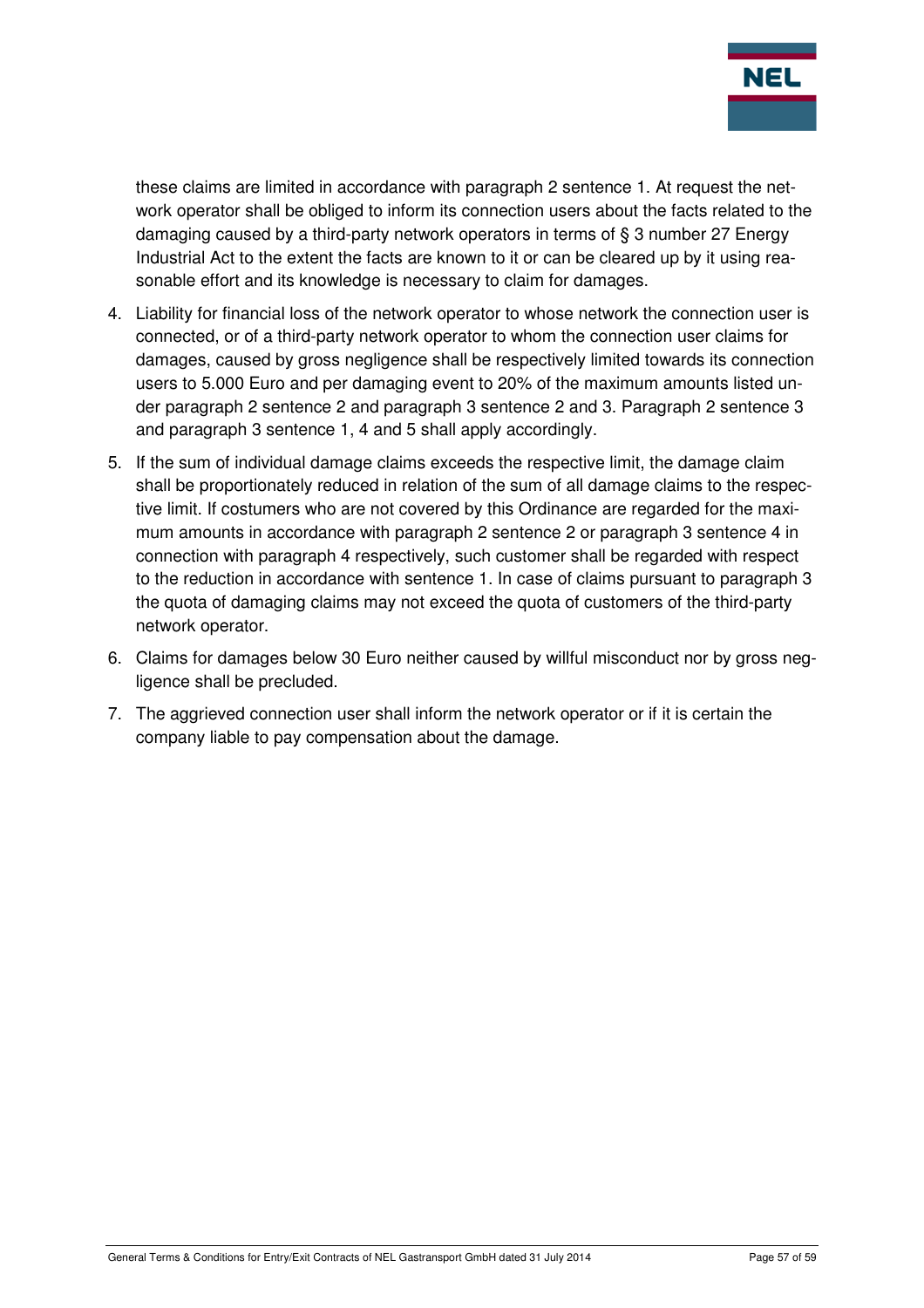these claims are limited in accordance with paragraph 2 sentence 1. At request the network operator shall be obliged to inform its connection users about the facts related to the damaging caused by a third-party network operators in terms of § 3 number 27 Energy Industrial Act to the extent the facts are known to it or can be cleared up by it using reasonable effort and its knowledge is necessary to claim for damages.

4. Liability for financial loss of the network operator to whose network the connection user is connected, or of a third-party network operator to whom the connection user claims for damages, caused by gross negligence shall be respectively limited towards its connection users to 5.000 Euro and per damaging event to 20% of the maximum amounts listed under paragraph 2 sentence 2 and paragraph 3 sentence 2 and 3. Paragraph 2 sentence 3 and paragraph 3 sentence 1, 4 and 5 shall apply accordingly.
5. If the sum of individual damage claims exceeds the respective limit, the damage claim shall be proportionately reduced in relation of the sum of all damage claims to the respective limit. If costumers who are not covered by this Ordinance are regarded for the maximum amounts in accordance with paragraph 2 sentence 2 or paragraph 3 sentence 4 in connection with paragraph 4 respectively, such customer shall be regarded with respect to the reduction in accordance with sentence 1. In case of claims pursuant to paragraph 3 the quota of damaging claims may not exceed the quota of customers of the third-party network operator.
6. Claims for damages below 30 Euro neither caused by willful misconduct nor by gross negligence shall be precluded.
7. The aggrieved connection user shall inform the network operator or if it is certain the company liable to pay compensation about the damage.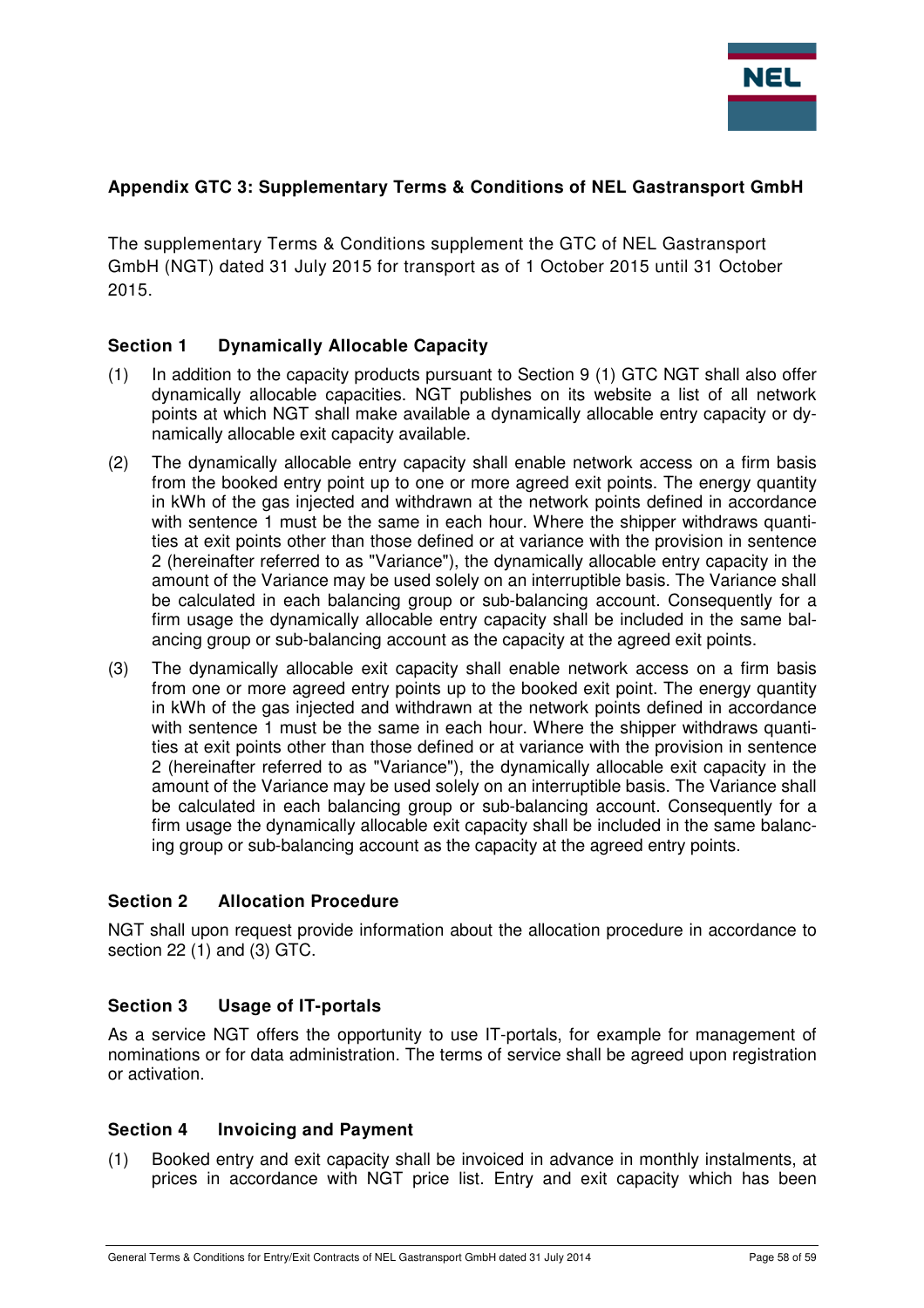## Appendix GTC 3: Supplementary Terms & Conditions of NEL Gastransport GmbH

The supplementary Terms & Conditions supplement the GTC of NEL Gastransport GmbH (NGT) dated 31 July 2015 for transport as of 1 October 2015 until 31 October 2015.

### Section 1 Dynamically Allocable Capacity

(1) In addition to the capacity products pursuant to Section 9 (1) GTC NGT shall also offer dynamically allocable capacities. NGT publishes on its website a list of all network points at which NGT shall make available a dynamically allocable entry capacity or dynamically allocable exit capacity available.

(2) The dynamically allocable entry capacity shall enable network access on a firm basis from the booked entry point up to one or more agreed exit points. The energy quantity in kWh of the gas injected and withdrawn at the network points defined in accordance with sentence 1 must be the same in each hour. Where the shipper withdraws quantities at exit points other than those defined or at variance with the provision in sentence 2 (hereinafter referred to as "Variance"), the dynamically allocable entry capacity in the amount of the Variance may be used solely on an interruptible basis. The Variance shall be calculated in each balancing group or sub-balancing account. Consequently for a firm usage the dynamically allocable entry capacity shall be included in the same balancing group or sub-balancing account as the capacity at the agreed exit points.

(3) The dynamically allocable exit capacity shall enable network access on a firm basis from one or more agreed entry points up to the booked exit point. The energy quantity in kWh of the gas injected and withdrawn at the network points defined in accordance with sentence 1 must be the same in each hour. Where the shipper withdraws quantities at exit points other than those defined or at variance with the provision in sentence 2 (hereinafter referred to as "Variance"), the dynamically allocable exit capacity in the amount of the Variance may be used solely on an interruptible basis. The Variance shall be calculated in each balancing group or sub-balancing account. Consequently for a firm usage the dynamically allocable exit capacity shall be included in the same balancing group or sub-balancing account as the capacity at the agreed entry points.

### Section 2 Allocation Procedure

NGT shall upon request provide information about the allocation procedure in accordance to section 22 (1) and (3) GTC.

### Section 3 Usage of IT-portals

As a service NGT offers the opportunity to use IT-portals, for example for management of nominations or for data administration. The terms of service shall be agreed upon registration or activation.

### Section 4 Invoicing and Payment

(1) Booked entry and exit capacity shall be invoiced in advance in monthly instalments, at prices in accordance with NGT price list. Entry and exit capacity which has been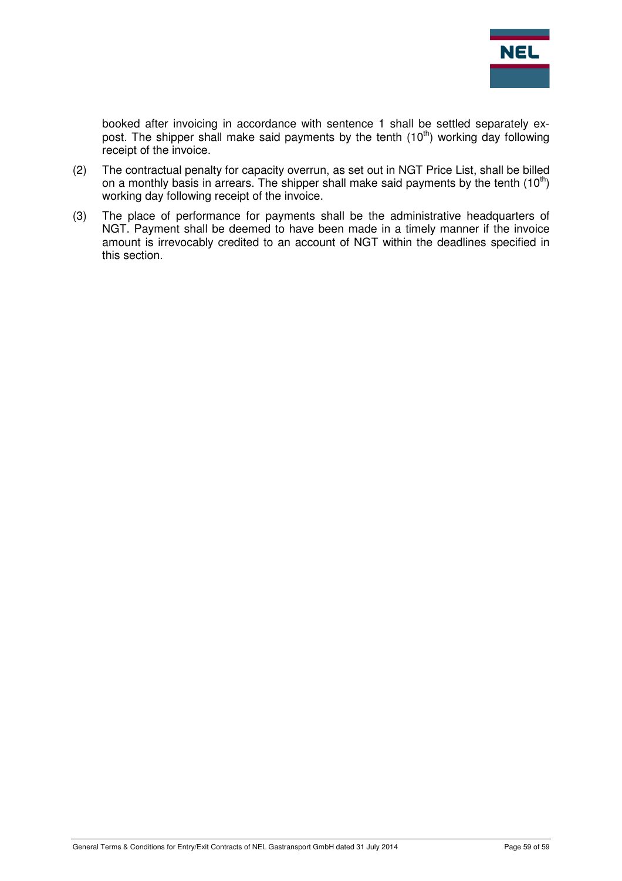booked after invoicing in accordance with sentence 1 shall be settled separately ex-post. The shipper shall make said payments by the tenth (10th) working day following receipt of the invoice.

(2) The contractual penalty for capacity overrun, as set out in NGT Price List, shall be billed on a monthly basis in arrears. The shipper shall make said payments by the tenth (10th) working day following receipt of the invoice.

(3) The place of performance for payments shall be the administrative headquarters of NGT. Payment shall be deemed to have been made in a timely manner if the invoice amount is irrevocably credited to an account of NGT within the deadlines specified in this section.